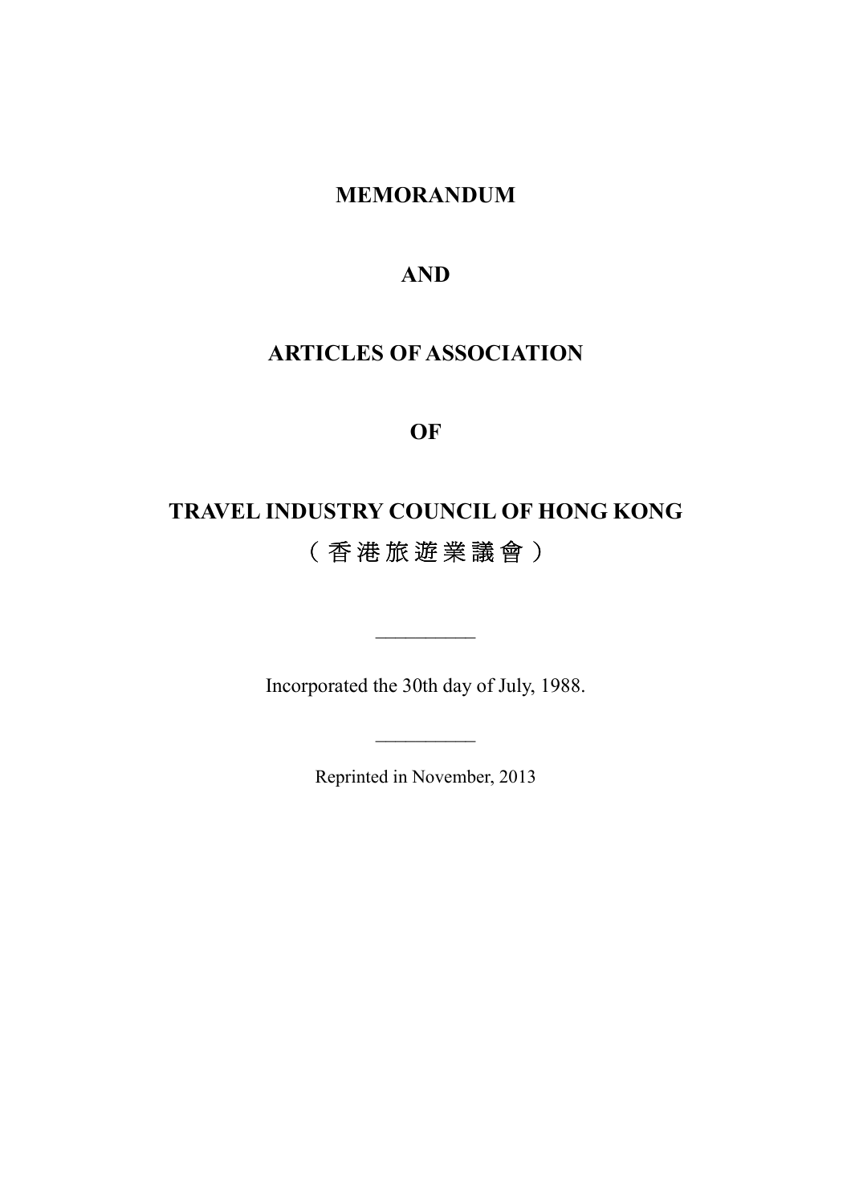# MEMORANDUM

# AND

# ARTICLES OF ASSOCIATION

# OF

# TRAVEL INDUSTRY COUNCIL OF HONG KONG

# （香港旅遊業議會）

---

Incorporated the 30th day of July, 1988.

---

Reprinted in November, 2013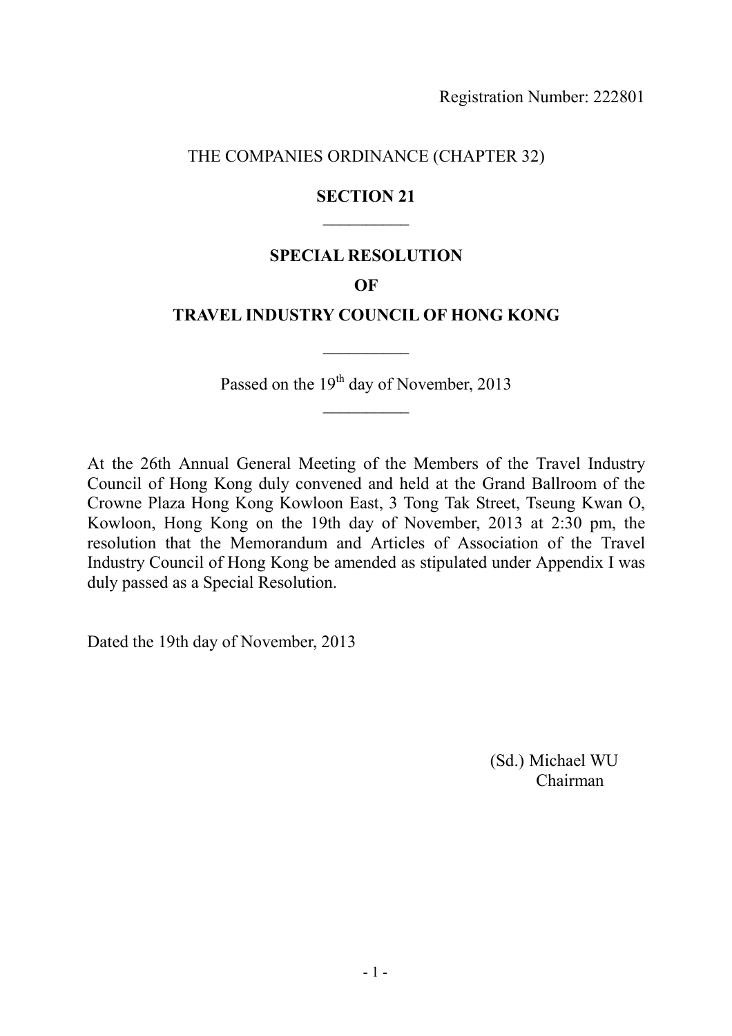Registration Number: 222801

THE COMPANIES ORDINANCE (CHAPTER 32)

**SECTION 21**

---

**SPECIAL RESOLUTION**

**OF**

**TRAVEL INDUSTRY COUNCIL OF HONG KONG**

---

Passed on the 19th day of November, 2013

---

At the 26th Annual General Meeting of the Members of the Travel Industry Council of Hong Kong duly convened and held at the Grand Ballroom of the Crowne Plaza Hong Kong Kowloon East, 3 Tong Tak Street, Tseung Kwan O, Kowloon, Hong Kong on the 19th day of November, 2013 at 2:30 pm, the resolution that the Memorandum and Articles of Association of the Travel Industry Council of Hong Kong be amended as stipulated under Appendix I was duly passed as a Special Resolution.

Dated the 19th day of November, 2013

(Sd.) Michael WU
Chairman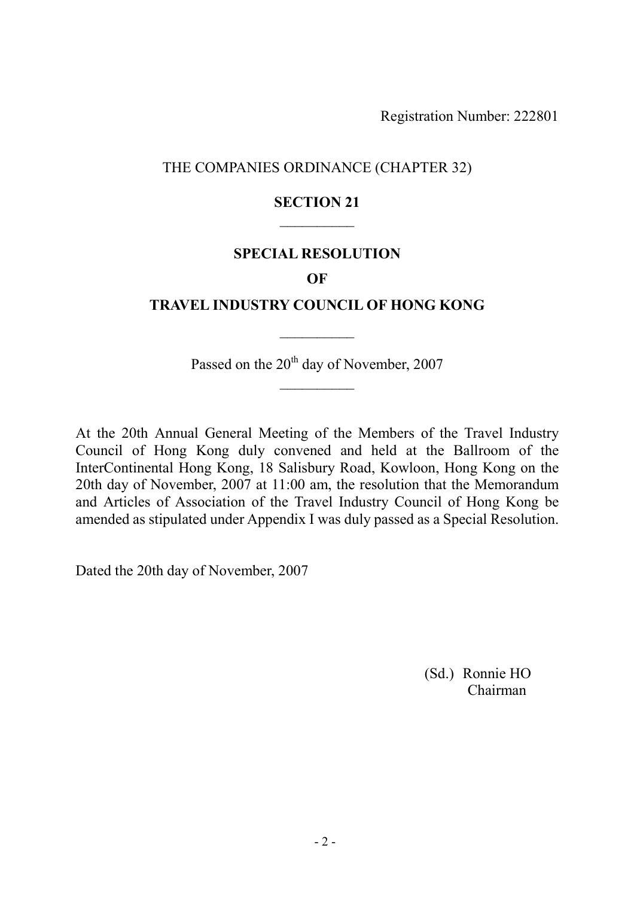Registration Number: 222801

THE COMPANIES ORDINANCE (CHAPTER 32)

**SECTION 21**

---

**SPECIAL RESOLUTION**

**OF**

**TRAVEL INDUSTRY COUNCIL OF HONG KONG**

---

Passed on the 20th day of November, 2007

---

At the 20th Annual General Meeting of the Members of the Travel Industry Council of Hong Kong duly convened and held at the Ballroom of the InterContinental Hong Kong, 18 Salisbury Road, Kowloon, Hong Kong on the 20th day of November, 2007 at 11:00 am, the resolution that the Memorandum and Articles of Association of the Travel Industry Council of Hong Kong be amended as stipulated under Appendix I was duly passed as a Special Resolution.

Dated the 20th day of November, 2007

(Sd.) Ronnie HO
Chairman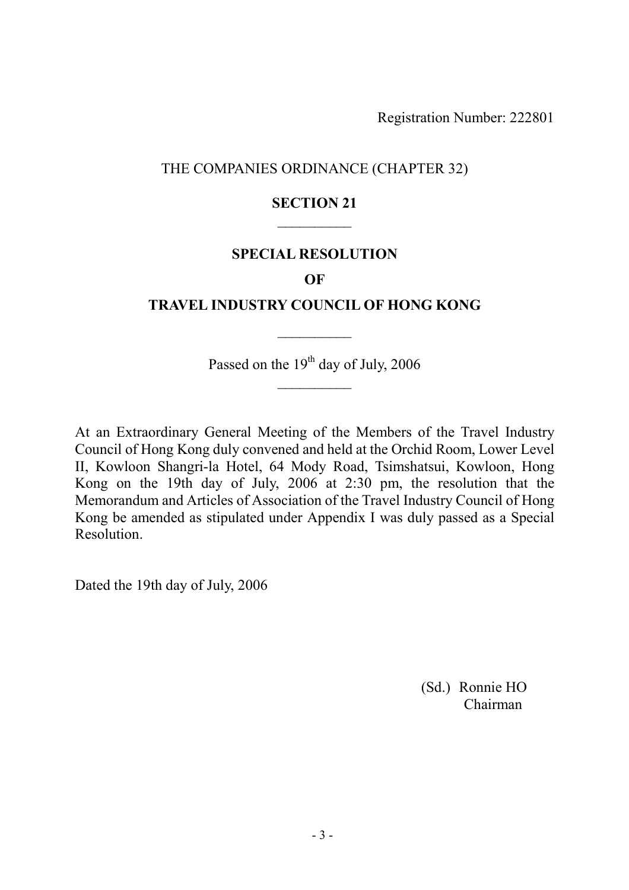Registration Number: 222801

THE COMPANIES ORDINANCE (CHAPTER 32)

**SECTION 21**

---

**SPECIAL RESOLUTION**

**OF**

**TRAVEL INDUSTRY COUNCIL OF HONG KONG**

---

Passed on the 19th day of July, 2006

---

At an Extraordinary General Meeting of the Members of the Travel Industry Council of Hong Kong duly convened and held at the Orchid Room, Lower Level II, Kowloon Shangri-la Hotel, 64 Mody Road, Tsimshatsui, Kowloon, Hong Kong on the 19th day of July, 2006 at 2:30 pm, the resolution that the Memorandum and Articles of Association of the Travel Industry Council of Hong Kong be amended as stipulated under Appendix I was duly passed as a Special Resolution.

Dated the 19th day of July, 2006

(Sd.) Ronnie HO
Chairman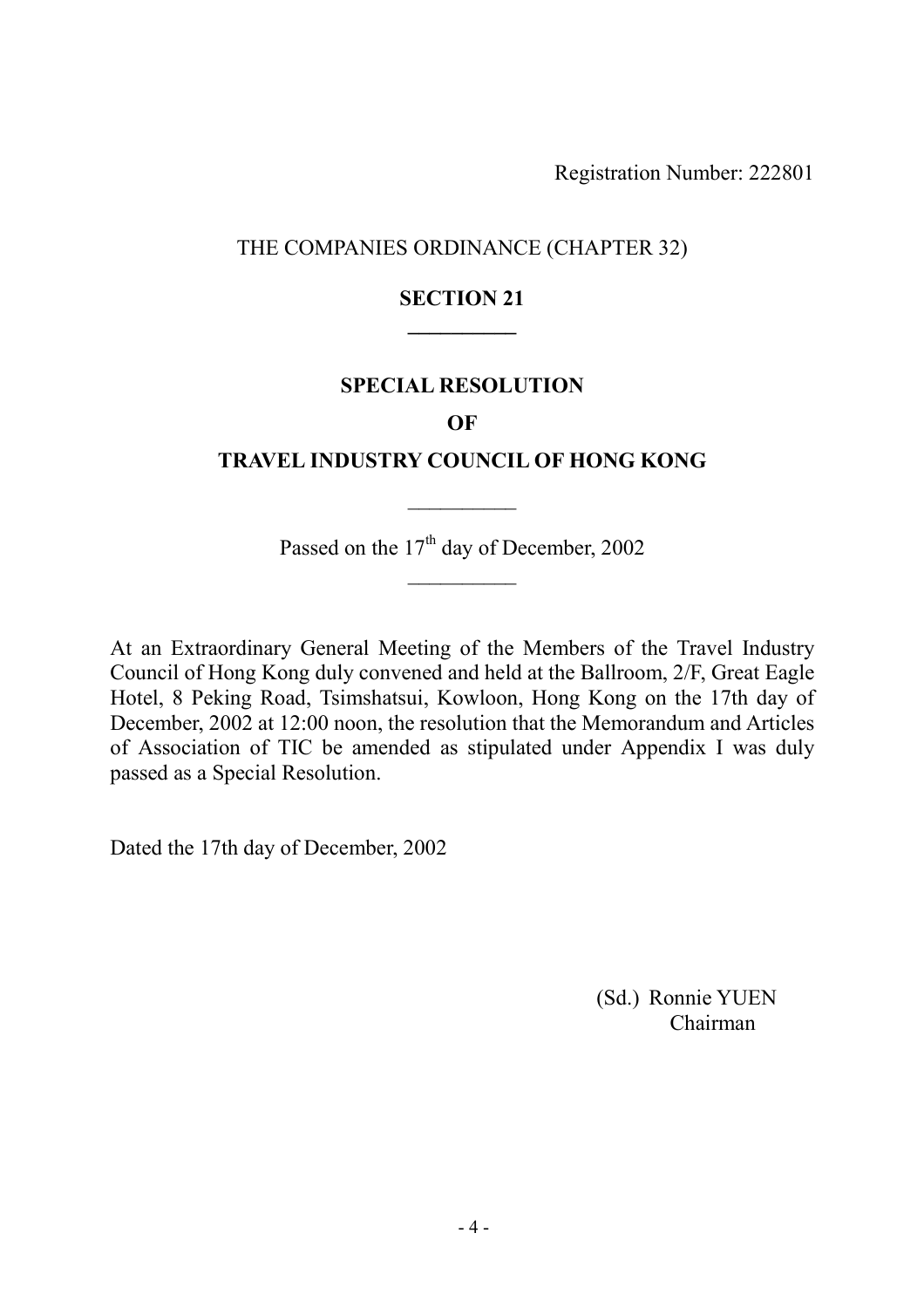Registration Number: 222801

THE COMPANIES ORDINANCE (CHAPTER 32)

**SECTION 21**

---

**SPECIAL RESOLUTION**

**OF**

**TRAVEL INDUSTRY COUNCIL OF HONG KONG**

---

Passed on the 17th day of December, 2002

---

At an Extraordinary General Meeting of the Members of the Travel Industry Council of Hong Kong duly convened and held at the Ballroom, 2/F, Great Eagle Hotel, 8 Peking Road, Tsimshatsui, Kowloon, Hong Kong on the 17th day of December, 2002 at 12:00 noon, the resolution that the Memorandum and Articles of Association of TIC be amended as stipulated under Appendix I was duly passed as a Special Resolution.

Dated the 17th day of December, 2002

(Sd.) Ronnie YUEN
Chairman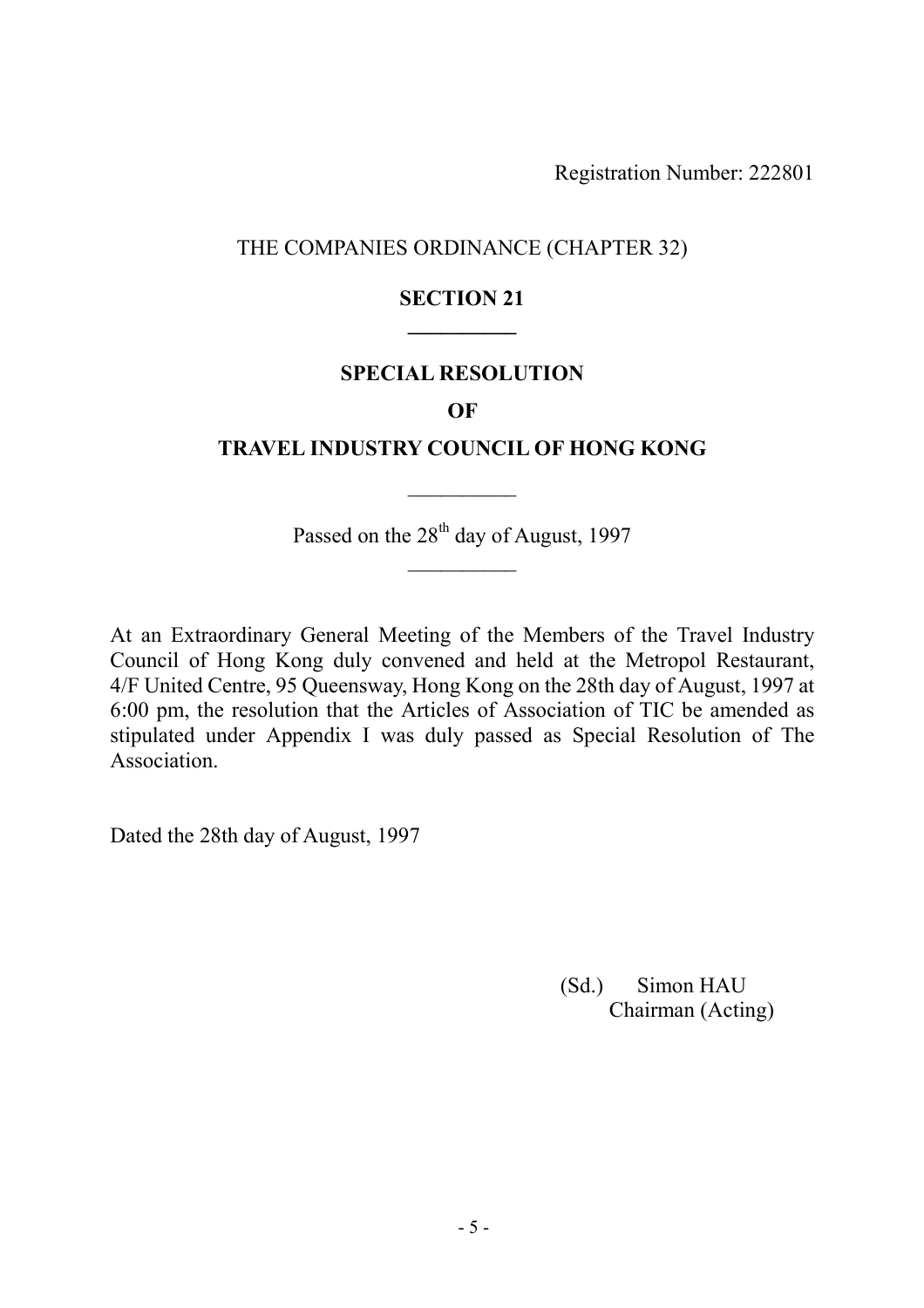Registration Number: 222801

THE COMPANIES ORDINANCE (CHAPTER 32)

**SECTION 21**

---

**SPECIAL RESOLUTION**

**OF**

**TRAVEL INDUSTRY COUNCIL OF HONG KONG**

---

Passed on the 28th day of August, 1997

---

At an Extraordinary General Meeting of the Members of the Travel Industry Council of Hong Kong duly convened and held at the Metropol Restaurant, 4/F United Centre, 95 Queensway, Hong Kong on the 28th day of August, 1997 at 6:00 pm, the resolution that the Articles of Association of TIC be amended as stipulated under Appendix I was duly passed as Special Resolution of The Association.

Dated the 28th day of August, 1997

(Sd.) Simon HAU
Chairman (Acting)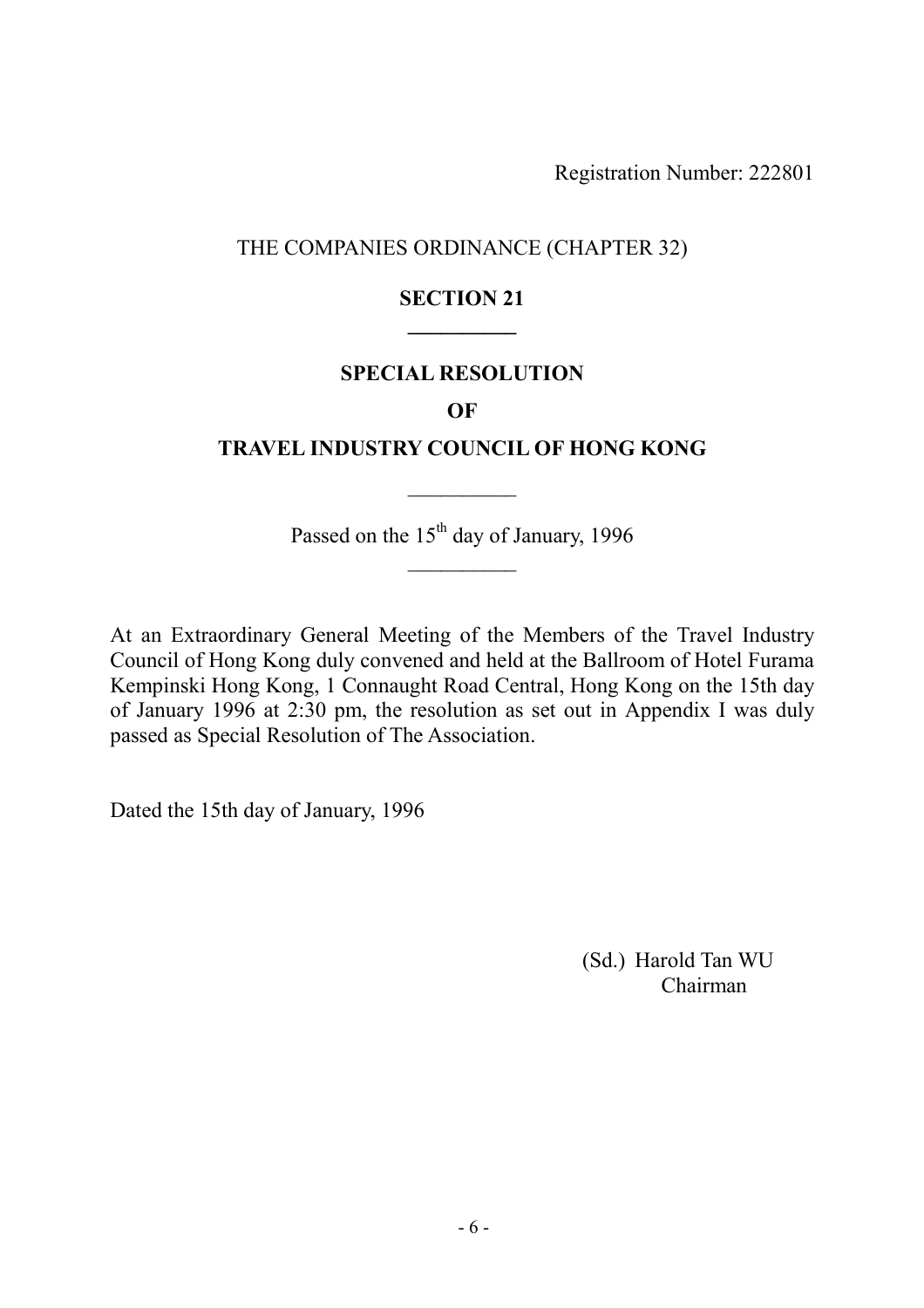Registration Number: 222801

THE COMPANIES ORDINANCE (CHAPTER 32)

**SECTION 21**

---

**SPECIAL RESOLUTION**

**OF**

**TRAVEL INDUSTRY COUNCIL OF HONG KONG**

---

Passed on the 15th day of January, 1996

---

At an Extraordinary General Meeting of the Members of the Travel Industry Council of Hong Kong duly convened and held at the Ballroom of Hotel Furama Kempinski Hong Kong, 1 Connaught Road Central, Hong Kong on the 15th day of January 1996 at 2:30 pm, the resolution as set out in Appendix I was duly passed as Special Resolution of The Association.

Dated the 15th day of January, 1996

(Sd.) Harold Tan WU
Chairman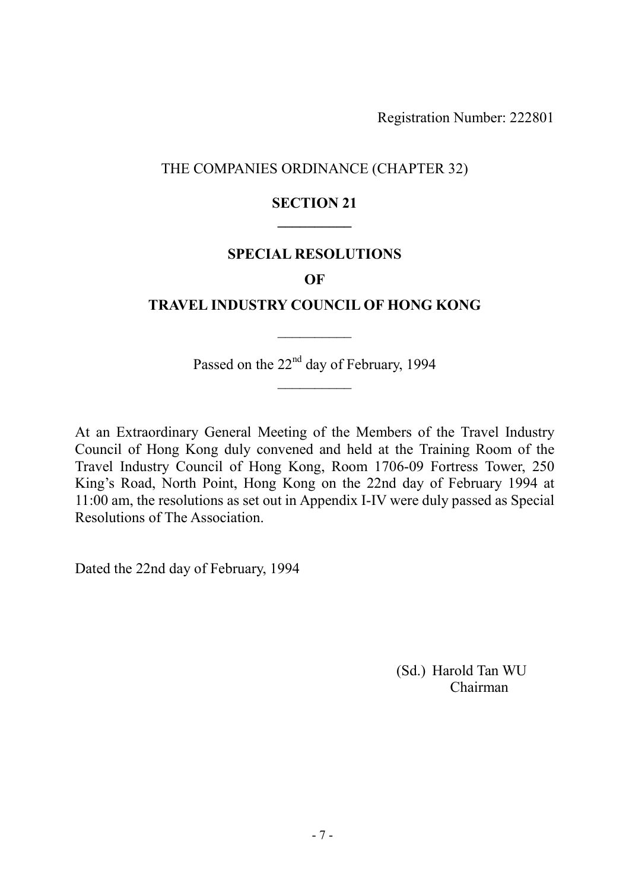Registration Number: 222801

THE COMPANIES ORDINANCE (CHAPTER 32)

**SECTION 21**

**SPECIAL RESOLUTIONS**

**OF**

**TRAVEL INDUSTRY COUNCIL OF HONG KONG**

Passed on the 22nd day of February, 1994

At an Extraordinary General Meeting of the Members of the Travel Industry Council of Hong Kong duly convened and held at the Training Room of the Travel Industry Council of Hong Kong, Room 1706-09 Fortress Tower, 250 King's Road, North Point, Hong Kong on the 22nd day of February 1994 at 11:00 am, the resolutions as set out in Appendix I-IV were duly passed as Special Resolutions of The Association.

Dated the 22nd day of February, 1994

(Sd.) Harold Tan WU
Chairman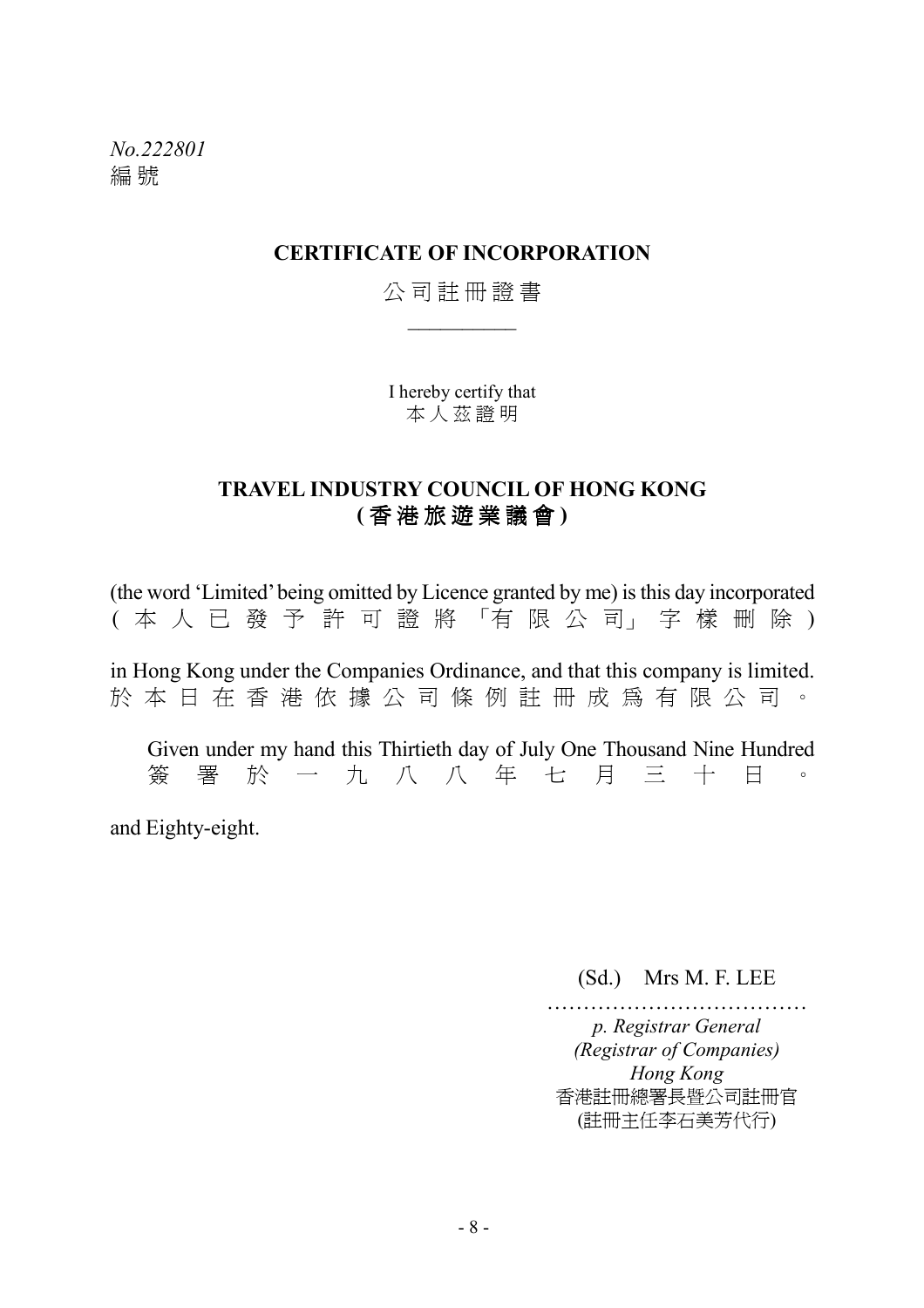*No.222801*
編 號

**CERTIFICATE OF INCORPORATION**

公 司 註 冊 證 書

---

I hereby certify that
本 人 茲 證 明

**TRAVEL INDUSTRY COUNCIL OF HONG KONG**
**( 香 港 旅 遊 業 議 會 )**

(the word 'Limited' being omitted by Licence granted by me) is this day incorporated
( 本 人 已 發 予 許 可 證 將 「有 限 公 司」 字 樣 刪 除 )

in Hong Kong under the Companies Ordinance, and that this company is limited.
於 本 日 在 香 港 依 據 公 司 條 例 註 冊 成 爲 有 限 公 司 。

Given under my hand this Thirtieth day of July One Thousand Nine Hundred and Eighty-eight.
簽 署 於 一 九 八 八 年 七 月 三 十 日 。

(Sd.) Mrs M. F. LEE

………………………………

*p. Registrar General*
*(Registrar of Companies)*
*Hong Kong*
香港註冊總署長暨公司註冊官
(註冊主任李石美芳代行)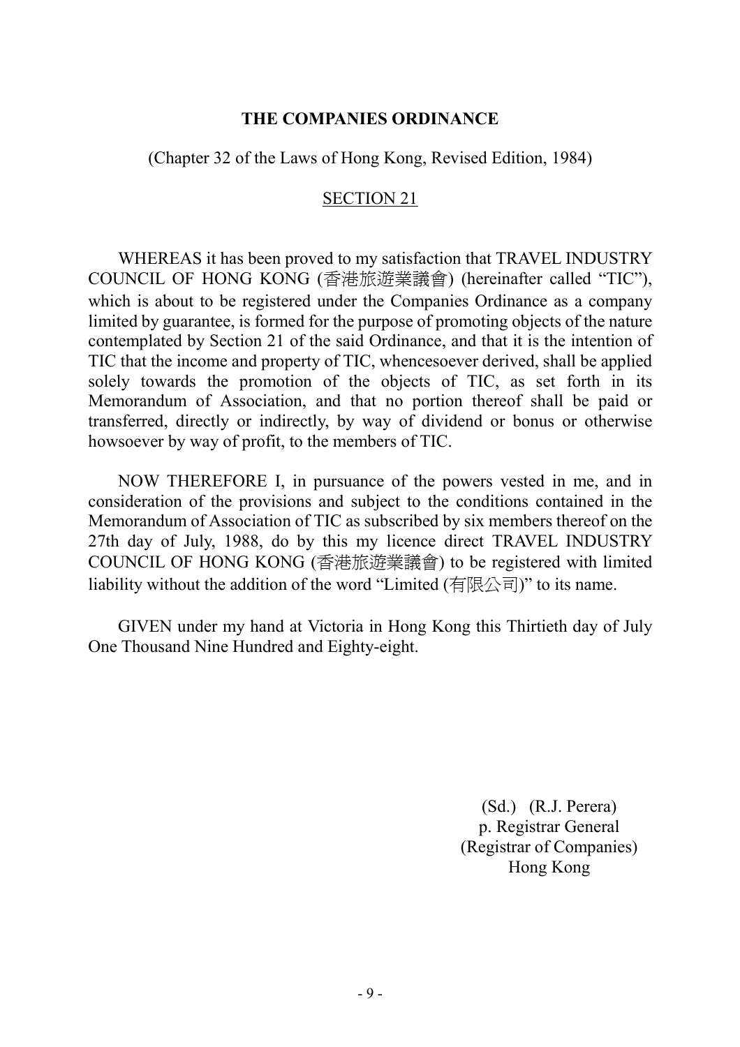**THE COMPANIES ORDINANCE**

(Chapter 32 of the Laws of Hong Kong, Revised Edition, 1984)

<u>SECTION 21</u>

WHEREAS it has been proved to my satisfaction that TRAVEL INDUSTRY COUNCIL OF HONG KONG (香港旅遊業議會) (hereinafter called "TIC"), which is about to be registered under the Companies Ordinance as a company limited by guarantee, is formed for the purpose of promoting objects of the nature contemplated by Section 21 of the said Ordinance, and that it is the intention of TIC that the income and property of TIC, whencesoever derived, shall be applied solely towards the promotion of the objects of TIC, as set forth in its Memorandum of Association, and that no portion thereof shall be paid or transferred, directly or indirectly, by way of dividend or bonus or otherwise howsoever by way of profit, to the members of TIC.

NOW THEREFORE I, in pursuance of the powers vested in me, and in consideration of the provisions and subject to the conditions contained in the Memorandum of Association of TIC as subscribed by six members thereof on the 27th day of July, 1988, do by this my licence direct TRAVEL INDUSTRY COUNCIL OF HONG KONG (香港旅遊業議會) to be registered with limited liability without the addition of the word "Limited (有限公司)" to its name.

GIVEN under my hand at Victoria in Hong Kong this Thirtieth day of July One Thousand Nine Hundred and Eighty-eight.

(Sd.) (R.J. Perera)
p. Registrar General
(Registrar of Companies)
Hong Kong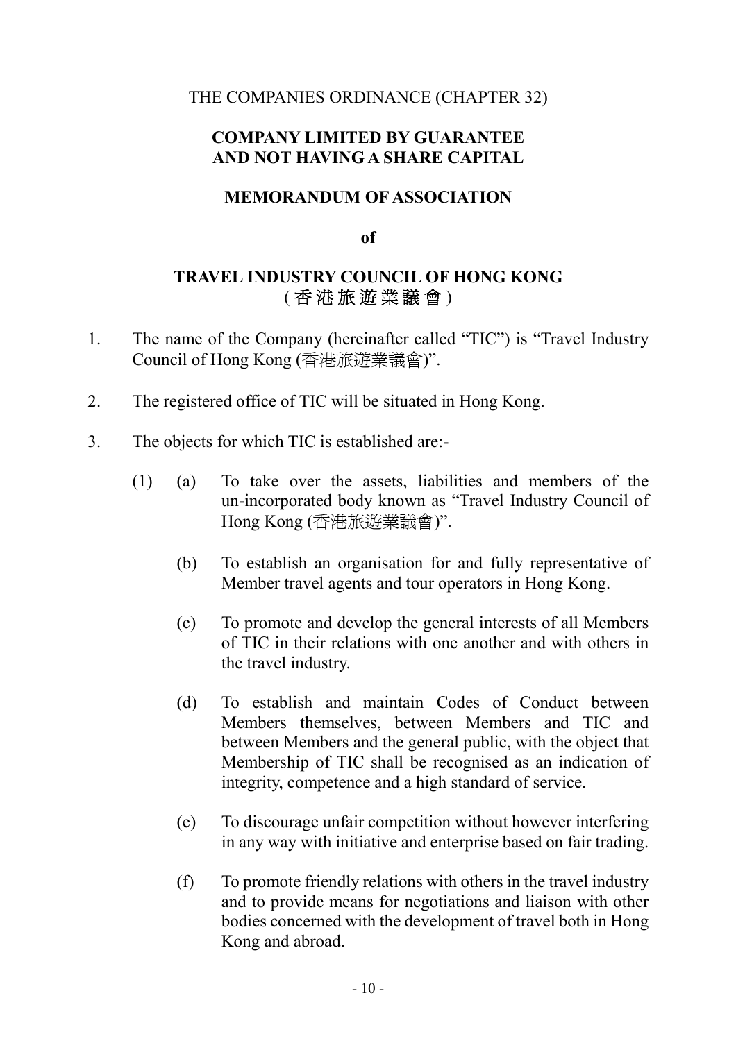THE COMPANIES ORDINANCE (CHAPTER 32)

**COMPANY LIMITED BY GUARANTEE**
**AND NOT HAVING A SHARE CAPITAL**

**MEMORANDUM OF ASSOCIATION**

**of**

**TRAVEL INDUSTRY COUNCIL OF HONG KONG**
**(香港旅遊業議會)**

1. The name of the Company (hereinafter called "TIC") is "Travel Industry Council of Hong Kong (香港旅遊業議會)".

2. The registered office of TIC will be situated in Hong Kong.

3. The objects for which TIC is established are:-

   (1) (a) To take over the assets, liabilities and members of the un-incorporated body known as "Travel Industry Council of Hong Kong (香港旅遊業議會)".

   (b) To establish an organisation for and fully representative of Member travel agents and tour operators in Hong Kong.

   (c) To promote and develop the general interests of all Members of TIC in their relations with one another and with others in the travel industry.

   (d) To establish and maintain Codes of Conduct between Members themselves, between Members and TIC and between Members and the general public, with the object that Membership of TIC shall be recognised as an indication of integrity, competence and a high standard of service.

   (e) To discourage unfair competition without however interfering in any way with initiative and enterprise based on fair trading.

   (f) To promote friendly relations with others in the travel industry and to provide means for negotiations and liaison with other bodies concerned with the development of travel both in Hong Kong and abroad.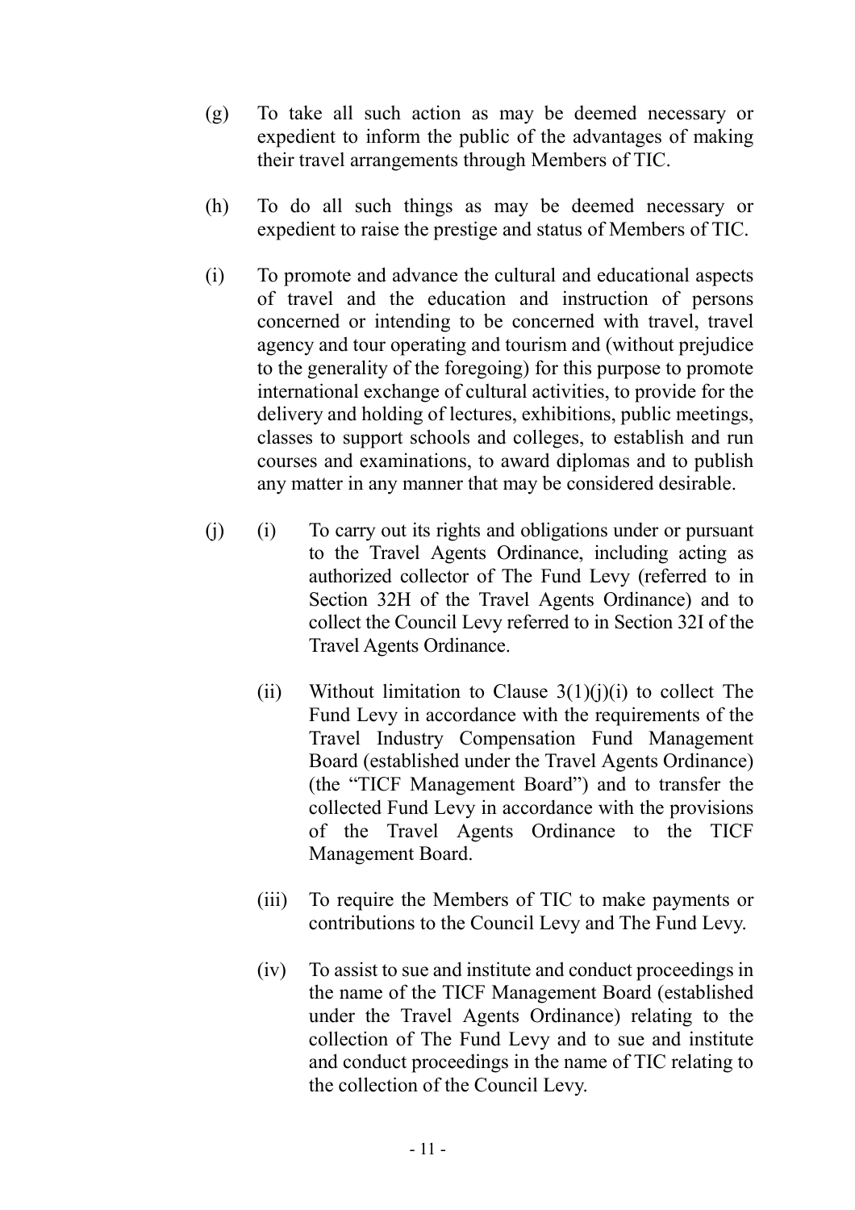(g) To take all such action as may be deemed necessary or expedient to inform the public of the advantages of making their travel arrangements through Members of TIC.

(h) To do all such things as may be deemed necessary or expedient to raise the prestige and status of Members of TIC.

(i) To promote and advance the cultural and educational aspects of travel and the education and instruction of persons concerned or intending to be concerned with travel, travel agency and tour operating and tourism and (without prejudice to the generality of the foregoing) for this purpose to promote international exchange of cultural activities, to provide for the delivery and holding of lectures, exhibitions, public meetings, classes to support schools and colleges, to establish and run courses and examinations, to award diplomas and to publish any matter in any manner that may be considered desirable.

(j) (i) To carry out its rights and obligations under or pursuant to the Travel Agents Ordinance, including acting as authorized collector of The Fund Levy (referred to in Section 32H of the Travel Agents Ordinance) and to collect the Council Levy referred to in Section 32I of the Travel Agents Ordinance.

(ii) Without limitation to Clause 3(1)(j)(i) to collect The Fund Levy in accordance with the requirements of the Travel Industry Compensation Fund Management Board (established under the Travel Agents Ordinance) (the "TICF Management Board") and to transfer the collected Fund Levy in accordance with the provisions of the Travel Agents Ordinance to the TICF Management Board.

(iii) To require the Members of TIC to make payments or contributions to the Council Levy and The Fund Levy.

(iv) To assist to sue and institute and conduct proceedings in the name of the TICF Management Board (established under the Travel Agents Ordinance) relating to the collection of The Fund Levy and to sue and institute and conduct proceedings in the name of TIC relating to the collection of the Council Levy.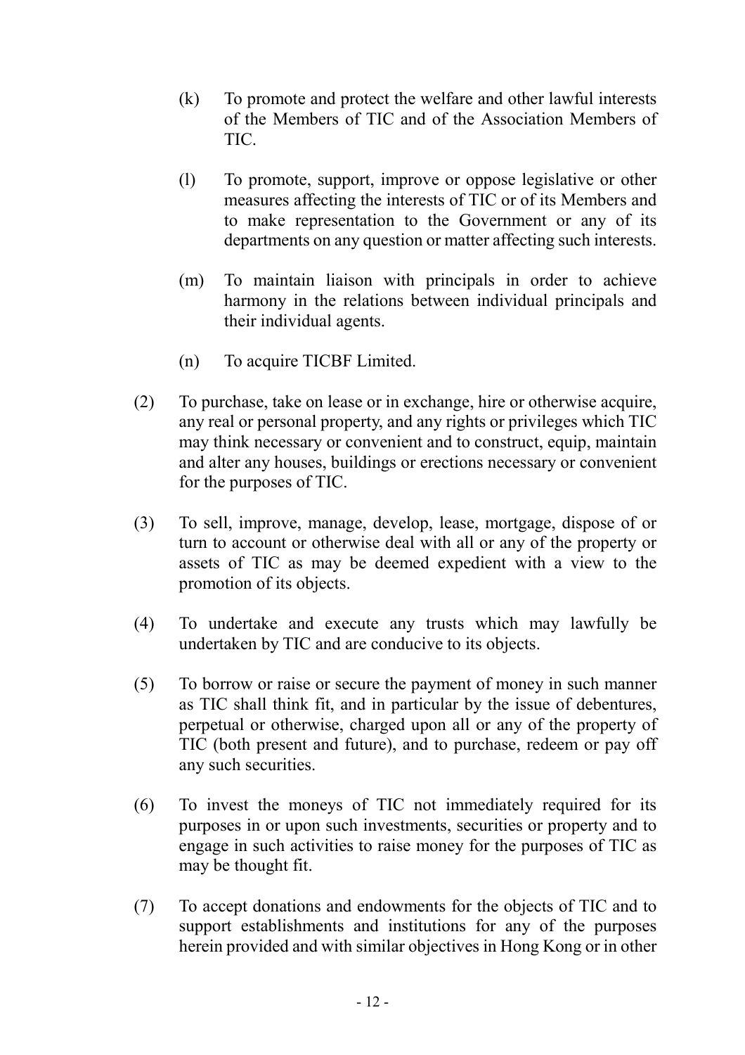(k) To promote and protect the welfare and other lawful interests of the Members of TIC and of the Association Members of TIC.

(l) To promote, support, improve or oppose legislative or other measures affecting the interests of TIC or of its Members and to make representation to the Government or any of its departments on any question or matter affecting such interests.

(m) To maintain liaison with principals in order to achieve harmony in the relations between individual principals and their individual agents.

(n) To acquire TICBF Limited.

(2) To purchase, take on lease or in exchange, hire or otherwise acquire, any real or personal property, and any rights or privileges which TIC may think necessary or convenient and to construct, equip, maintain and alter any houses, buildings or erections necessary or convenient for the purposes of TIC.

(3) To sell, improve, manage, develop, lease, mortgage, dispose of or turn to account or otherwise deal with all or any of the property or assets of TIC as may be deemed expedient with a view to the promotion of its objects.

(4) To undertake and execute any trusts which may lawfully be undertaken by TIC and are conducive to its objects.

(5) To borrow or raise or secure the payment of money in such manner as TIC shall think fit, and in particular by the issue of debentures, perpetual or otherwise, charged upon all or any of the property of TIC (both present and future), and to purchase, redeem or pay off any such securities.

(6) To invest the moneys of TIC not immediately required for its purposes in or upon such investments, securities or property and to engage in such activities to raise money for the purposes of TIC as may be thought fit.

(7) To accept donations and endowments for the objects of TIC and to support establishments and institutions for any of the purposes herein provided and with similar objectives in Hong Kong or in other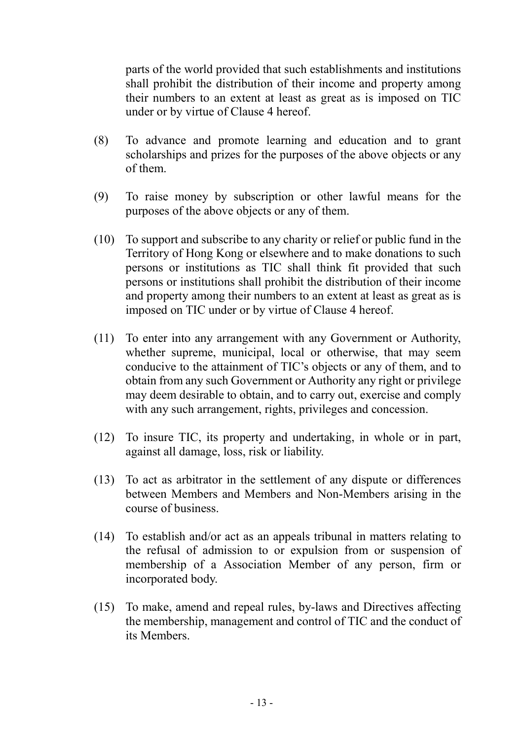parts of the world provided that such establishments and institutions shall prohibit the distribution of their income and property among their numbers to an extent at least as great as is imposed on TIC under or by virtue of Clause 4 hereof.

(8) To advance and promote learning and education and to grant scholarships and prizes for the purposes of the above objects or any of them.

(9) To raise money by subscription or other lawful means for the purposes of the above objects or any of them.

(10) To support and subscribe to any charity or relief or public fund in the Territory of Hong Kong or elsewhere and to make donations to such persons or institutions as TIC shall think fit provided that such persons or institutions shall prohibit the distribution of their income and property among their numbers to an extent at least as great as is imposed on TIC under or by virtue of Clause 4 hereof.

(11) To enter into any arrangement with any Government or Authority, whether supreme, municipal, local or otherwise, that may seem conducive to the attainment of TIC's objects or any of them, and to obtain from any such Government or Authority any right or privilege may deem desirable to obtain, and to carry out, exercise and comply with any such arrangement, rights, privileges and concession.

(12) To insure TIC, its property and undertaking, in whole or in part, against all damage, loss, risk or liability.

(13) To act as arbitrator in the settlement of any dispute or differences between Members and Members and Non-Members arising in the course of business.

(14) To establish and/or act as an appeals tribunal in matters relating to the refusal of admission to or expulsion from or suspension of membership of a Association Member of any person, firm or incorporated body.

(15) To make, amend and repeal rules, by-laws and Directives affecting the membership, management and control of TIC and the conduct of its Members.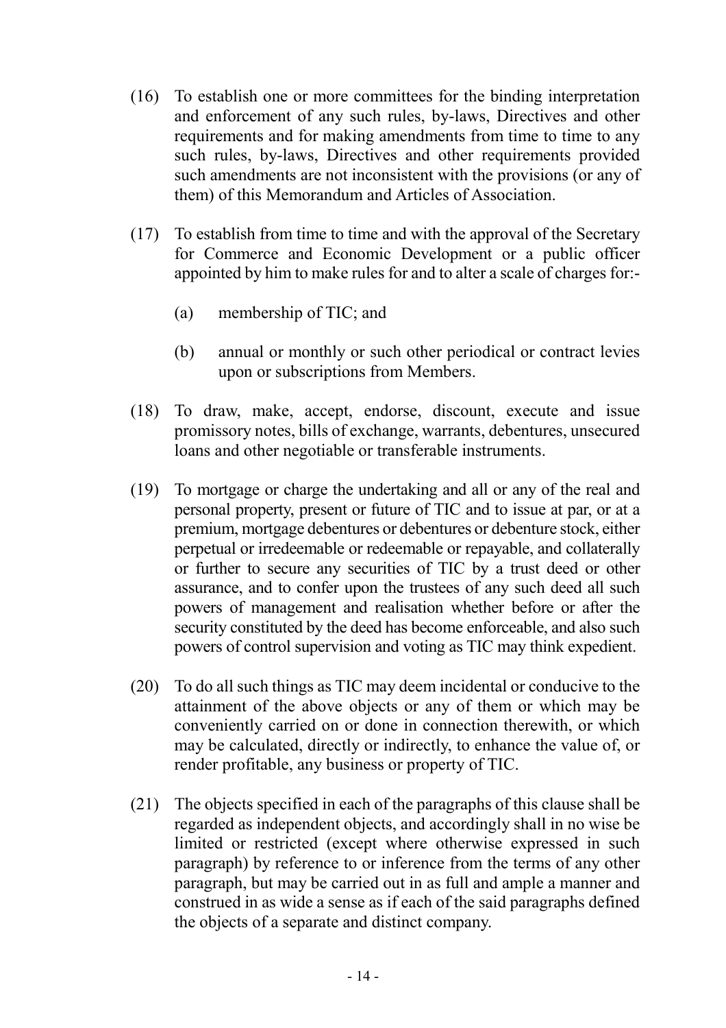(16) To establish one or more committees for the binding interpretation and enforcement of any such rules, by-laws, Directives and other requirements and for making amendments from time to time to any such rules, by-laws, Directives and other requirements provided such amendments are not inconsistent with the provisions (or any of them) of this Memorandum and Articles of Association.

(17) To establish from time to time and with the approval of the Secretary for Commerce and Economic Development or a public officer appointed by him to make rules for and to alter a scale of charges for:-

  (a) membership of TIC; and

  (b) annual or monthly or such other periodical or contract levies upon or subscriptions from Members.

(18) To draw, make, accept, endorse, discount, execute and issue promissory notes, bills of exchange, warrants, debentures, unsecured loans and other negotiable or transferable instruments.

(19) To mortgage or charge the undertaking and all or any of the real and personal property, present or future of TIC and to issue at par, or at a premium, mortgage debentures or debentures or debenture stock, either perpetual or irredeemable or redeemable or repayable, and collaterally or further to secure any securities of TIC by a trust deed or other assurance, and to confer upon the trustees of any such deed all such powers of management and realisation whether before or after the security constituted by the deed has become enforceable, and also such powers of control supervision and voting as TIC may think expedient.

(20) To do all such things as TIC may deem incidental or conducive to the attainment of the above objects or any of them or which may be conveniently carried on or done in connection therewith, or which may be calculated, directly or indirectly, to enhance the value of, or render profitable, any business or property of TIC.

(21) The objects specified in each of the paragraphs of this clause shall be regarded as independent objects, and accordingly shall in no wise be limited or restricted (except where otherwise expressed in such paragraph) by reference to or inference from the terms of any other paragraph, but may be carried out in as full and ample a manner and construed in as wide a sense as if each of the said paragraphs defined the objects of a separate and distinct company.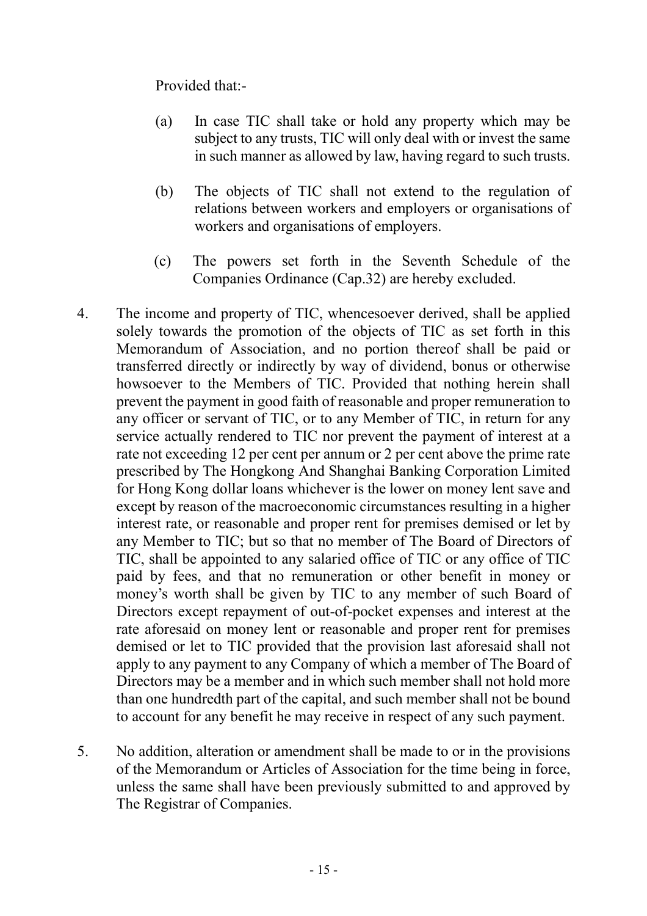Provided that:-

(a) In case TIC shall take or hold any property which may be subject to any trusts, TIC will only deal with or invest the same in such manner as allowed by law, having regard to such trusts.

(b) The objects of TIC shall not extend to the regulation of relations between workers and employers or organisations of workers and organisations of employers.

(c) The powers set forth in the Seventh Schedule of the Companies Ordinance (Cap.32) are hereby excluded.

4. The income and property of TIC, whencesoever derived, shall be applied solely towards the promotion of the objects of TIC as set forth in this Memorandum of Association, and no portion thereof shall be paid or transferred directly or indirectly by way of dividend, bonus or otherwise howsoever to the Members of TIC. Provided that nothing herein shall prevent the payment in good faith of reasonable and proper remuneration to any officer or servant of TIC, or to any Member of TIC, in return for any service actually rendered to TIC nor prevent the payment of interest at a rate not exceeding 12 per cent per annum or 2 per cent above the prime rate prescribed by The Hongkong And Shanghai Banking Corporation Limited for Hong Kong dollar loans whichever is the lower on money lent save and except by reason of the macroeconomic circumstances resulting in a higher interest rate, or reasonable and proper rent for premises demised or let by any Member to TIC; but so that no member of The Board of Directors of TIC, shall be appointed to any salaried office of TIC or any office of TIC paid by fees, and that no remuneration or other benefit in money or money's worth shall be given by TIC to any member of such Board of Directors except repayment of out-of-pocket expenses and interest at the rate aforesaid on money lent or reasonable and proper rent for premises demised or let to TIC provided that the provision last aforesaid shall not apply to any payment to any Company of which a member of The Board of Directors may be a member and in which such member shall not hold more than one hundredth part of the capital, and such member shall not be bound to account for any benefit he may receive in respect of any such payment.

5. No addition, alteration or amendment shall be made to or in the provisions of the Memorandum or Articles of Association for the time being in force, unless the same shall have been previously submitted to and approved by The Registrar of Companies.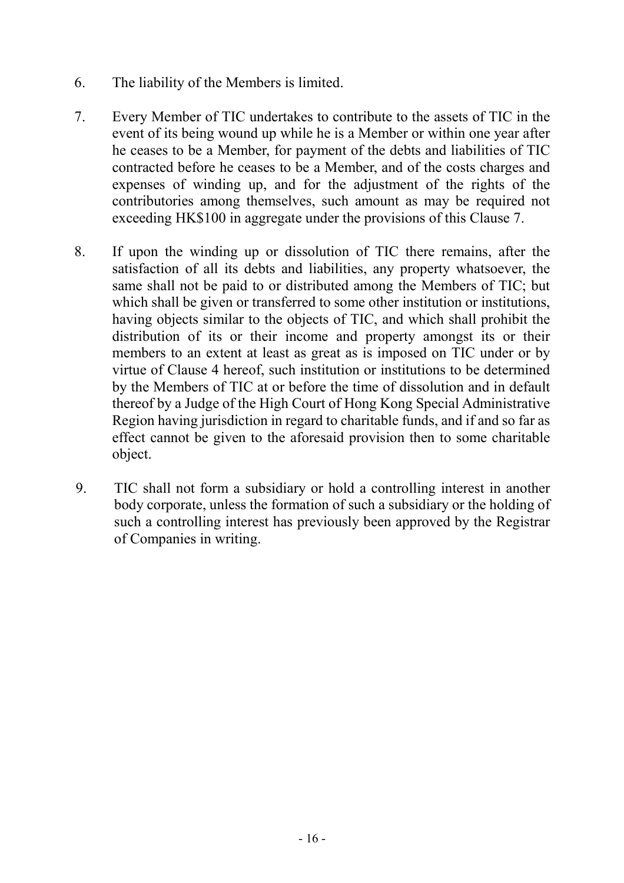6. The liability of the Members is limited.

7. Every Member of TIC undertakes to contribute to the assets of TIC in the event of its being wound up while he is a Member or within one year after he ceases to be a Member, for payment of the debts and liabilities of TIC contracted before he ceases to be a Member, and of the costs charges and expenses of winding up, and for the adjustment of the rights of the contributories among themselves, such amount as may be required not exceeding HK$100 in aggregate under the provisions of this Clause 7.

8. If upon the winding up or dissolution of TIC there remains, after the satisfaction of all its debts and liabilities, any property whatsoever, the same shall not be paid to or distributed among the Members of TIC; but which shall be given or transferred to some other institution or institutions, having objects similar to the objects of TIC, and which shall prohibit the distribution of its or their income and property amongst its or their members to an extent at least as great as is imposed on TIC under or by virtue of Clause 4 hereof, such institution or institutions to be determined by the Members of TIC at or before the time of dissolution and in default thereof by a Judge of the High Court of Hong Kong Special Administrative Region having jurisdiction in regard to charitable funds, and if and so far as effect cannot be given to the aforesaid provision then to some charitable object.

9. TIC shall not form a subsidiary or hold a controlling interest in another body corporate, unless the formation of such a subsidiary or the holding of such a controlling interest has previously been approved by the Registrar of Companies in writing.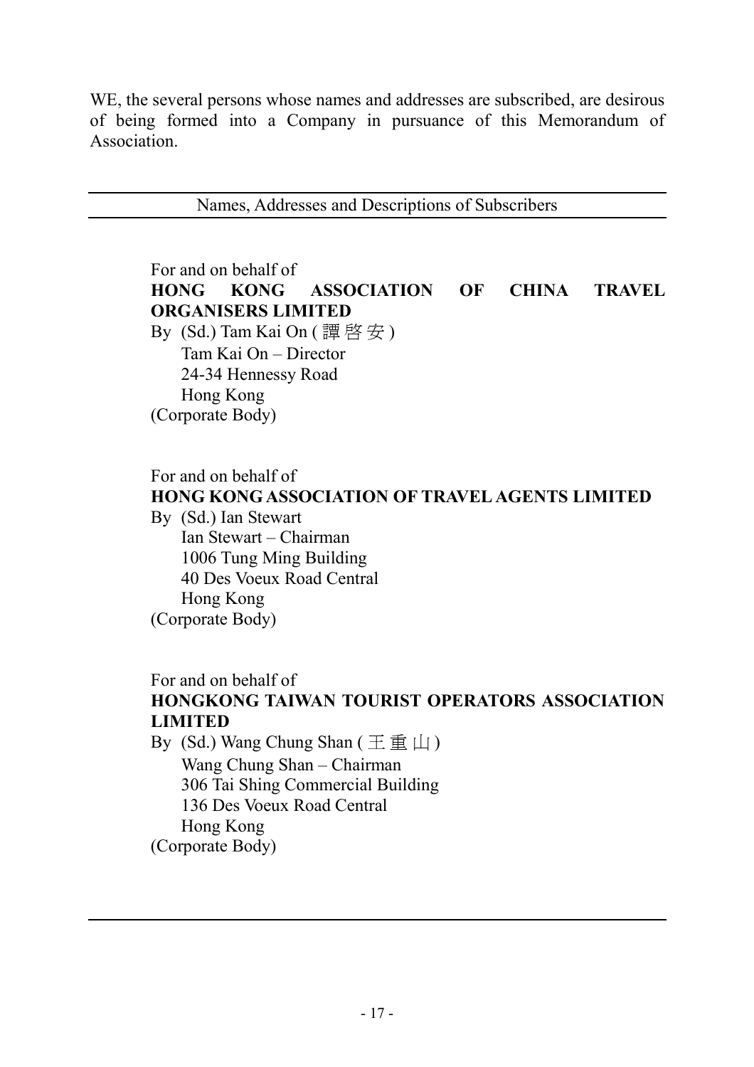WE, the several persons whose names and addresses are subscribed, are desirous of being formed into a Company in pursuance of this Memorandum of Association.

---

Names, Addresses and Descriptions of Subscribers

---

For and on behalf of
**HONG KONG ASSOCIATION OF CHINA TRAVEL ORGANISERS LIMITED**
By (Sd.) Tam Kai On ( 譚啓安 )
Tam Kai On – Director
24-34 Hennessy Road
Hong Kong
(Corporate Body)

For and on behalf of
**HONG KONG ASSOCIATION OF TRAVEL AGENTS LIMITED**
By (Sd.) Ian Stewart
Ian Stewart – Chairman
1006 Tung Ming Building
40 Des Voeux Road Central
Hong Kong
(Corporate Body)

For and on behalf of
**HONGKONG TAIWAN TOURIST OPERATORS ASSOCIATION LIMITED**
By (Sd.) Wang Chung Shan ( 王重山 )
Wang Chung Shan – Chairman
306 Tai Shing Commercial Building
136 Des Voeux Road Central
Hong Kong
(Corporate Body)

---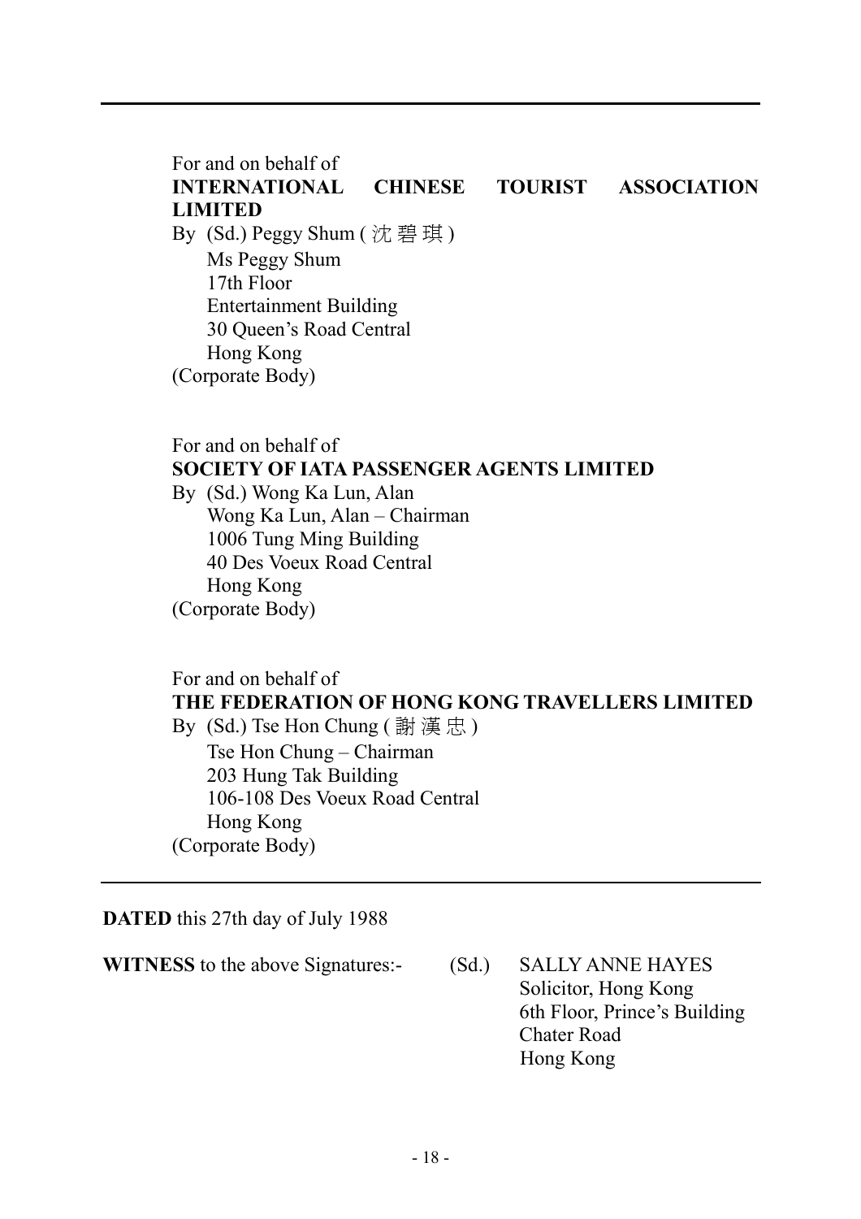---

For and on behalf of
**INTERNATIONAL CHINESE TOURIST ASSOCIATION LIMITED**
By (Sd.) Peggy Shum ( 沈碧琪 )
Ms Peggy Shum
17th Floor
Entertainment Building
30 Queen's Road Central
Hong Kong
(Corporate Body)

For and on behalf of
**SOCIETY OF IATA PASSENGER AGENTS LIMITED**
By (Sd.) Wong Ka Lun, Alan
Wong Ka Lun, Alan – Chairman
1006 Tung Ming Building
40 Des Voeux Road Central
Hong Kong
(Corporate Body)

For and on behalf of
**THE FEDERATION OF HONG KONG TRAVELLERS LIMITED**
By (Sd.) Tse Hon Chung ( 謝漢忠 )
Tse Hon Chung – Chairman
203 Hung Tak Building
106-108 Des Voeux Road Central
Hong Kong
(Corporate Body)

---

**DATED** this 27th day of July 1988

**WITNESS** to the above Signatures:- (Sd.) SALLY ANNE HAYES
Solicitor, Hong Kong
6th Floor, Prince's Building
Chater Road
Hong Kong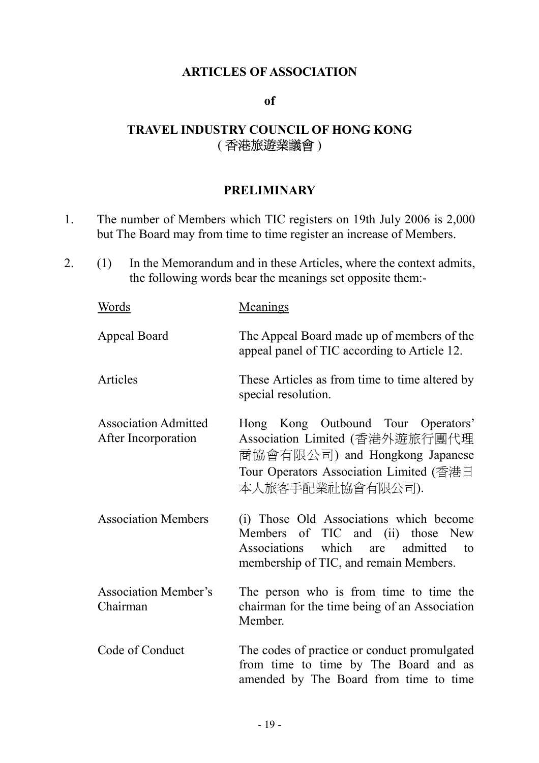# ARTICLES OF ASSOCIATION

**of**

## TRAVEL INDUSTRY COUNCIL OF HONG KONG
**(香港旅遊業議會)**

### PRELIMINARY

1. The number of Members which TIC registers on 19th July 2006 is 2,000 but The Board may from time to time register an increase of Members.

2. (1) In the Memorandum and in these Articles, where the context admits, the following words bear the meanings set opposite them:-

| Words | Meanings |
|---|---|
| Appeal Board | The Appeal Board made up of members of the appeal panel of TIC according to Article 12. |
| Articles | These Articles as from time to time altered by special resolution. |
| Association Admitted After Incorporation | Hong Kong Outbound Tour Operators' Association Limited (香港外遊旅行團代理商協會有限公司) and Hongkong Japanese Tour Operators Association Limited (香港日本人旅客手配業社協會有限公司). |
| Association Members | (i) Those Old Associations which become Members of TIC and (ii) those New Associations which are admitted to membership of TIC, and remain Members. |
| Association Member's Chairman | The person who is from time to time the chairman for the time being of an Association Member. |
| Code of Conduct | The codes of practice or conduct promulgated from time to time by The Board and as amended by The Board from time to time |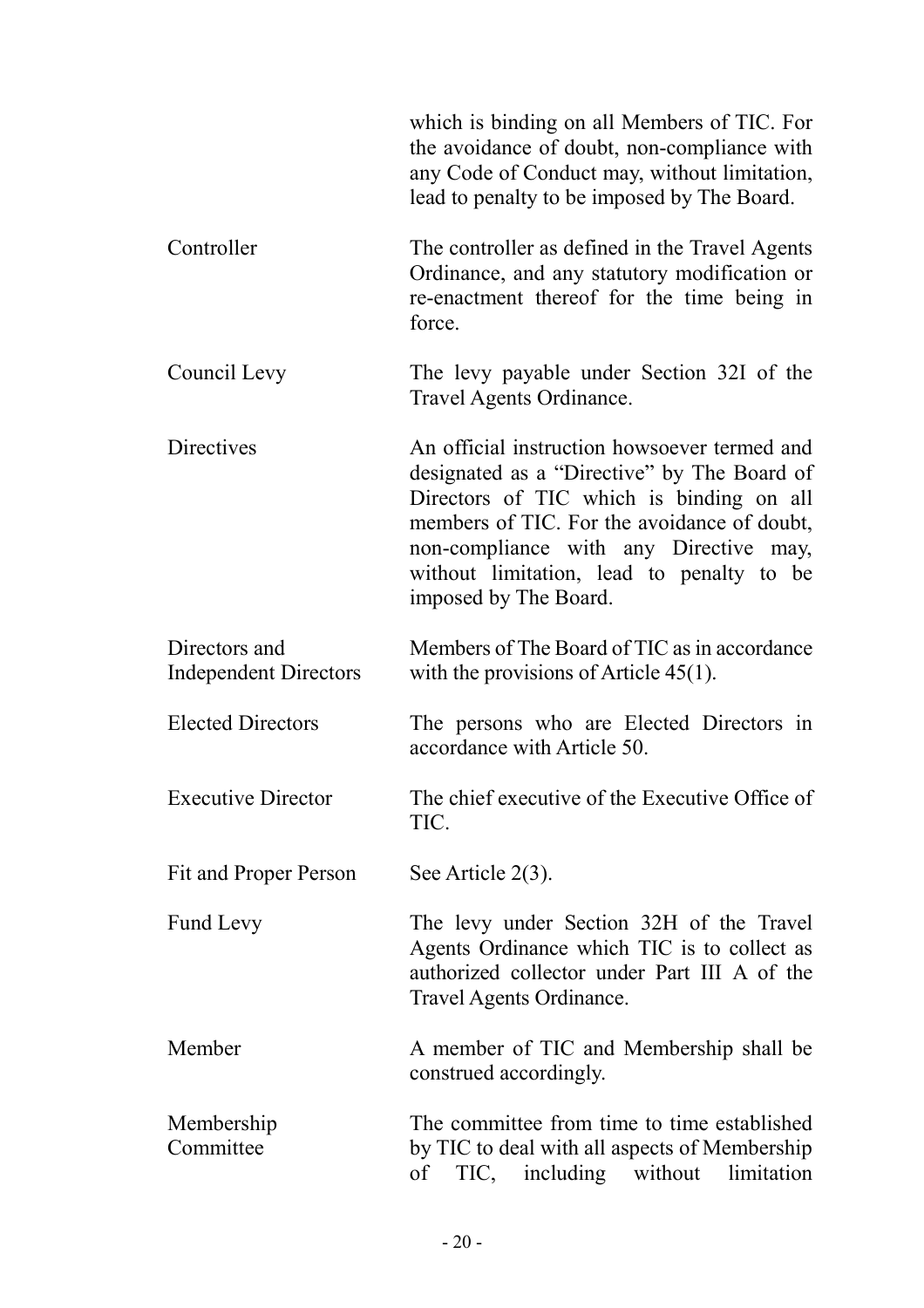| | |
|---|---|
| | which is binding on all Members of TIC. For the avoidance of doubt, non-compliance with any Code of Conduct may, without limitation, lead to penalty to be imposed by The Board. |
| Controller | The controller as defined in the Travel Agents Ordinance, and any statutory modification or re-enactment thereof for the time being in force. |
| Council Levy | The levy payable under Section 32I of the Travel Agents Ordinance. |
| Directives | An official instruction howsoever termed and designated as a "Directive" by The Board of Directors of TIC which is binding on all members of TIC. For the avoidance of doubt, non-compliance with any Directive may, without limitation, lead to penalty to be imposed by The Board. |
| Directors and Independent Directors | Members of The Board of TIC as in accordance with the provisions of Article 45(1). |
| Elected Directors | The persons who are Elected Directors in accordance with Article 50. |
| Executive Director | The chief executive of the Executive Office of TIC. |
| Fit and Proper Person | See Article 2(3). |
| Fund Levy | The levy under Section 32H of the Travel Agents Ordinance which TIC is to collect as authorized collector under Part III A of the Travel Agents Ordinance. |
| Member | A member of TIC and Membership shall be construed accordingly. |
| Membership Committee | The committee from time to time established by TIC to deal with all aspects of Membership of TIC, including without limitation |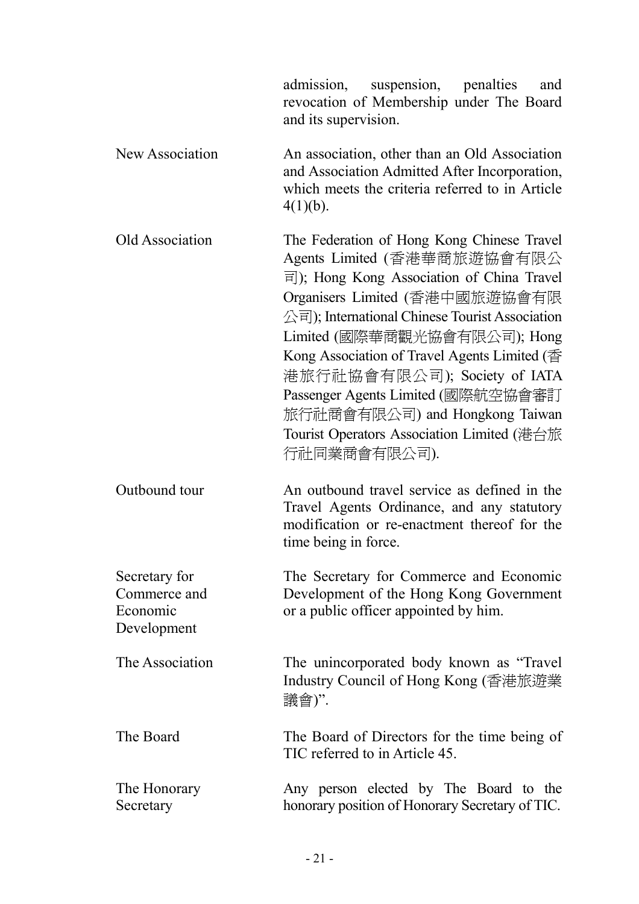| | |
|---|---|
| | admission, suspension, penalties and revocation of Membership under The Board and its supervision. |
| New Association | An association, other than an Old Association and Association Admitted After Incorporation, which meets the criteria referred to in Article 4(1)(b). |
| Old Association | The Federation of Hong Kong Chinese Travel Agents Limited (香港華商旅遊協會有限公司); Hong Kong Association of China Travel Organisers Limited (香港中國旅遊協會有限公司); International Chinese Tourist Association Limited (國際華商觀光協會有限公司); Hong Kong Association of Travel Agents Limited (香港旅行社協會有限公司); Society of IATA Passenger Agents Limited (國際航空協會審訂旅行社商會有限公司) and Hongkong Taiwan Tourist Operators Association Limited (港台旅行社同業商會有限公司). |
| Outbound tour | An outbound travel service as defined in the Travel Agents Ordinance, and any statutory modification or re-enactment thereof for the time being in force. |
| Secretary for Commerce and Economic Development | The Secretary for Commerce and Economic Development of the Hong Kong Government or a public officer appointed by him. |
| The Association | The unincorporated body known as "Travel Industry Council of Hong Kong (香港旅遊業議會)". |
| The Board | The Board of Directors for the time being of TIC referred to in Article 45. |
| The Honorary Secretary | Any person elected by The Board to the honorary position of Honorary Secretary of TIC. |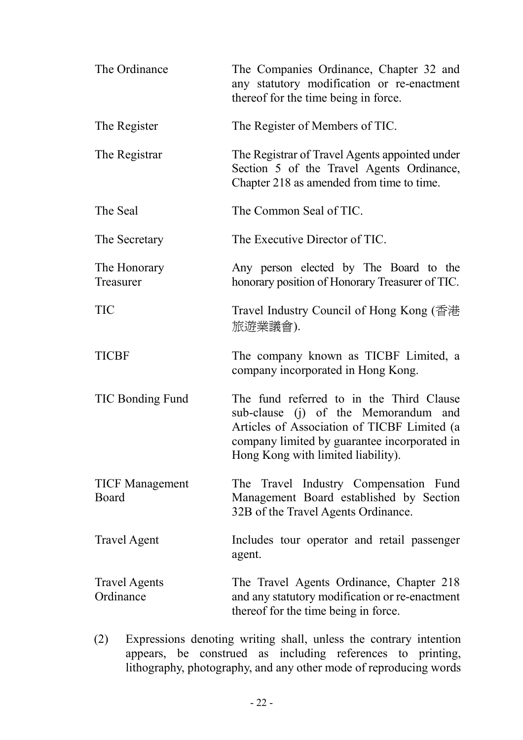| | |
|---|---|
| The Ordinance | The Companies Ordinance, Chapter 32 and any statutory modification or re-enactment thereof for the time being in force. |
| The Register | The Register of Members of TIC. |
| The Registrar | The Registrar of Travel Agents appointed under Section 5 of the Travel Agents Ordinance, Chapter 218 as amended from time to time. |
| The Seal | The Common Seal of TIC. |
| The Secretary | The Executive Director of TIC. |
| The Honorary Treasurer | Any person elected by The Board to the honorary position of Honorary Treasurer of TIC. |
| TIC | Travel Industry Council of Hong Kong (香港旅遊業議會). |
| TICBF | The company known as TICBF Limited, a company incorporated in Hong Kong. |
| TIC Bonding Fund | The fund referred to in the Third Clause sub-clause (j) of the Memorandum and Articles of Association of TICBF Limited (a company limited by guarantee incorporated in Hong Kong with limited liability). |
| TICF Management Board | The Travel Industry Compensation Fund Management Board established by Section 32B of the Travel Agents Ordinance. |
| Travel Agent | Includes tour operator and retail passenger agent. |
| Travel Agents Ordinance | The Travel Agents Ordinance, Chapter 218 and any statutory modification or re-enactment thereof for the time being in force. |

(2) Expressions denoting writing shall, unless the contrary intention appears, be construed as including references to printing, lithography, photography, and any other mode of reproducing words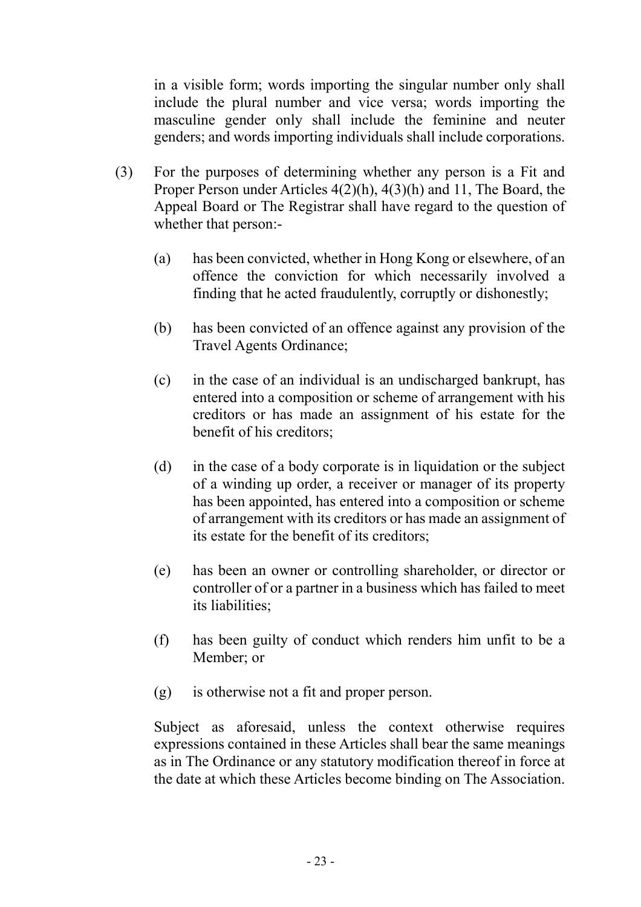in a visible form; words importing the singular number only shall include the plural number and vice versa; words importing the masculine gender only shall include the feminine and neuter genders; and words importing individuals shall include corporations.

(3) For the purposes of determining whether any person is a Fit and Proper Person under Articles 4(2)(h), 4(3)(h) and 11, The Board, the Appeal Board or The Registrar shall have regard to the question of whether that person:-

(a) has been convicted, whether in Hong Kong or elsewhere, of an offence the conviction for which necessarily involved a finding that he acted fraudulently, corruptly or dishonestly;

(b) has been convicted of an offence against any provision of the Travel Agents Ordinance;

(c) in the case of an individual is an undischarged bankrupt, has entered into a composition or scheme of arrangement with his creditors or has made an assignment of his estate for the benefit of his creditors;

(d) in the case of a body corporate is in liquidation or the subject of a winding up order, a receiver or manager of its property has been appointed, has entered into a composition or scheme of arrangement with its creditors or has made an assignment of its estate for the benefit of its creditors;

(e) has been an owner or controlling shareholder, or director or controller of or a partner in a business which has failed to meet its liabilities;

(f) has been guilty of conduct which renders him unfit to be a Member; or

(g) is otherwise not a fit and proper person.

Subject as aforesaid, unless the context otherwise requires expressions contained in these Articles shall bear the same meanings as in The Ordinance or any statutory modification thereof in force at the date at which these Articles become binding on The Association.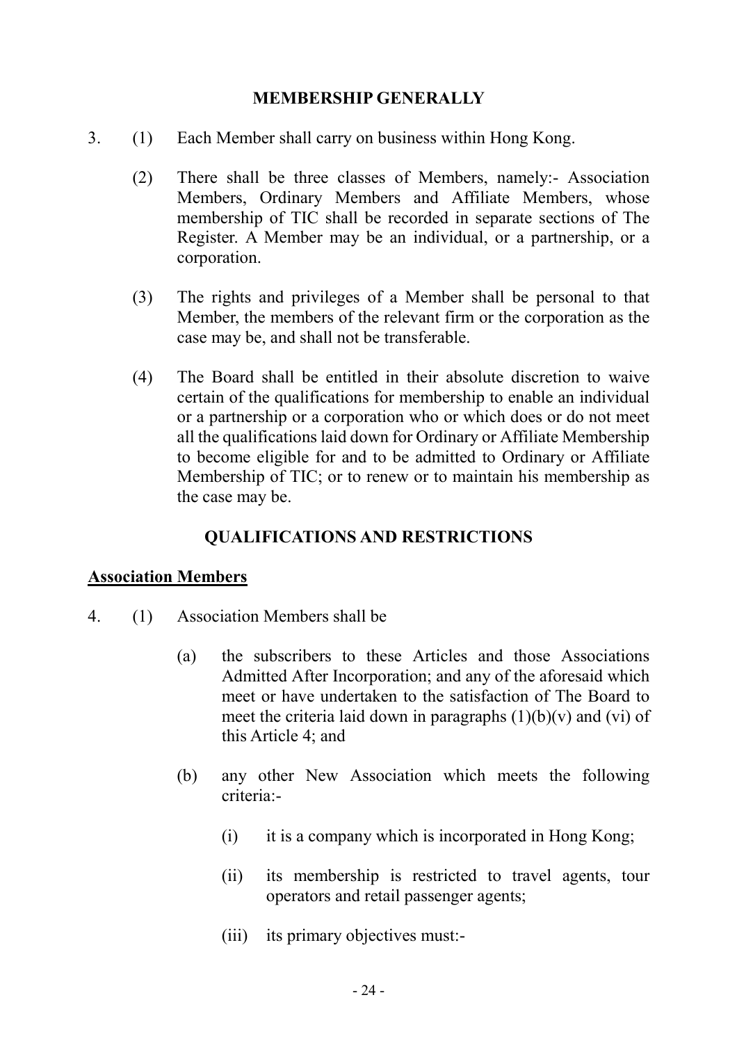## MEMBERSHIP GENERALLY

3. (1) Each Member shall carry on business within Hong Kong.

   (2) There shall be three classes of Members, namely:- Association Members, Ordinary Members and Affiliate Members, whose membership of TIC shall be recorded in separate sections of The Register. A Member may be an individual, or a partnership, or a corporation.

   (3) The rights and privileges of a Member shall be personal to that Member, the members of the relevant firm or the corporation as the case may be, and shall not be transferable.

   (4) The Board shall be entitled in their absolute discretion to waive certain of the qualifications for membership to enable an individual or a partnership or a corporation who or which does or do not meet all the qualifications laid down for Ordinary or Affiliate Membership to become eligible for and to be admitted to Ordinary or Affiliate Membership of TIC; or to renew or to maintain his membership as the case may be.

## QUALIFICATIONS AND RESTRICTIONS

### Association Members

4. (1) Association Members shall be

   (a) the subscribers to these Articles and those Associations Admitted After Incorporation; and any of the aforesaid which meet or have undertaken to the satisfaction of The Board to meet the criteria laid down in paragraphs (1)(b)(v) and (vi) of this Article 4; and

   (b) any other New Association which meets the following criteria:-

      (i) it is a company which is incorporated in Hong Kong;

      (ii) its membership is restricted to travel agents, tour operators and retail passenger agents;

      (iii) its primary objectives must:-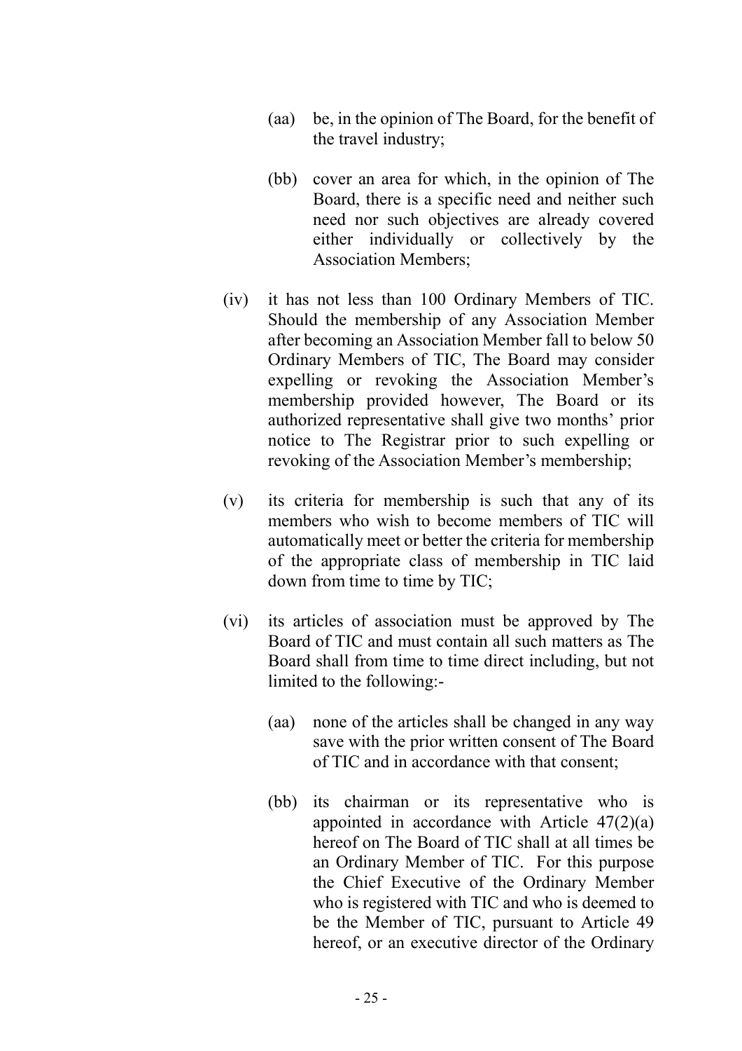(aa) be, in the opinion of The Board, for the benefit of the travel industry;

(bb) cover an area for which, in the opinion of The Board, there is a specific need and neither such need nor such objectives are already covered either individually or collectively by the Association Members;

(iv) it has not less than 100 Ordinary Members of TIC. Should the membership of any Association Member after becoming an Association Member fall to below 50 Ordinary Members of TIC, The Board may consider expelling or revoking the Association Member's membership provided however, The Board or its authorized representative shall give two months' prior notice to The Registrar prior to such expelling or revoking of the Association Member's membership;

(v) its criteria for membership is such that any of its members who wish to become members of TIC will automatically meet or better the criteria for membership of the appropriate class of membership in TIC laid down from time to time by TIC;

(vi) its articles of association must be approved by The Board of TIC and must contain all such matters as The Board shall from time to time direct including, but not limited to the following:-

(aa) none of the articles shall be changed in any way save with the prior written consent of The Board of TIC and in accordance with that consent;

(bb) its chairman or its representative who is appointed in accordance with Article 47(2)(a) hereof on The Board of TIC shall at all times be an Ordinary Member of TIC. For this purpose the Chief Executive of the Ordinary Member who is registered with TIC and who is deemed to be the Member of TIC, pursuant to Article 49 hereof, or an executive director of the Ordinary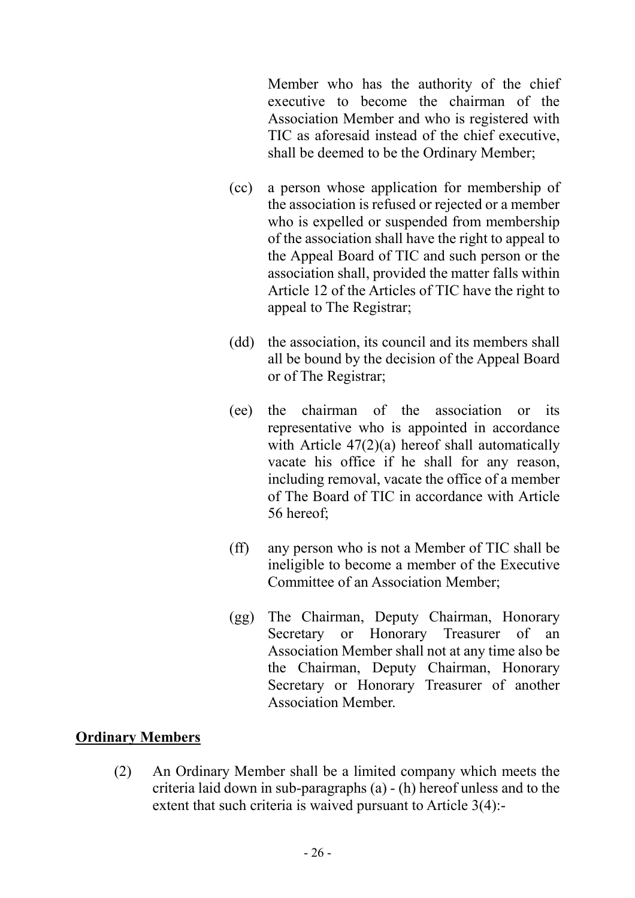Member who has the authority of the chief executive to become the chairman of the Association Member and who is registered with TIC as aforesaid instead of the chief executive, shall be deemed to be the Ordinary Member;

(cc) a person whose application for membership of the association is refused or rejected or a member who is expelled or suspended from membership of the association shall have the right to appeal to the Appeal Board of TIC and such person or the association shall, provided the matter falls within Article 12 of the Articles of TIC have the right to appeal to The Registrar;

(dd) the association, its council and its members shall all be bound by the decision of the Appeal Board or of The Registrar;

(ee) the chairman of the association or its representative who is appointed in accordance with Article 47(2)(a) hereof shall automatically vacate his office if he shall for any reason, including removal, vacate the office of a member of The Board of TIC in accordance with Article 56 hereof;

(ff) any person who is not a Member of TIC shall be ineligible to become a member of the Executive Committee of an Association Member;

(gg) The Chairman, Deputy Chairman, Honorary Secretary or Honorary Treasurer of an Association Member shall not at any time also be the Chairman, Deputy Chairman, Honorary Secretary or Honorary Treasurer of another Association Member.

**Ordinary Members**

(2) An Ordinary Member shall be a limited company which meets the criteria laid down in sub-paragraphs (a) - (h) hereof unless and to the extent that such criteria is waived pursuant to Article 3(4):-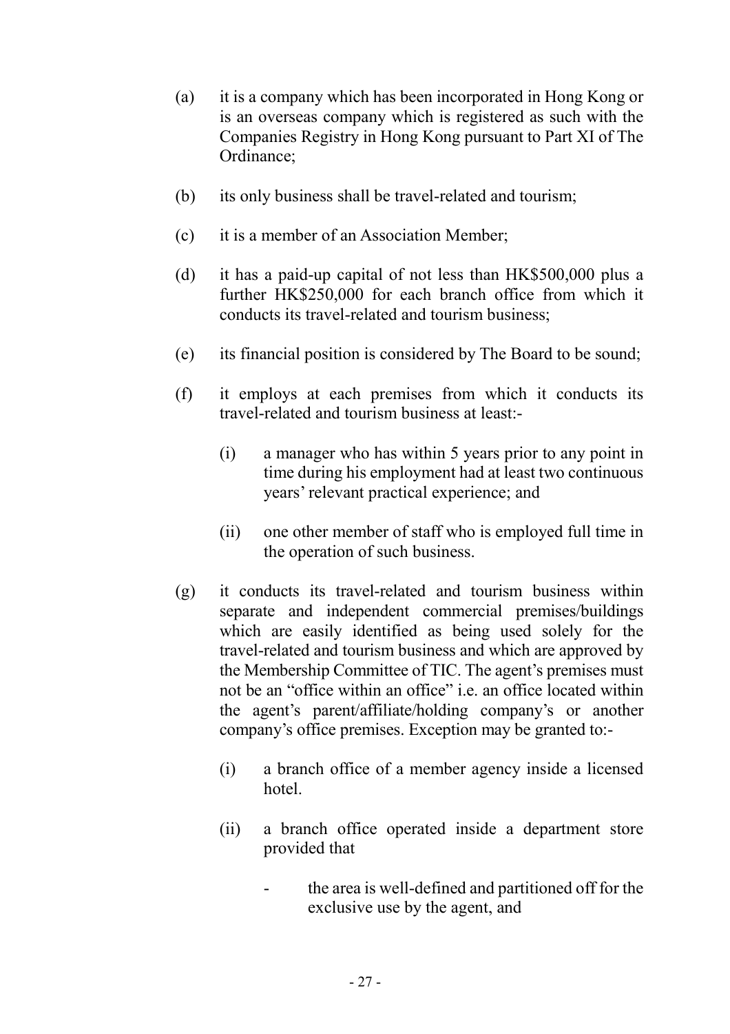(a) it is a company which has been incorporated in Hong Kong or is an overseas company which is registered as such with the Companies Registry in Hong Kong pursuant to Part XI of The Ordinance;

(b) its only business shall be travel-related and tourism;

(c) it is a member of an Association Member;

(d) it has a paid-up capital of not less than HK$500,000 plus a further HK$250,000 for each branch office from which it conducts its travel-related and tourism business;

(e) its financial position is considered by The Board to be sound;

(f) it employs at each premises from which it conducts its travel-related and tourism business at least:-

    (i) a manager who has within 5 years prior to any point in time during his employment had at least two continuous years' relevant practical experience; and

    (ii) one other member of staff who is employed full time in the operation of such business.

(g) it conducts its travel-related and tourism business within separate and independent commercial premises/buildings which are easily identified as being used solely for the travel-related and tourism business and which are approved by the Membership Committee of TIC. The agent's premises must not be an "office within an office" i.e. an office located within the agent's parent/affiliate/holding company's or another company's office premises. Exception may be granted to:-

    (i) a branch office of a member agency inside a licensed hotel.

    (ii) a branch office operated inside a department store provided that

    - the area is well-defined and partitioned off for the exclusive use by the agent, and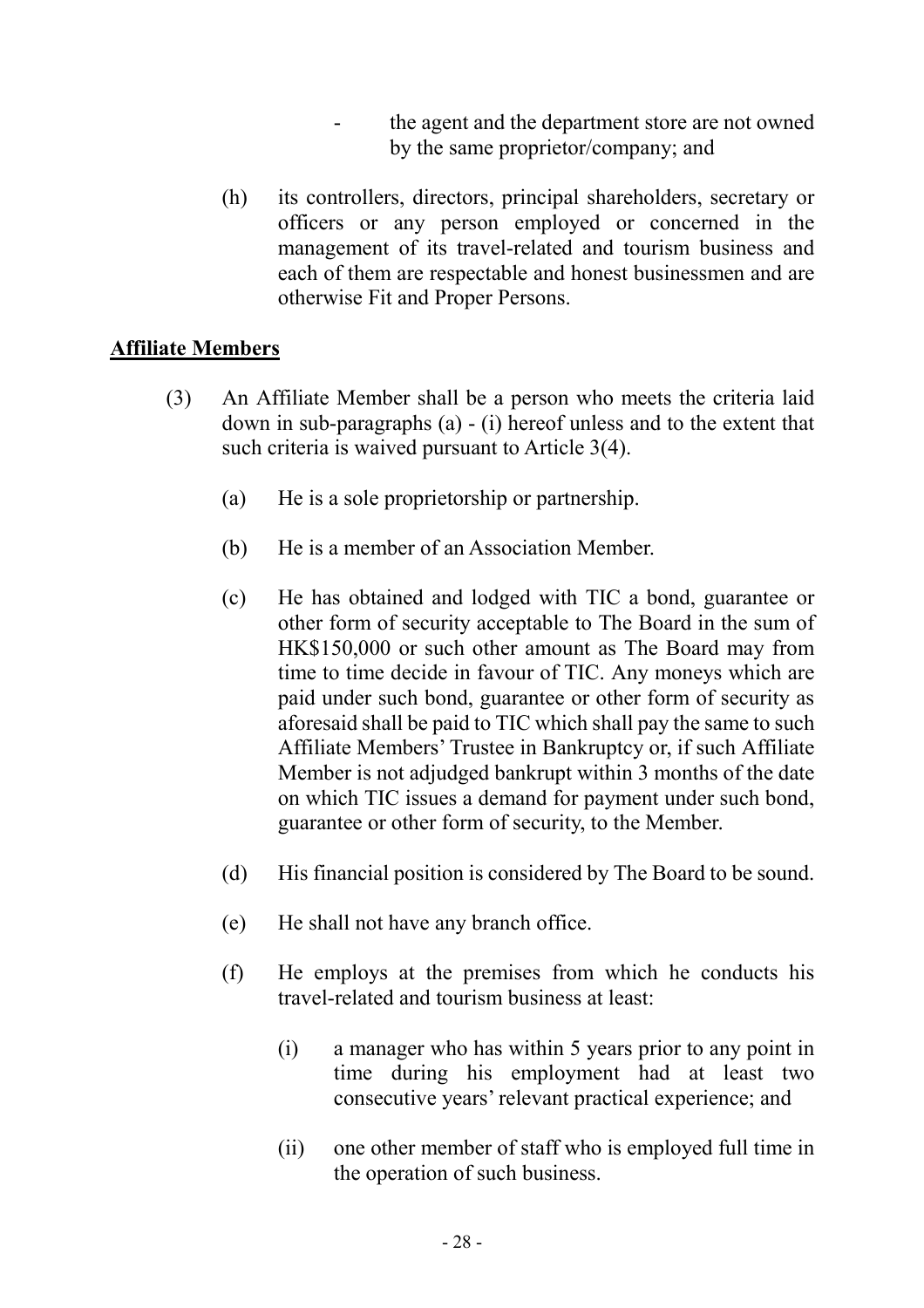- the agent and the department store are not owned by the same proprietor/company; and

(h) its controllers, directors, principal shareholders, secretary or officers or any person employed or concerned in the management of its travel-related and tourism business and each of them are respectable and honest businessmen and are otherwise Fit and Proper Persons.

**Affiliate Members**

(3) An Affiliate Member shall be a person who meets the criteria laid down in sub-paragraphs (a) - (i) hereof unless and to the extent that such criteria is waived pursuant to Article 3(4).

(a) He is a sole proprietorship or partnership.

(b) He is a member of an Association Member.

(c) He has obtained and lodged with TIC a bond, guarantee or other form of security acceptable to The Board in the sum of HK$150,000 or such other amount as The Board may from time to time decide in favour of TIC. Any moneys which are paid under such bond, guarantee or other form of security as aforesaid shall be paid to TIC which shall pay the same to such Affiliate Members' Trustee in Bankruptcy or, if such Affiliate Member is not adjudged bankrupt within 3 months of the date on which TIC issues a demand for payment under such bond, guarantee or other form of security, to the Member.

(d) His financial position is considered by The Board to be sound.

(e) He shall not have any branch office.

(f) He employs at the premises from which he conducts his travel-related and tourism business at least:

(i) a manager who has within 5 years prior to any point in time during his employment had at least two consecutive years' relevant practical experience; and

(ii) one other member of staff who is employed full time in the operation of such business.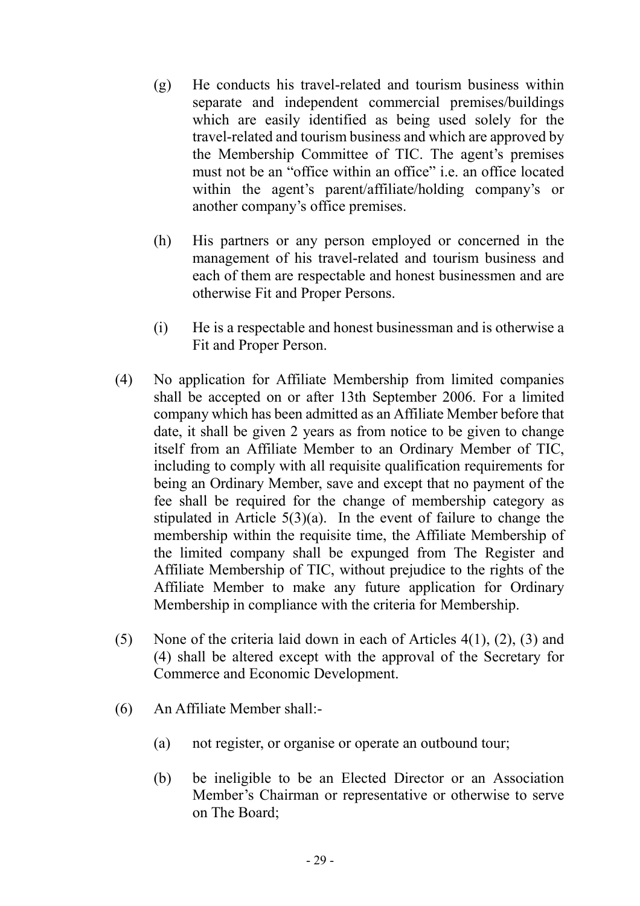(g) He conducts his travel-related and tourism business within separate and independent commercial premises/buildings which are easily identified as being used solely for the travel-related and tourism business and which are approved by the Membership Committee of TIC. The agent's premises must not be an "office within an office" i.e. an office located within the agent's parent/affiliate/holding company's or another company's office premises.

(h) His partners or any person employed or concerned in the management of his travel-related and tourism business and each of them are respectable and honest businessmen and are otherwise Fit and Proper Persons.

(i) He is a respectable and honest businessman and is otherwise a Fit and Proper Person.

(4) No application for Affiliate Membership from limited companies shall be accepted on or after 13th September 2006. For a limited company which has been admitted as an Affiliate Member before that date, it shall be given 2 years as from notice to be given to change itself from an Affiliate Member to an Ordinary Member of TIC, including to comply with all requisite qualification requirements for being an Ordinary Member, save and except that no payment of the fee shall be required for the change of membership category as stipulated in Article 5(3)(a). In the event of failure to change the membership within the requisite time, the Affiliate Membership of the limited company shall be expunged from The Register and Affiliate Membership of TIC, without prejudice to the rights of the Affiliate Member to make any future application for Ordinary Membership in compliance with the criteria for Membership.

(5) None of the criteria laid down in each of Articles 4(1), (2), (3) and (4) shall be altered except with the approval of the Secretary for Commerce and Economic Development.

(6) An Affiliate Member shall:-

(a) not register, or organise or operate an outbound tour;

(b) be ineligible to be an Elected Director or an Association Member's Chairman or representative or otherwise to serve on The Board;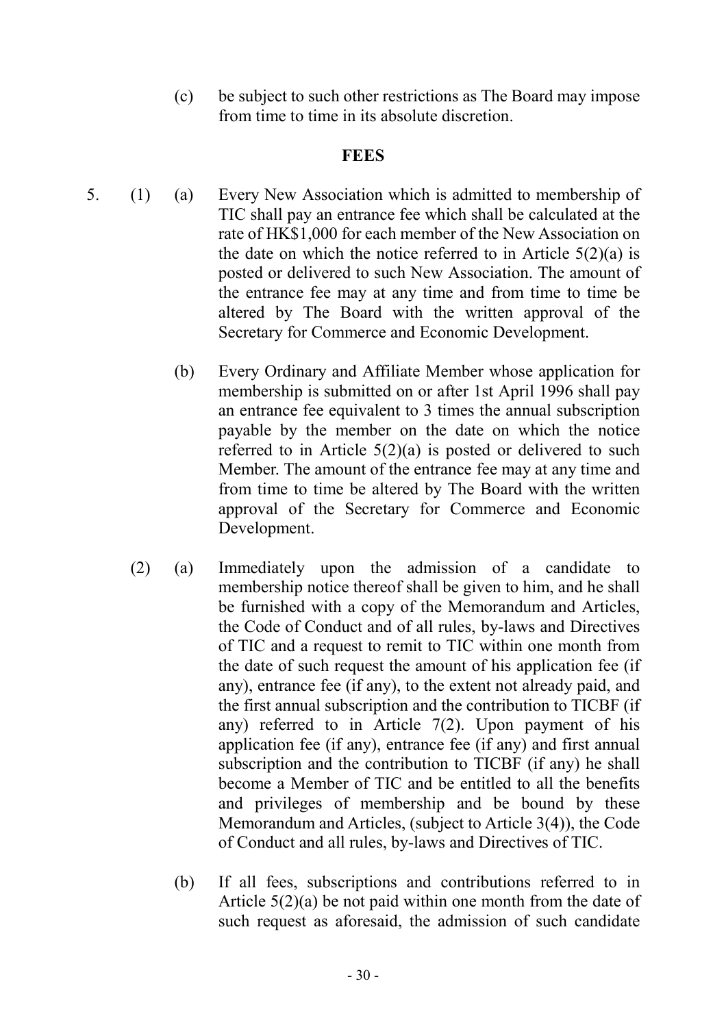(c) be subject to such other restrictions as The Board may impose from time to time in its absolute discretion.

**FEES**

5. (1) (a) Every New Association which is admitted to membership of TIC shall pay an entrance fee which shall be calculated at the rate of HK$1,000 for each member of the New Association on the date on which the notice referred to in Article 5(2)(a) is posted or delivered to such New Association. The amount of the entrance fee may at any time and from time to time be altered by The Board with the written approval of the Secretary for Commerce and Economic Development.

(b) Every Ordinary and Affiliate Member whose application for membership is submitted on or after 1st April 1996 shall pay an entrance fee equivalent to 3 times the annual subscription payable by the member on the date on which the notice referred to in Article 5(2)(a) is posted or delivered to such Member. The amount of the entrance fee may at any time and from time to time be altered by The Board with the written approval of the Secretary for Commerce and Economic Development.

(2) (a) Immediately upon the admission of a candidate to membership notice thereof shall be given to him, and he shall be furnished with a copy of the Memorandum and Articles, the Code of Conduct and of all rules, by-laws and Directives of TIC and a request to remit to TIC within one month from the date of such request the amount of his application fee (if any), entrance fee (if any), to the extent not already paid, and the first annual subscription and the contribution to TICBF (if any) referred to in Article 7(2). Upon payment of his application fee (if any), entrance fee (if any) and first annual subscription and the contribution to TICBF (if any) he shall become a Member of TIC and be entitled to all the benefits and privileges of membership and be bound by these Memorandum and Articles, (subject to Article 3(4)), the Code of Conduct and all rules, by-laws and Directives of TIC.

(b) If all fees, subscriptions and contributions referred to in Article 5(2)(a) be not paid within one month from the date of such request as aforesaid, the admission of such candidate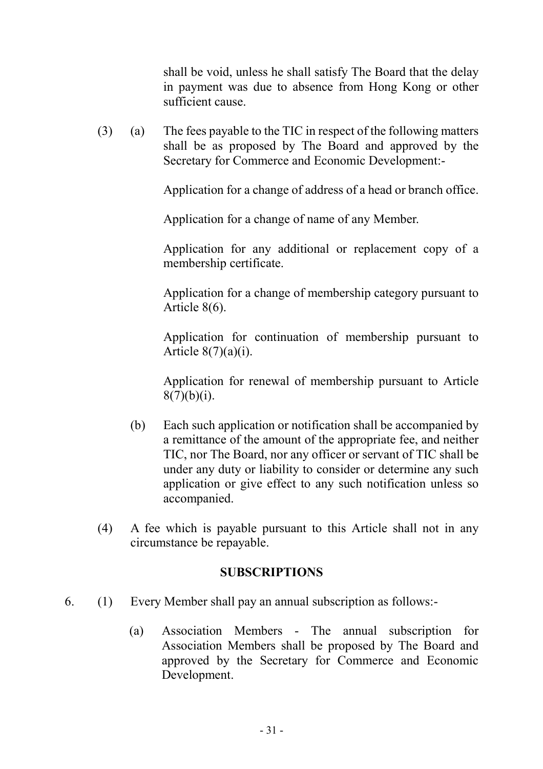shall be void, unless he shall satisfy The Board that the delay in payment was due to absence from Hong Kong or other sufficient cause.

(3) (a) The fees payable to the TIC in respect of the following matters shall be as proposed by The Board and approved by the Secretary for Commerce and Economic Development:-

Application for a change of address of a head or branch office.

Application for a change of name of any Member.

Application for any additional or replacement copy of a membership certificate.

Application for a change of membership category pursuant to Article 8(6).

Application for continuation of membership pursuant to Article 8(7)(a)(i).

Application for renewal of membership pursuant to Article 8(7)(b)(i).

(b) Each such application or notification shall be accompanied by a remittance of the amount of the appropriate fee, and neither TIC, nor The Board, nor any officer or servant of TIC shall be under any duty or liability to consider or determine any such application or give effect to any such notification unless so accompanied.

(4) A fee which is payable pursuant to this Article shall not in any circumstance be repayable.

**SUBSCRIPTIONS**

6. (1) Every Member shall pay an annual subscription as follows:-

(a) Association Members - The annual subscription for Association Members shall be proposed by The Board and approved by the Secretary for Commerce and Economic Development.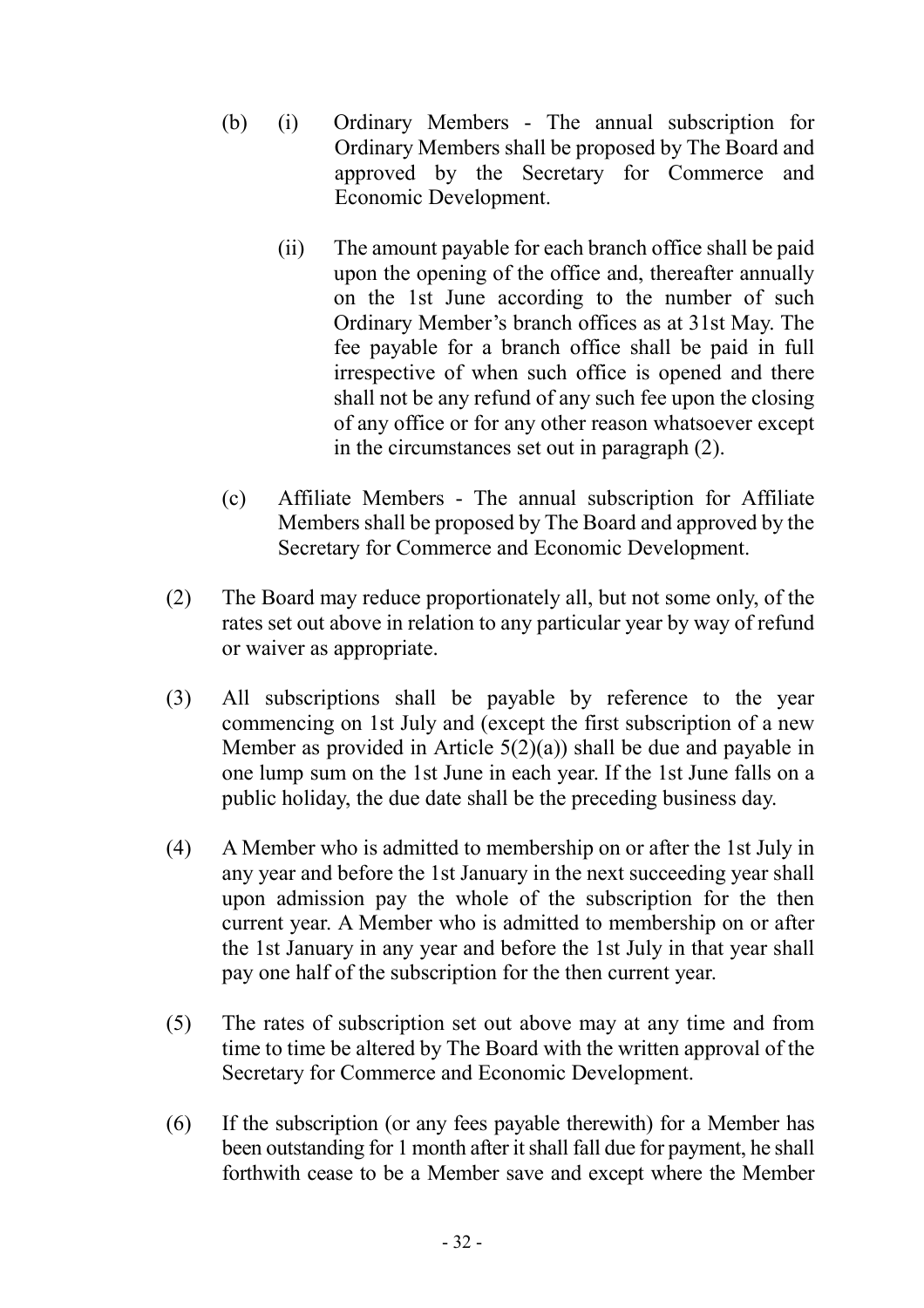(b) (i) Ordinary Members - The annual subscription for Ordinary Members shall be proposed by The Board and approved by the Secretary for Commerce and Economic Development.

(ii) The amount payable for each branch office shall be paid upon the opening of the office and, thereafter annually on the 1st June according to the number of such Ordinary Member's branch offices as at 31st May. The fee payable for a branch office shall be paid in full irrespective of when such office is opened and there shall not be any refund of any such fee upon the closing of any office or for any other reason whatsoever except in the circumstances set out in paragraph (2).

(c) Affiliate Members - The annual subscription for Affiliate Members shall be proposed by The Board and approved by the Secretary for Commerce and Economic Development.

(2) The Board may reduce proportionately all, but not some only, of the rates set out above in relation to any particular year by way of refund or waiver as appropriate.

(3) All subscriptions shall be payable by reference to the year commencing on 1st July and (except the first subscription of a new Member as provided in Article 5(2)(a)) shall be due and payable in one lump sum on the 1st June in each year. If the 1st June falls on a public holiday, the due date shall be the preceding business day.

(4) A Member who is admitted to membership on or after the 1st July in any year and before the 1st January in the next succeeding year shall upon admission pay the whole of the subscription for the then current year. A Member who is admitted to membership on or after the 1st January in any year and before the 1st July in that year shall pay one half of the subscription for the then current year.

(5) The rates of subscription set out above may at any time and from time to time be altered by The Board with the written approval of the Secretary for Commerce and Economic Development.

(6) If the subscription (or any fees payable therewith) for a Member has been outstanding for 1 month after it shall fall due for payment, he shall forthwith cease to be a Member save and except where the Member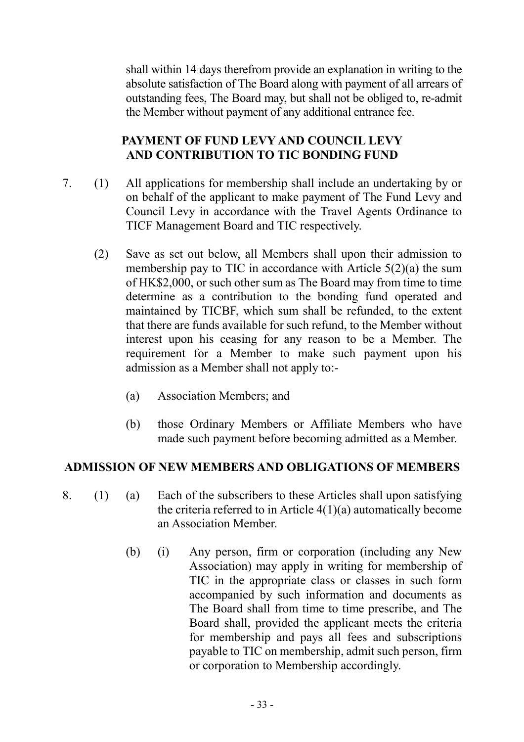shall within 14 days therefrom provide an explanation in writing to the absolute satisfaction of The Board along with payment of all arrears of outstanding fees, The Board may, but shall not be obliged to, re-admit the Member without payment of any additional entrance fee.

## PAYMENT OF FUND LEVY AND COUNCIL LEVY AND CONTRIBUTION TO TIC BONDING FUND

7. (1) All applications for membership shall include an undertaking by or on behalf of the applicant to make payment of The Fund Levy and Council Levy in accordance with the Travel Agents Ordinance to TICF Management Board and TIC respectively.

   (2) Save as set out below, all Members shall upon their admission to membership pay to TIC in accordance with Article 5(2)(a) the sum of HK$2,000, or such other sum as The Board may from time to time determine as a contribution to the bonding fund operated and maintained by TICBF, which sum shall be refunded, to the extent that there are funds available for such refund, to the Member without interest upon his ceasing for any reason to be a Member. The requirement for a Member to make such payment upon his admission as a Member shall not apply to:-

      (a) Association Members; and

      (b) those Ordinary Members or Affiliate Members who have made such payment before becoming admitted as a Member.

## ADMISSION OF NEW MEMBERS AND OBLIGATIONS OF MEMBERS

8. (1) (a) Each of the subscribers to these Articles shall upon satisfying the criteria referred to in Article 4(1)(a) automatically become an Association Member.

   (b) (i) Any person, firm or corporation (including any New Association) may apply in writing for membership of TIC in the appropriate class or classes in such form accompanied by such information and documents as The Board shall from time to time prescribe, and The Board shall, provided the applicant meets the criteria for membership and pays all fees and subscriptions payable to TIC on membership, admit such person, firm or corporation to Membership accordingly.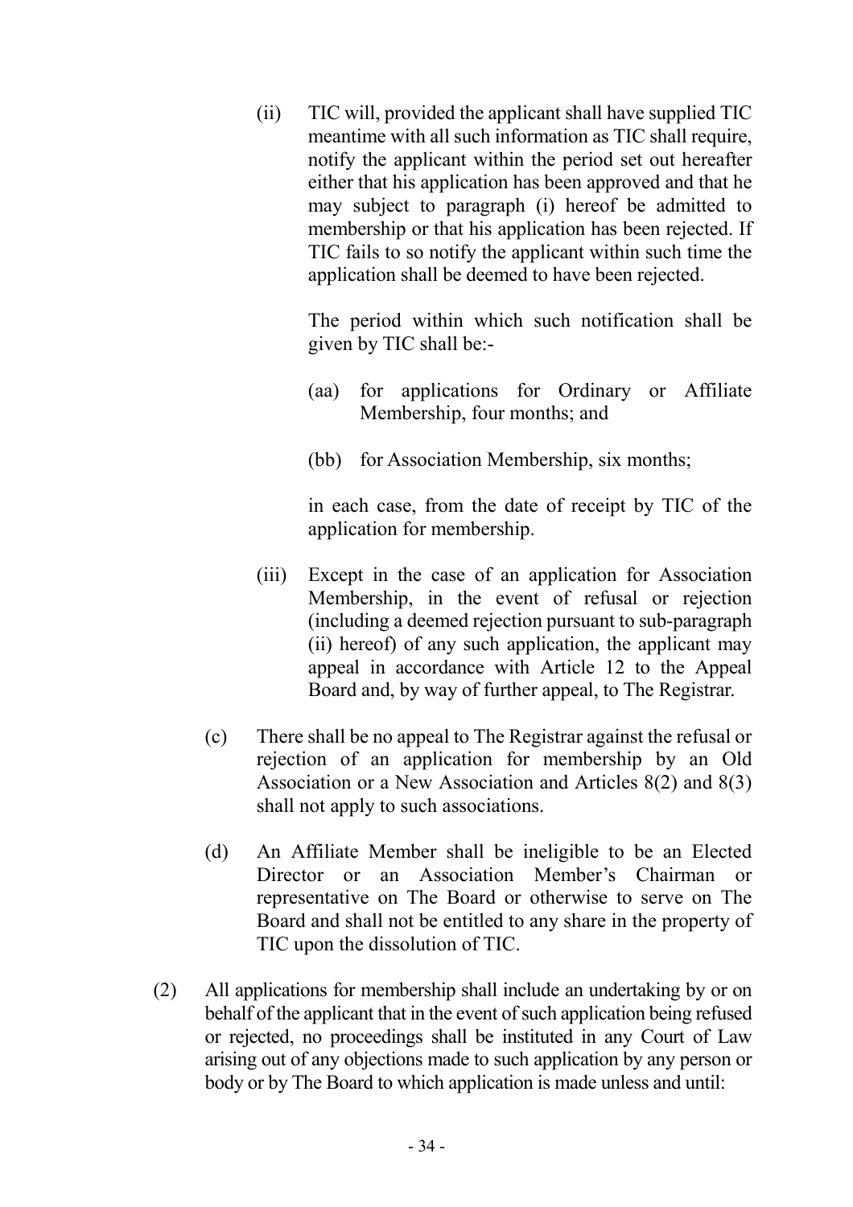(ii) TIC will, provided the applicant shall have supplied TIC meantime with all such information as TIC shall require, notify the applicant within the period set out hereafter either that his application has been approved and that he may subject to paragraph (i) hereof be admitted to membership or that his application has been rejected. If TIC fails to so notify the applicant within such time the application shall be deemed to have been rejected.

The period within which such notification shall be given by TIC shall be:-

(aa) for applications for Ordinary or Affiliate Membership, four months; and

(bb) for Association Membership, six months;

in each case, from the date of receipt by TIC of the application for membership.

(iii) Except in the case of an application for Association Membership, in the event of refusal or rejection (including a deemed rejection pursuant to sub-paragraph (ii) hereof) of any such application, the applicant may appeal in accordance with Article 12 to the Appeal Board and, by way of further appeal, to The Registrar.

(c) There shall be no appeal to The Registrar against the refusal or rejection of an application for membership by an Old Association or a New Association and Articles 8(2) and 8(3) shall not apply to such associations.

(d) An Affiliate Member shall be ineligible to be an Elected Director or an Association Member's Chairman or representative on The Board or otherwise to serve on The Board and shall not be entitled to any share in the property of TIC upon the dissolution of TIC.

(2) All applications for membership shall include an undertaking by or on behalf of the applicant that in the event of such application being refused or rejected, no proceedings shall be instituted in any Court of Law arising out of any objections made to such application by any person or body or by The Board to which application is made unless and until: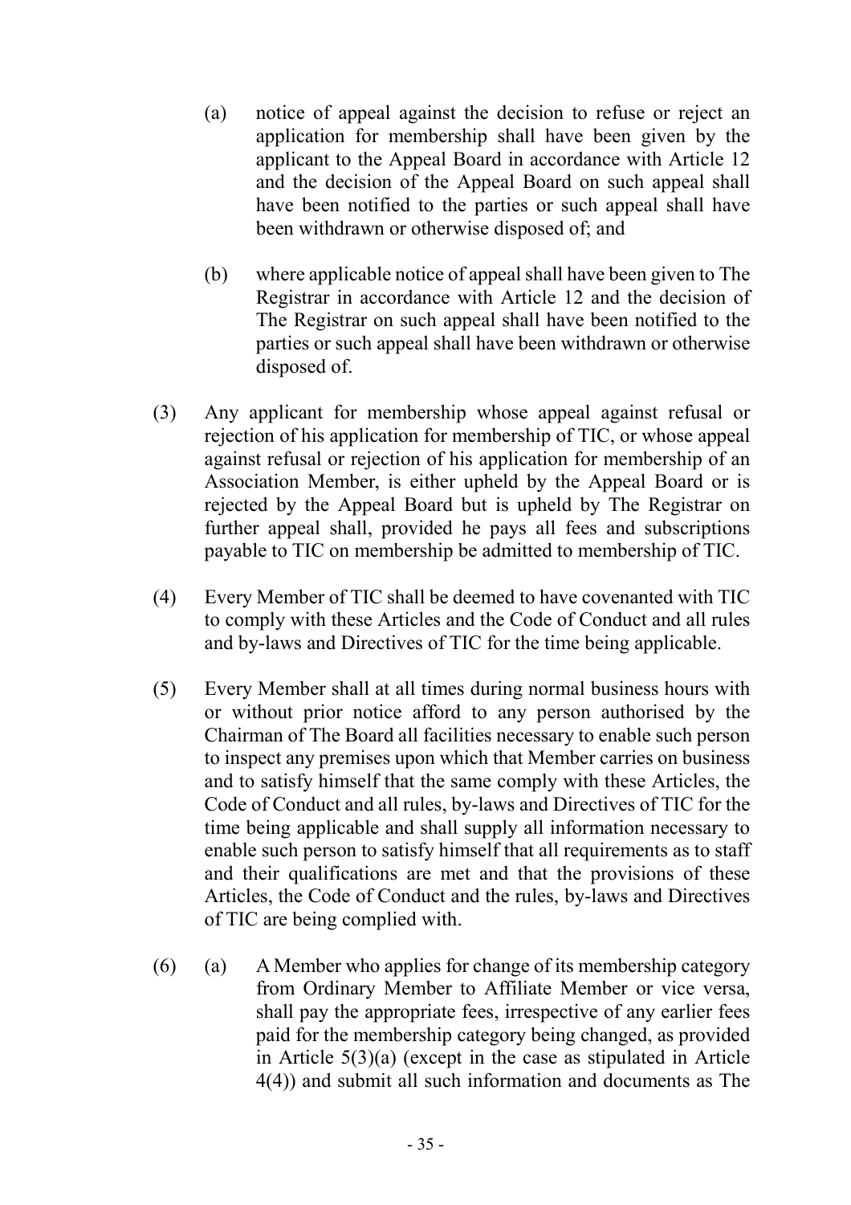(a) notice of appeal against the decision to refuse or reject an application for membership shall have been given by the applicant to the Appeal Board in accordance with Article 12 and the decision of the Appeal Board on such appeal shall have been notified to the parties or such appeal shall have been withdrawn or otherwise disposed of; and

(b) where applicable notice of appeal shall have been given to The Registrar in accordance with Article 12 and the decision of The Registrar on such appeal shall have been notified to the parties or such appeal shall have been withdrawn or otherwise disposed of.

(3) Any applicant for membership whose appeal against refusal or rejection of his application for membership of TIC, or whose appeal against refusal or rejection of his application for membership of an Association Member, is either upheld by the Appeal Board or is rejected by the Appeal Board but is upheld by The Registrar on further appeal shall, provided he pays all fees and subscriptions payable to TIC on membership be admitted to membership of TIC.

(4) Every Member of TIC shall be deemed to have covenanted with TIC to comply with these Articles and the Code of Conduct and all rules and by-laws and Directives of TIC for the time being applicable.

(5) Every Member shall at all times during normal business hours with or without prior notice afford to any person authorised by the Chairman of The Board all facilities necessary to enable such person to inspect any premises upon which that Member carries on business and to satisfy himself that the same comply with these Articles, the Code of Conduct and all rules, by-laws and Directives of TIC for the time being applicable and shall supply all information necessary to enable such person to satisfy himself that all requirements as to staff and their qualifications are met and that the provisions of these Articles, the Code of Conduct and the rules, by-laws and Directives of TIC are being complied with.

(6) (a) A Member who applies for change of its membership category from Ordinary Member to Affiliate Member or vice versa, shall pay the appropriate fees, irrespective of any earlier fees paid for the membership category being changed, as provided in Article 5(3)(a) (except in the case as stipulated in Article 4(4)) and submit all such information and documents as The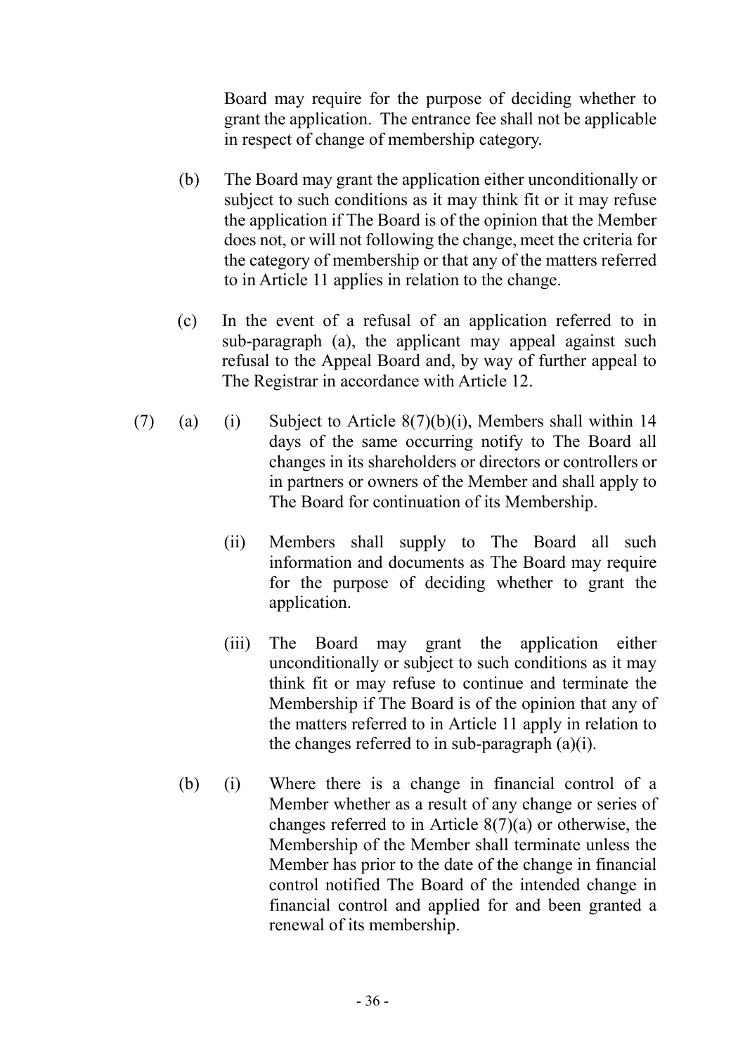Board may require for the purpose of deciding whether to grant the application. The entrance fee shall not be applicable in respect of change of membership category.

(b) The Board may grant the application either unconditionally or subject to such conditions as it may think fit or it may refuse the application if The Board is of the opinion that the Member does not, or will not following the change, meet the criteria for the category of membership or that any of the matters referred to in Article 11 applies in relation to the change.

(c) In the event of a refusal of an application referred to in sub-paragraph (a), the applicant may appeal against such refusal to the Appeal Board and, by way of further appeal to The Registrar in accordance with Article 12.

(7) (a) (i) Subject to Article 8(7)(b)(i), Members shall within 14 days of the same occurring notify to The Board all changes in its shareholders or directors or controllers or in partners or owners of the Member and shall apply to The Board for continuation of its Membership.

(ii) Members shall supply to The Board all such information and documents as The Board may require for the purpose of deciding whether to grant the application.

(iii) The Board may grant the application either unconditionally or subject to such conditions as it may think fit or may refuse to continue and terminate the Membership if The Board is of the opinion that any of the matters referred to in Article 11 apply in relation to the changes referred to in sub-paragraph (a)(i).

(b) (i) Where there is a change in financial control of a Member whether as a result of any change or series of changes referred to in Article 8(7)(a) or otherwise, the Membership of the Member shall terminate unless the Member has prior to the date of the change in financial control notified The Board of the intended change in financial control and applied for and been granted a renewal of its membership.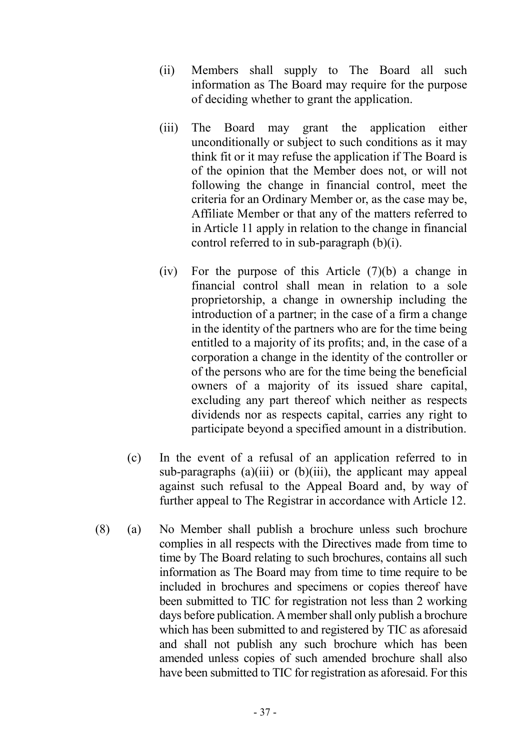(ii) Members shall supply to The Board all such information as The Board may require for the purpose of deciding whether to grant the application.

(iii) The Board may grant the application either unconditionally or subject to such conditions as it may think fit or it may refuse the application if The Board is of the opinion that the Member does not, or will not following the change in financial control, meet the criteria for an Ordinary Member or, as the case may be, Affiliate Member or that any of the matters referred to in Article 11 apply in relation to the change in financial control referred to in sub-paragraph (b)(i).

(iv) For the purpose of this Article (7)(b) a change in financial control shall mean in relation to a sole proprietorship, a change in ownership including the introduction of a partner; in the case of a firm a change in the identity of the partners who are for the time being entitled to a majority of its profits; and, in the case of a corporation a change in the identity of the controller or of the persons who are for the time being the beneficial owners of a majority of its issued share capital, excluding any part thereof which neither as respects dividends nor as respects capital, carries any right to participate beyond a specified amount in a distribution.

(c) In the event of a refusal of an application referred to in sub-paragraphs (a)(iii) or (b)(iii), the applicant may appeal against such refusal to the Appeal Board and, by way of further appeal to The Registrar in accordance with Article 12.

(8) (a) No Member shall publish a brochure unless such brochure complies in all respects with the Directives made from time to time by The Board relating to such brochures, contains all such information as The Board may from time to time require to be included in brochures and specimens or copies thereof have been submitted to TIC for registration not less than 2 working days before publication. A member shall only publish a brochure which has been submitted to and registered by TIC as aforesaid and shall not publish any such brochure which has been amended unless copies of such amended brochure shall also have been submitted to TIC for registration as aforesaid. For this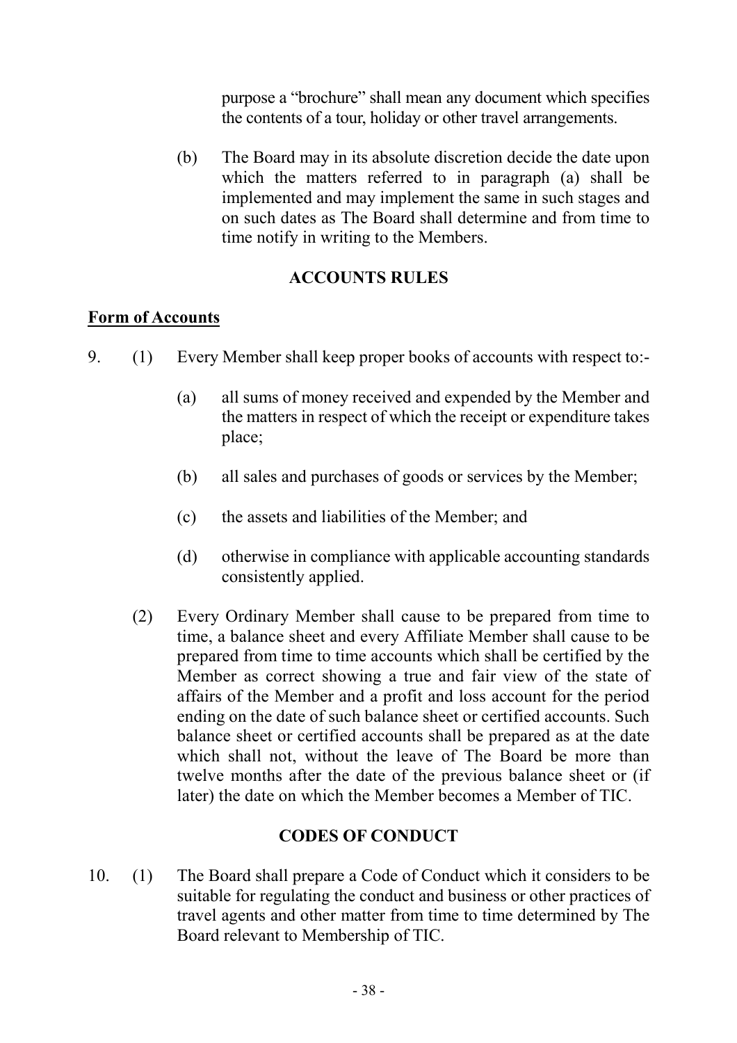purpose a "brochure" shall mean any document which specifies the contents of a tour, holiday or other travel arrangements.

(b) The Board may in its absolute discretion decide the date upon which the matters referred to in paragraph (a) shall be implemented and may implement the same in such stages and on such dates as The Board shall determine and from time to time notify in writing to the Members.

## ACCOUNTS RULES

### Form of Accounts

9. (1) Every Member shall keep proper books of accounts with respect to:-

   (a) all sums of money received and expended by the Member and the matters in respect of which the receipt or expenditure takes place;

   (b) all sales and purchases of goods or services by the Member;

   (c) the assets and liabilities of the Member; and

   (d) otherwise in compliance with applicable accounting standards consistently applied.

   (2) Every Ordinary Member shall cause to be prepared from time to time, a balance sheet and every Affiliate Member shall cause to be prepared from time to time accounts which shall be certified by the Member as correct showing a true and fair view of the state of affairs of the Member and a profit and loss account for the period ending on the date of such balance sheet or certified accounts. Such balance sheet or certified accounts shall be prepared as at the date which shall not, without the leave of The Board be more than twelve months after the date of the previous balance sheet or (if later) the date on which the Member becomes a Member of TIC.

## CODES OF CONDUCT

10. (1) The Board shall prepare a Code of Conduct which it considers to be suitable for regulating the conduct and business or other practices of travel agents and other matter from time to time determined by The Board relevant to Membership of TIC.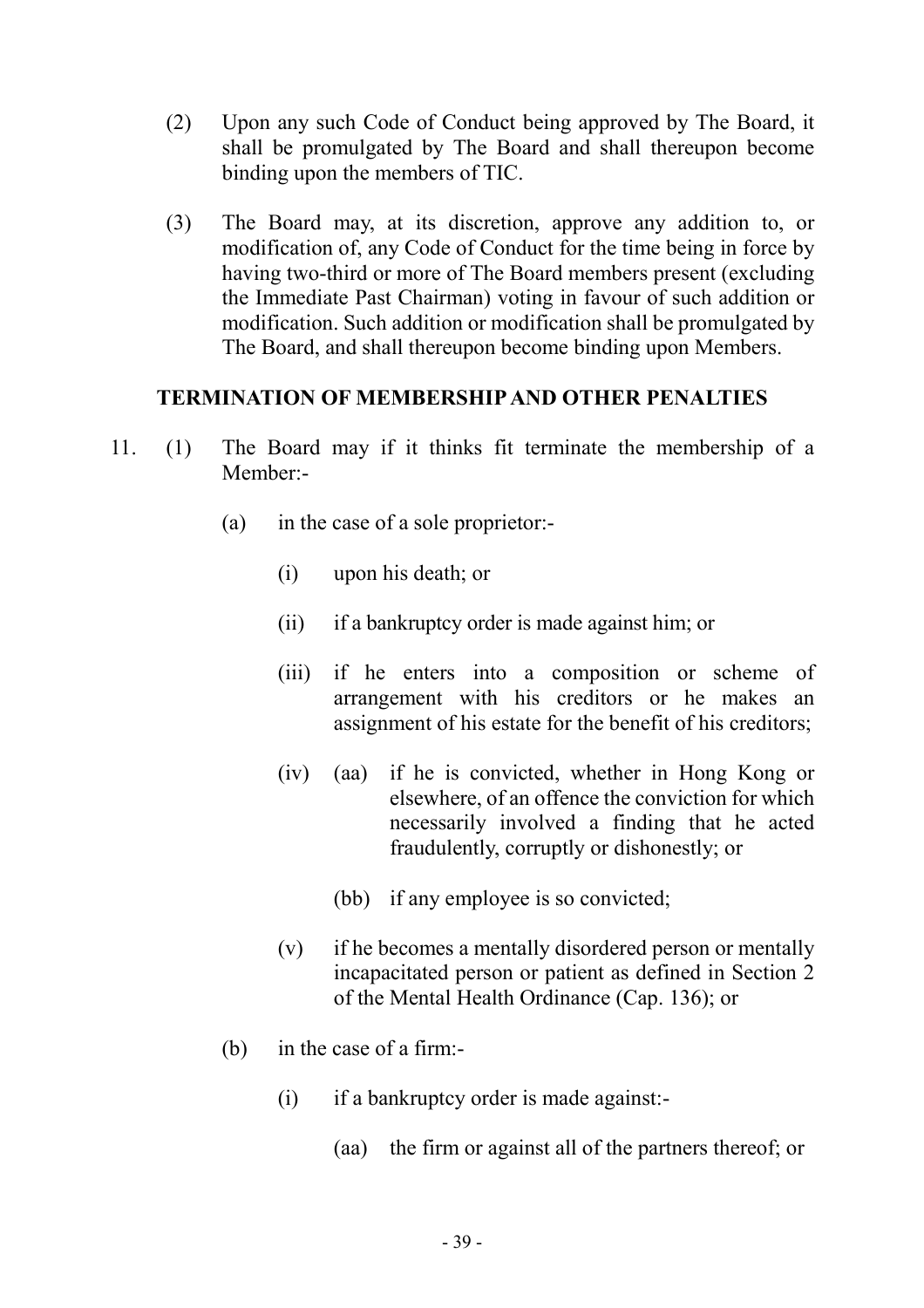(2) Upon any such Code of Conduct being approved by The Board, it shall be promulgated by The Board and shall thereupon become binding upon the members of TIC.

(3) The Board may, at its discretion, approve any addition to, or modification of, any Code of Conduct for the time being in force by having two-third or more of The Board members present (excluding the Immediate Past Chairman) voting in favour of such addition or modification. Such addition or modification shall be promulgated by The Board, and shall thereupon become binding upon Members.

**TERMINATION OF MEMBERSHIP AND OTHER PENALTIES**

11. (1) The Board may if it thinks fit terminate the membership of a Member:-

(a) in the case of a sole proprietor:-

(i) upon his death; or

(ii) if a bankruptcy order is made against him; or

(iii) if he enters into a composition or scheme of arrangement with his creditors or he makes an assignment of his estate for the benefit of his creditors;

(iv) (aa) if he is convicted, whether in Hong Kong or elsewhere, of an offence the conviction for which necessarily involved a finding that he acted fraudulently, corruptly or dishonestly; or

(bb) if any employee is so convicted;

(v) if he becomes a mentally disordered person or mentally incapacitated person or patient as defined in Section 2 of the Mental Health Ordinance (Cap. 136); or

(b) in the case of a firm:-

(i) if a bankruptcy order is made against:-

(aa) the firm or against all of the partners thereof; or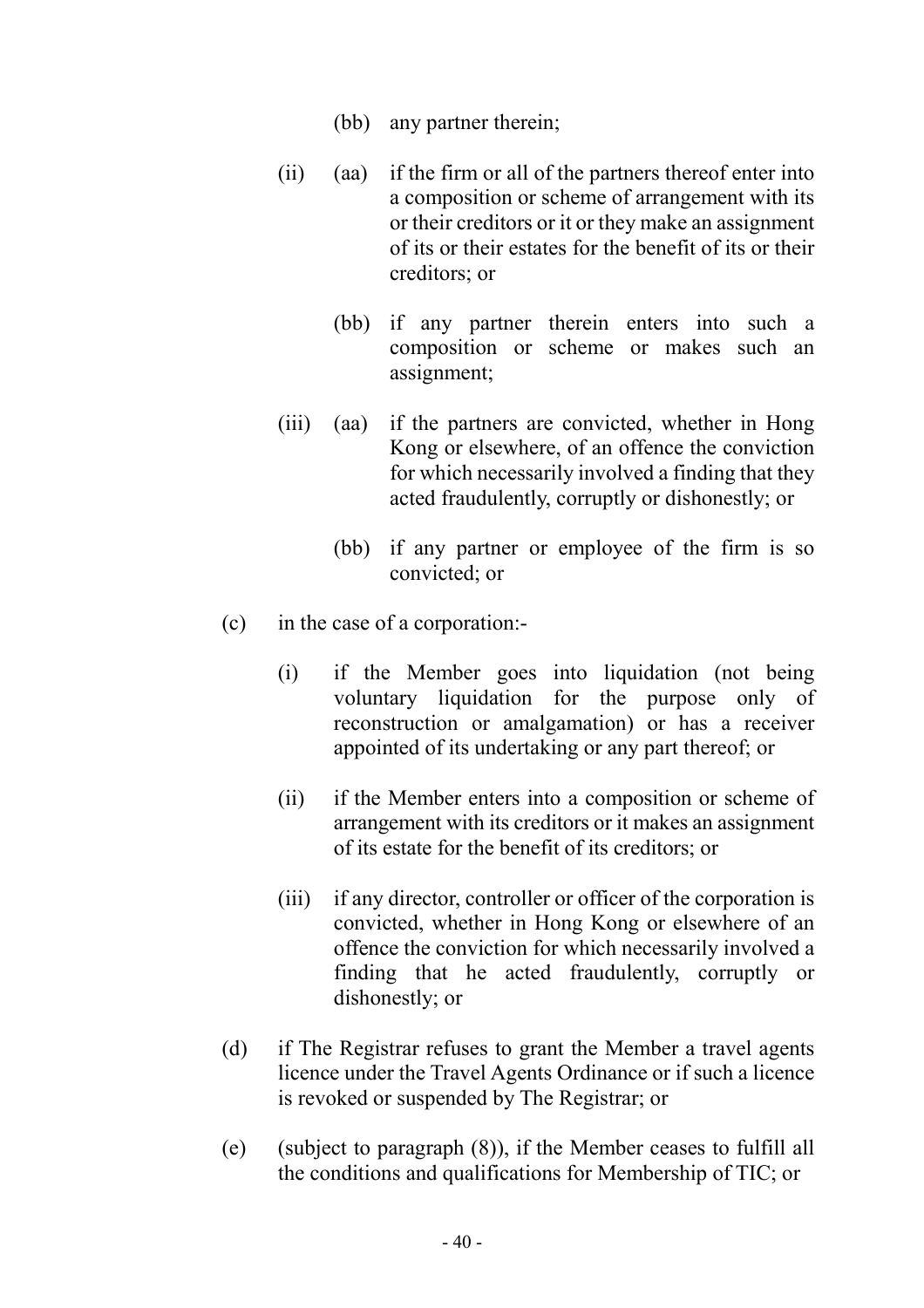(bb) any partner therein;

(ii) (aa) if the firm or all of the partners thereof enter into a composition or scheme of arrangement with its or their creditors or it or they make an assignment of its or their estates for the benefit of its or their creditors; or

(bb) if any partner therein enters into such a composition or scheme or makes such an assignment;

(iii) (aa) if the partners are convicted, whether in Hong Kong or elsewhere, of an offence the conviction for which necessarily involved a finding that they acted fraudulently, corruptly or dishonestly; or

(bb) if any partner or employee of the firm is so convicted; or

(c) in the case of a corporation:-

(i) if the Member goes into liquidation (not being voluntary liquidation for the purpose only of reconstruction or amalgamation) or has a receiver appointed of its undertaking or any part thereof; or

(ii) if the Member enters into a composition or scheme of arrangement with its creditors or it makes an assignment of its estate for the benefit of its creditors; or

(iii) if any director, controller or officer of the corporation is convicted, whether in Hong Kong or elsewhere of an offence the conviction for which necessarily involved a finding that he acted fraudulently, corruptly or dishonestly; or

(d) if The Registrar refuses to grant the Member a travel agents licence under the Travel Agents Ordinance or if such a licence is revoked or suspended by The Registrar; or

(e) (subject to paragraph (8)), if the Member ceases to fulfill all the conditions and qualifications for Membership of TIC; or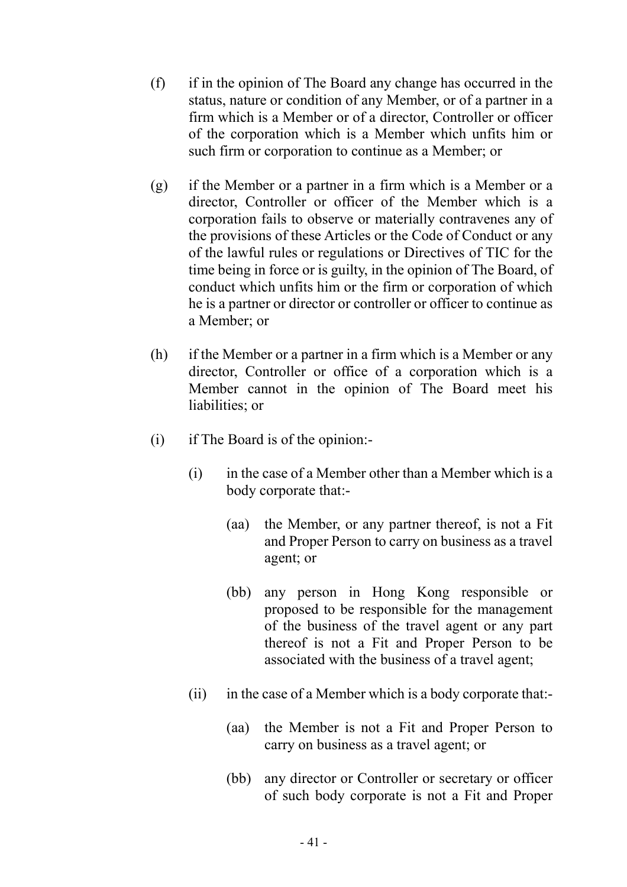(f) if in the opinion of The Board any change has occurred in the status, nature or condition of any Member, or of a partner in a firm which is a Member or of a director, Controller or officer of the corporation which is a Member which unfits him or such firm or corporation to continue as a Member; or

(g) if the Member or a partner in a firm which is a Member or a director, Controller or officer of the Member which is a corporation fails to observe or materially contravenes any of the provisions of these Articles or the Code of Conduct or any of the lawful rules or regulations or Directives of TIC for the time being in force or is guilty, in the opinion of The Board, of conduct which unfits him or the firm or corporation of which he is a partner or director or controller or officer to continue as a Member; or

(h) if the Member or a partner in a firm which is a Member or any director, Controller or office of a corporation which is a Member cannot in the opinion of The Board meet his liabilities; or

(i) if The Board is of the opinion:-

  (i) in the case of a Member other than a Member which is a body corporate that:-

    (aa) the Member, or any partner thereof, is not a Fit and Proper Person to carry on business as a travel agent; or

    (bb) any person in Hong Kong responsible or proposed to be responsible for the management of the business of the travel agent or any part thereof is not a Fit and Proper Person to be associated with the business of a travel agent;

  (ii) in the case of a Member which is a body corporate that:-

    (aa) the Member is not a Fit and Proper Person to carry on business as a travel agent; or

    (bb) any director or Controller or secretary or officer of such body corporate is not a Fit and Proper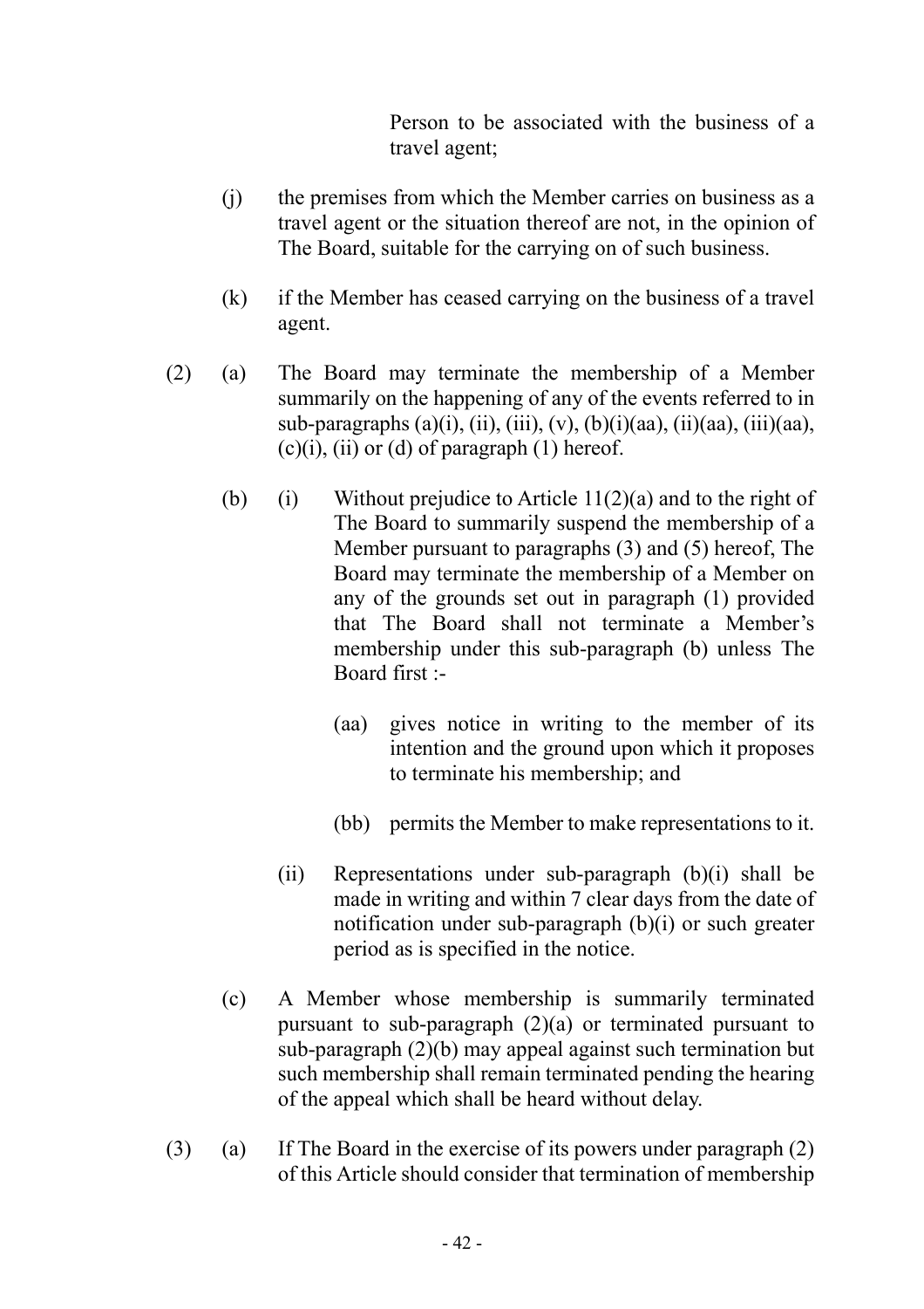Person to be associated with the business of a travel agent;

(j) the premises from which the Member carries on business as a travel agent or the situation thereof are not, in the opinion of The Board, suitable for the carrying on of such business.

(k) if the Member has ceased carrying on the business of a travel agent.

(2) (a) The Board may terminate the membership of a Member summarily on the happening of any of the events referred to in sub-paragraphs (a)(i), (ii), (iii), (v), (b)(i)(aa), (ii)(aa), (iii)(aa), (c)(i), (ii) or (d) of paragraph (1) hereof.

(b) (i) Without prejudice to Article 11(2)(a) and to the right of The Board to summarily suspend the membership of a Member pursuant to paragraphs (3) and (5) hereof, The Board may terminate the membership of a Member on any of the grounds set out in paragraph (1) provided that The Board shall not terminate a Member's membership under this sub-paragraph (b) unless The Board first :-

(aa) gives notice in writing to the member of its intention and the ground upon which it proposes to terminate his membership; and

(bb) permits the Member to make representations to it.

(ii) Representations under sub-paragraph (b)(i) shall be made in writing and within 7 clear days from the date of notification under sub-paragraph (b)(i) or such greater period as is specified in the notice.

(c) A Member whose membership is summarily terminated pursuant to sub-paragraph (2)(a) or terminated pursuant to sub-paragraph (2)(b) may appeal against such termination but such membership shall remain terminated pending the hearing of the appeal which shall be heard without delay.

(3) (a) If The Board in the exercise of its powers under paragraph (2) of this Article should consider that termination of membership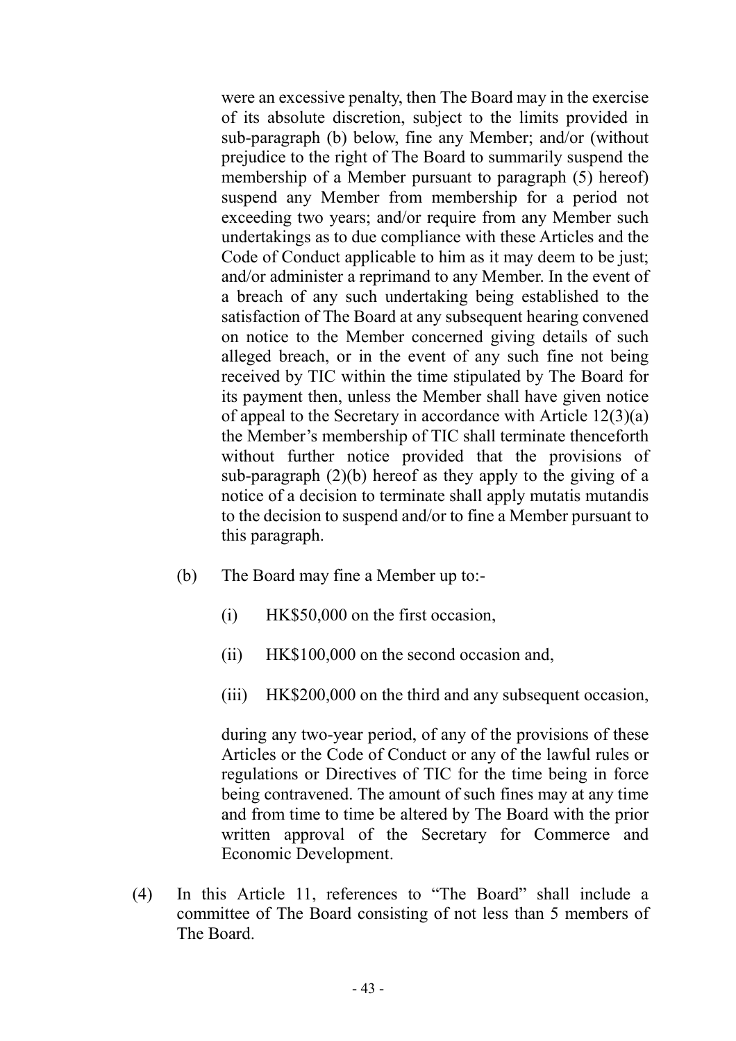were an excessive penalty, then The Board may in the exercise of its absolute discretion, subject to the limits provided in sub-paragraph (b) below, fine any Member; and/or (without prejudice to the right of The Board to summarily suspend the membership of a Member pursuant to paragraph (5) hereof) suspend any Member from membership for a period not exceeding two years; and/or require from any Member such undertakings as to due compliance with these Articles and the Code of Conduct applicable to him as it may deem to be just; and/or administer a reprimand to any Member. In the event of a breach of any such undertaking being established to the satisfaction of The Board at any subsequent hearing convened on notice to the Member concerned giving details of such alleged breach, or in the event of any such fine not being received by TIC within the time stipulated by The Board for its payment then, unless the Member shall have given notice of appeal to the Secretary in accordance with Article 12(3)(a) the Member's membership of TIC shall terminate thenceforth without further notice provided that the provisions of sub-paragraph (2)(b) hereof as they apply to the giving of a notice of a decision to terminate shall apply mutatis mutandis to the decision to suspend and/or to fine a Member pursuant to this paragraph.

(b) The Board may fine a Member up to:-

(i) HK$50,000 on the first occasion,

(ii) HK$100,000 on the second occasion and,

(iii) HK$200,000 on the third and any subsequent occasion,

during any two-year period, of any of the provisions of these Articles or the Code of Conduct or any of the lawful rules or regulations or Directives of TIC for the time being in force being contravened. The amount of such fines may at any time and from time to time be altered by The Board with the prior written approval of the Secretary for Commerce and Economic Development.

(4) In this Article 11, references to "The Board" shall include a committee of The Board consisting of not less than 5 members of The Board.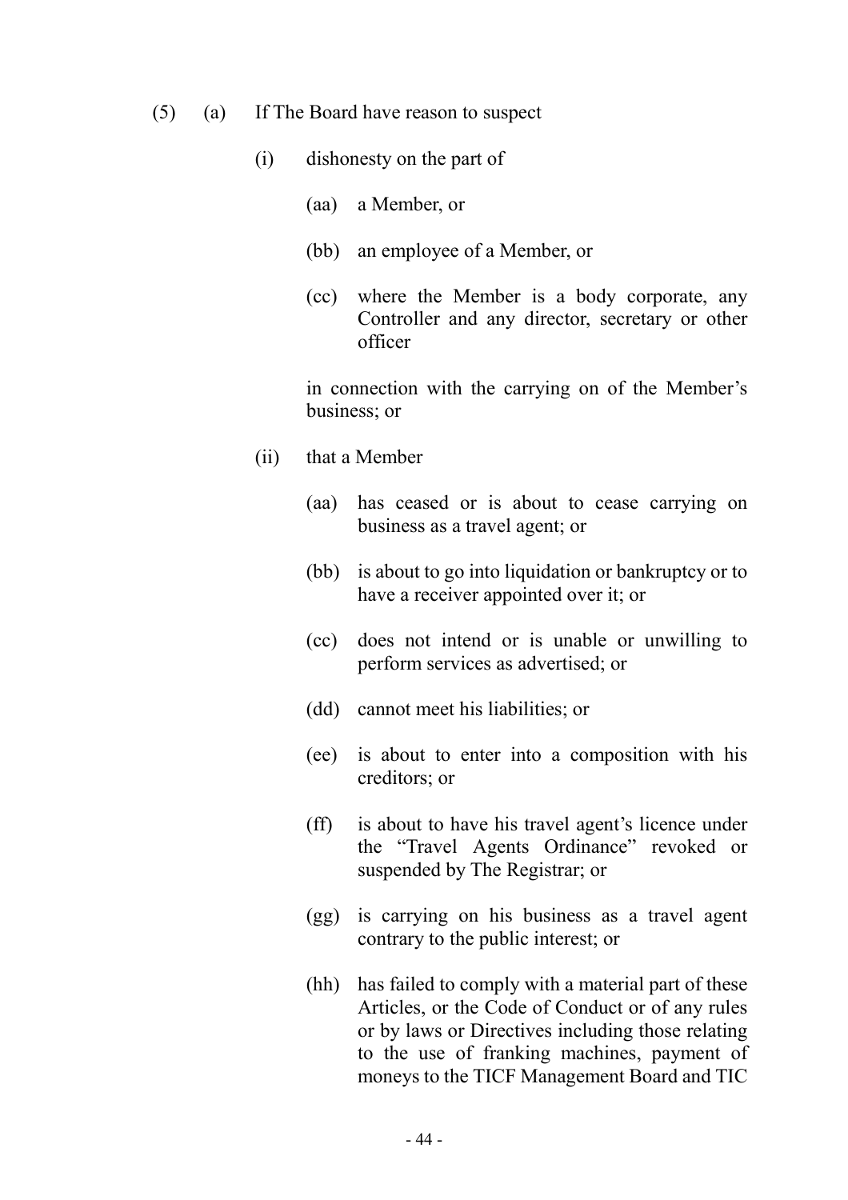(5) (a) If The Board have reason to suspect

(i) dishonesty on the part of

(aa) a Member, or

(bb) an employee of a Member, or

(cc) where the Member is a body corporate, any Controller and any director, secretary or other officer

in connection with the carrying on of the Member's business; or

(ii) that a Member

(aa) has ceased or is about to cease carrying on business as a travel agent; or

(bb) is about to go into liquidation or bankruptcy or to have a receiver appointed over it; or

(cc) does not intend or is unable or unwilling to perform services as advertised; or

(dd) cannot meet his liabilities; or

(ee) is about to enter into a composition with his creditors; or

(ff) is about to have his travel agent's licence under the "Travel Agents Ordinance" revoked or suspended by The Registrar; or

(gg) is carrying on his business as a travel agent contrary to the public interest; or

(hh) has failed to comply with a material part of these Articles, or the Code of Conduct or of any rules or by laws or Directives including those relating to the use of franking machines, payment of moneys to the TICF Management Board and TIC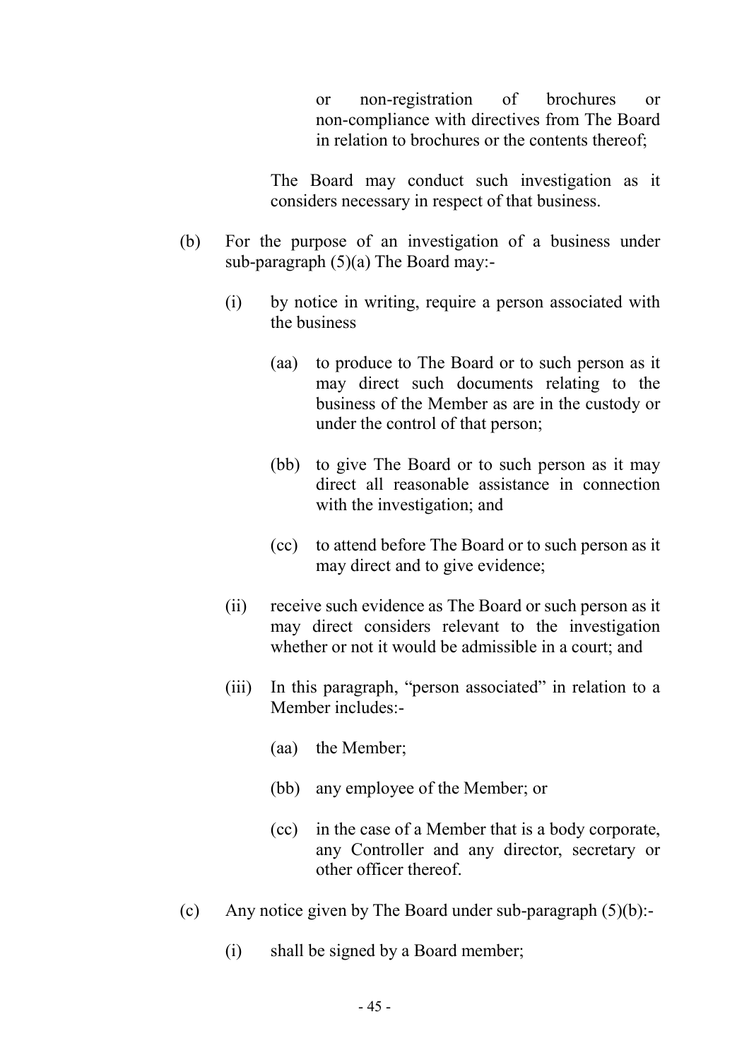or non-registration of brochures or non-compliance with directives from The Board in relation to brochures or the contents thereof;

The Board may conduct such investigation as it considers necessary in respect of that business.

(b) For the purpose of an investigation of a business under sub-paragraph (5)(a) The Board may:-

(i) by notice in writing, require a person associated with the business

(aa) to produce to The Board or to such person as it may direct such documents relating to the business of the Member as are in the custody or under the control of that person;

(bb) to give The Board or to such person as it may direct all reasonable assistance in connection with the investigation; and

(cc) to attend before The Board or to such person as it may direct and to give evidence;

(ii) receive such evidence as The Board or such person as it may direct considers relevant to the investigation whether or not it would be admissible in a court; and

(iii) In this paragraph, "person associated" in relation to a Member includes:-

(aa) the Member;

(bb) any employee of the Member; or

(cc) in the case of a Member that is a body corporate, any Controller and any director, secretary or other officer thereof.

(c) Any notice given by The Board under sub-paragraph (5)(b):-

(i) shall be signed by a Board member;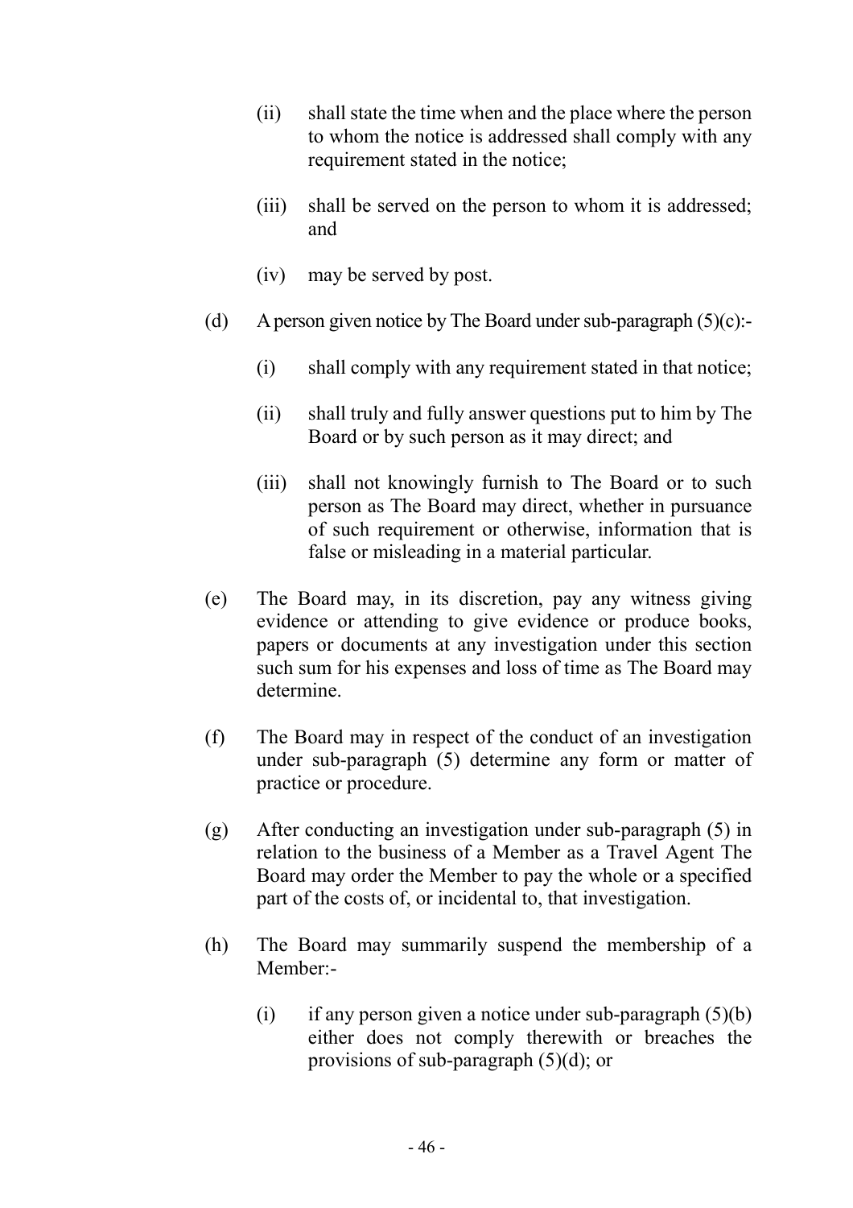- (ii) shall state the time when and the place where the person to whom the notice is addressed shall comply with any requirement stated in the notice;

- (iii) shall be served on the person to whom it is addressed; and

- (iv) may be served by post.

(d) A person given notice by The Board under sub-paragraph (5)(c):-

- (i) shall comply with any requirement stated in that notice;

- (ii) shall truly and fully answer questions put to him by The Board or by such person as it may direct; and

- (iii) shall not knowingly furnish to The Board or to such person as The Board may direct, whether in pursuance of such requirement or otherwise, information that is false or misleading in a material particular.

(e) The Board may, in its discretion, pay any witness giving evidence or attending to give evidence or produce books, papers or documents at any investigation under this section such sum for his expenses and loss of time as The Board may determine.

(f) The Board may in respect of the conduct of an investigation under sub-paragraph (5) determine any form or matter of practice or procedure.

(g) After conducting an investigation under sub-paragraph (5) in relation to the business of a Member as a Travel Agent The Board may order the Member to pay the whole or a specified part of the costs of, or incidental to, that investigation.

(h) The Board may summarily suspend the membership of a Member:-

- (i) if any person given a notice under sub-paragraph (5)(b) either does not comply therewith or breaches the provisions of sub-paragraph (5)(d); or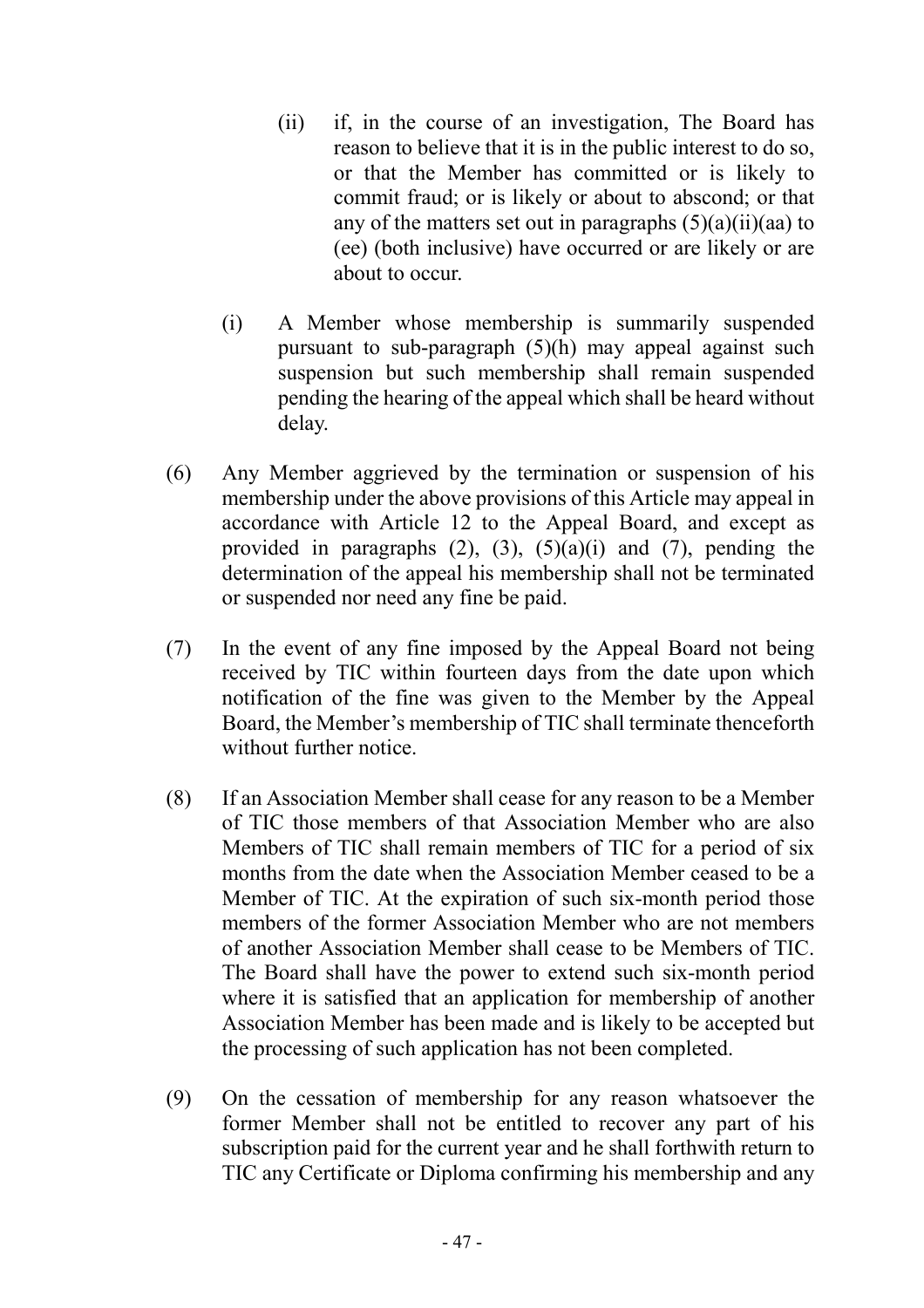(ii) if, in the course of an investigation, The Board has reason to believe that it is in the public interest to do so, or that the Member has committed or is likely to commit fraud; or is likely or about to abscond; or that any of the matters set out in paragraphs (5)(a)(ii)(aa) to (ee) (both inclusive) have occurred or are likely or are about to occur.

(i) A Member whose membership is summarily suspended pursuant to sub-paragraph (5)(h) may appeal against such suspension but such membership shall remain suspended pending the hearing of the appeal which shall be heard without delay.

(6) Any Member aggrieved by the termination or suspension of his membership under the above provisions of this Article may appeal in accordance with Article 12 to the Appeal Board, and except as provided in paragraphs (2), (3), (5)(a)(i) and (7), pending the determination of the appeal his membership shall not be terminated or suspended nor need any fine be paid.

(7) In the event of any fine imposed by the Appeal Board not being received by TIC within fourteen days from the date upon which notification of the fine was given to the Member by the Appeal Board, the Member's membership of TIC shall terminate thenceforth without further notice.

(8) If an Association Member shall cease for any reason to be a Member of TIC those members of that Association Member who are also Members of TIC shall remain members of TIC for a period of six months from the date when the Association Member ceased to be a Member of TIC. At the expiration of such six-month period those members of the former Association Member who are not members of another Association Member shall cease to be Members of TIC. The Board shall have the power to extend such six-month period where it is satisfied that an application for membership of another Association Member has been made and is likely to be accepted but the processing of such application has not been completed.

(9) On the cessation of membership for any reason whatsoever the former Member shall not be entitled to recover any part of his subscription paid for the current year and he shall forthwith return to TIC any Certificate or Diploma confirming his membership and any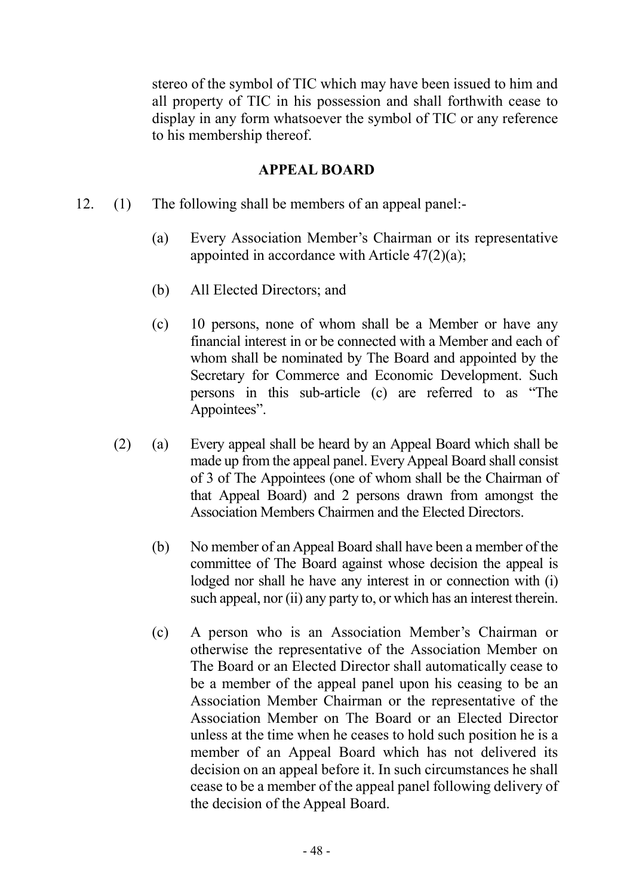stereo of the symbol of TIC which may have been issued to him and all property of TIC in his possession and shall forthwith cease to display in any form whatsoever the symbol of TIC or any reference to his membership thereof.

## APPEAL BOARD

12. (1) The following shall be members of an appeal panel:-

    (a) Every Association Member's Chairman or its representative appointed in accordance with Article 47(2)(a);

    (b) All Elected Directors; and

    (c) 10 persons, none of whom shall be a Member or have any financial interest in or be connected with a Member and each of whom shall be nominated by The Board and appointed by the Secretary for Commerce and Economic Development. Such persons in this sub-article (c) are referred to as "The Appointees".

    (2) (a) Every appeal shall be heard by an Appeal Board which shall be made up from the appeal panel. Every Appeal Board shall consist of 3 of The Appointees (one of whom shall be the Chairman of that Appeal Board) and 2 persons drawn from amongst the Association Members Chairmen and the Elected Directors.

    (b) No member of an Appeal Board shall have been a member of the committee of The Board against whose decision the appeal is lodged nor shall he have any interest in or connection with (i) such appeal, nor (ii) any party to, or which has an interest therein.

    (c) A person who is an Association Member's Chairman or otherwise the representative of the Association Member on The Board or an Elected Director shall automatically cease to be a member of the appeal panel upon his ceasing to be an Association Member Chairman or the representative of the Association Member on The Board or an Elected Director unless at the time when he ceases to hold such position he is a member of an Appeal Board which has not delivered its decision on an appeal before it. In such circumstances he shall cease to be a member of the appeal panel following delivery of the decision of the Appeal Board.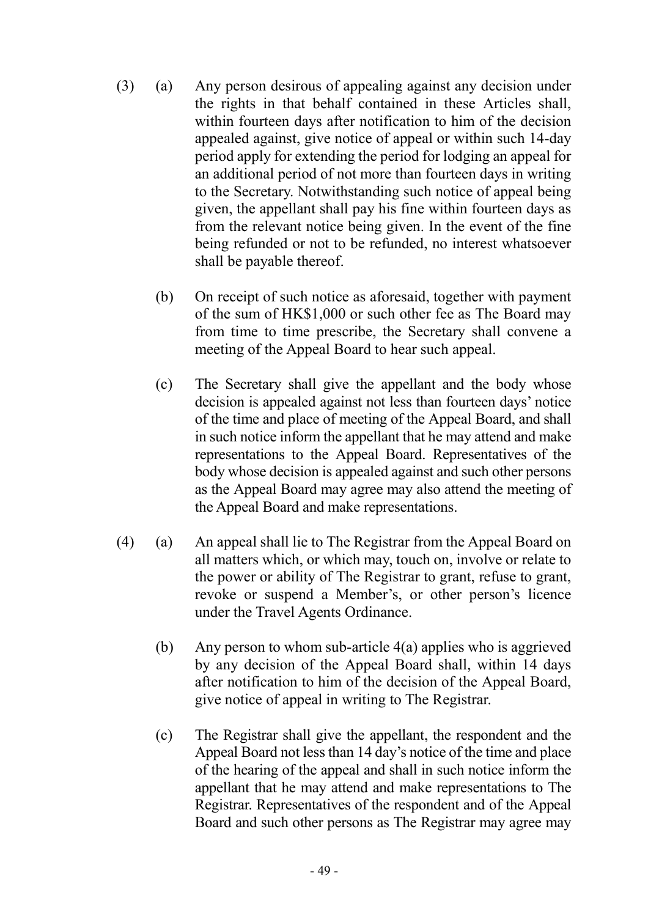(3) (a) Any person desirous of appealing against any decision under the rights in that behalf contained in these Articles shall, within fourteen days after notification to him of the decision appealed against, give notice of appeal or within such 14-day period apply for extending the period for lodging an appeal for an additional period of not more than fourteen days in writing to the Secretary. Notwithstanding such notice of appeal being given, the appellant shall pay his fine within fourteen days as from the relevant notice being given. In the event of the fine being refunded or not to be refunded, no interest whatsoever shall be payable thereof.

(b) On receipt of such notice as aforesaid, together with payment of the sum of HK$1,000 or such other fee as The Board may from time to time prescribe, the Secretary shall convene a meeting of the Appeal Board to hear such appeal.

(c) The Secretary shall give the appellant and the body whose decision is appealed against not less than fourteen days' notice of the time and place of meeting of the Appeal Board, and shall in such notice inform the appellant that he may attend and make representations to the Appeal Board. Representatives of the body whose decision is appealed against and such other persons as the Appeal Board may agree may also attend the meeting of the Appeal Board and make representations.

(4) (a) An appeal shall lie to The Registrar from the Appeal Board on all matters which, or which may, touch on, involve or relate to the power or ability of The Registrar to grant, refuse to grant, revoke or suspend a Member's, or other person's licence under the Travel Agents Ordinance.

(b) Any person to whom sub-article 4(a) applies who is aggrieved by any decision of the Appeal Board shall, within 14 days after notification to him of the decision of the Appeal Board, give notice of appeal in writing to The Registrar.

(c) The Registrar shall give the appellant, the respondent and the Appeal Board not less than 14 day's notice of the time and place of the hearing of the appeal and shall in such notice inform the appellant that he may attend and make representations to The Registrar. Representatives of the respondent and of the Appeal Board and such other persons as The Registrar may agree may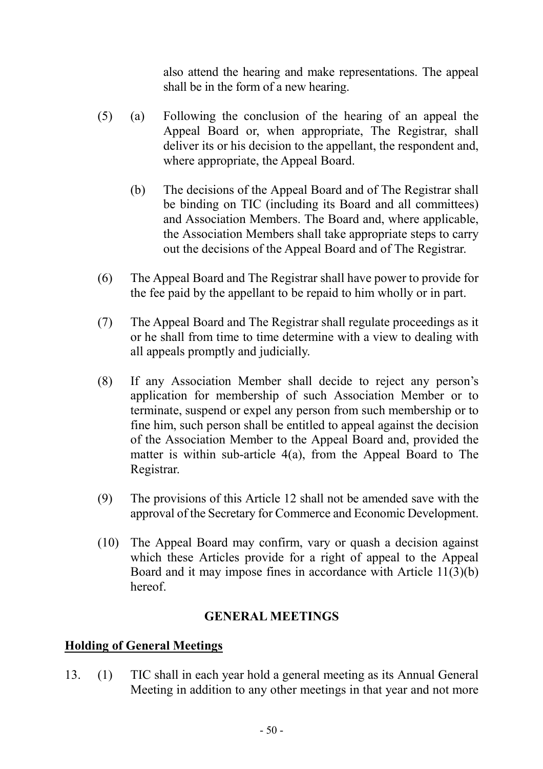also attend the hearing and make representations. The appeal shall be in the form of a new hearing.

(5) (a) Following the conclusion of the hearing of an appeal the Appeal Board or, when appropriate, The Registrar, shall deliver its or his decision to the appellant, the respondent and, where appropriate, the Appeal Board.

(b) The decisions of the Appeal Board and of The Registrar shall be binding on TIC (including its Board and all committees) and Association Members. The Board and, where applicable, the Association Members shall take appropriate steps to carry out the decisions of the Appeal Board and of The Registrar.

(6) The Appeal Board and The Registrar shall have power to provide for the fee paid by the appellant to be repaid to him wholly or in part.

(7) The Appeal Board and The Registrar shall regulate proceedings as it or he shall from time to time determine with a view to dealing with all appeals promptly and judicially.

(8) If any Association Member shall decide to reject any person's application for membership of such Association Member or to terminate, suspend or expel any person from such membership or to fine him, such person shall be entitled to appeal against the decision of the Association Member to the Appeal Board and, provided the matter is within sub-article 4(a), from the Appeal Board to The Registrar.

(9) The provisions of this Article 12 shall not be amended save with the approval of the Secretary for Commerce and Economic Development.

(10) The Appeal Board may confirm, vary or quash a decision against which these Articles provide for a right of appeal to the Appeal Board and it may impose fines in accordance with Article 11(3)(b) hereof.

## GENERAL MEETINGS

### Holding of General Meetings

13. (1) TIC shall in each year hold a general meeting as its Annual General Meeting in addition to any other meetings in that year and not more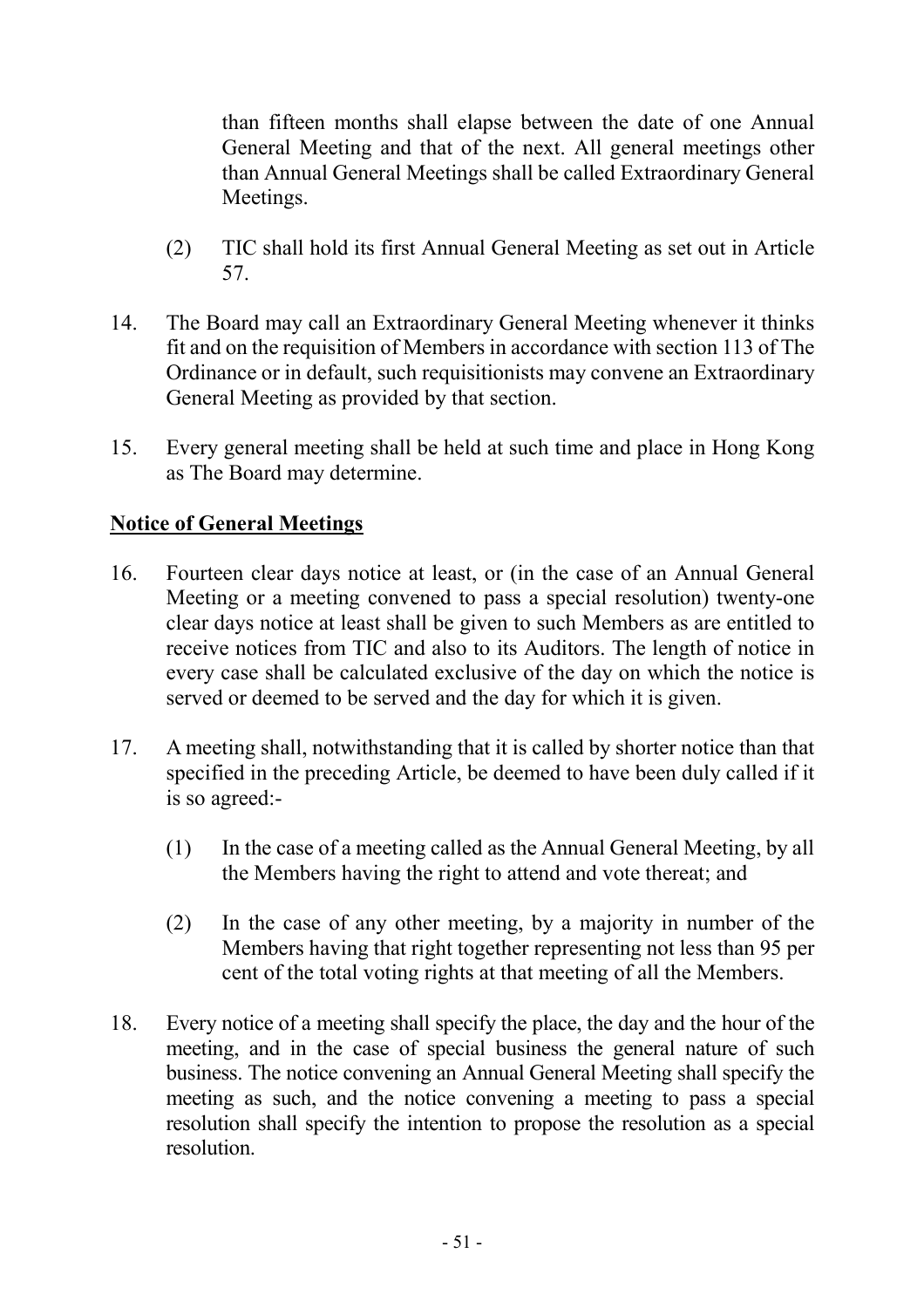than fifteen months shall elapse between the date of one Annual General Meeting and that of the next. All general meetings other than Annual General Meetings shall be called Extraordinary General Meetings.

(2) TIC shall hold its first Annual General Meeting as set out in Article 57.

14. The Board may call an Extraordinary General Meeting whenever it thinks fit and on the requisition of Members in accordance with section 113 of The Ordinance or in default, such requisitionists may convene an Extraordinary General Meeting as provided by that section.

15. Every general meeting shall be held at such time and place in Hong Kong as The Board may determine.

**Notice of General Meetings**

16. Fourteen clear days notice at least, or (in the case of an Annual General Meeting or a meeting convened to pass a special resolution) twenty-one clear days notice at least shall be given to such Members as are entitled to receive notices from TIC and also to its Auditors. The length of notice in every case shall be calculated exclusive of the day on which the notice is served or deemed to be served and the day for which it is given.

17. A meeting shall, notwithstanding that it is called by shorter notice than that specified in the preceding Article, be deemed to have been duly called if it is so agreed:-

    (1) In the case of a meeting called as the Annual General Meeting, by all the Members having the right to attend and vote thereat; and

    (2) In the case of any other meeting, by a majority in number of the Members having that right together representing not less than 95 per cent of the total voting rights at that meeting of all the Members.

18. Every notice of a meeting shall specify the place, the day and the hour of the meeting, and in the case of special business the general nature of such business. The notice convening an Annual General Meeting shall specify the meeting as such, and the notice convening a meeting to pass a special resolution shall specify the intention to propose the resolution as a special resolution.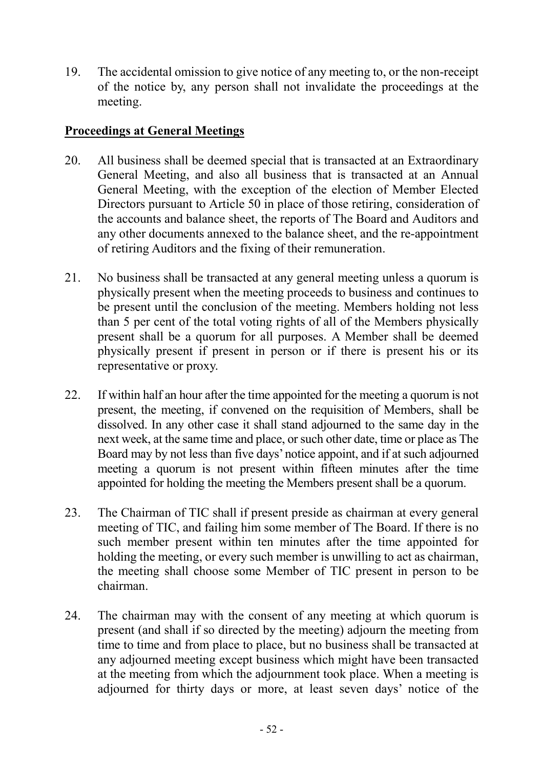19. The accidental omission to give notice of any meeting to, or the non-receipt of the notice by, any person shall not invalidate the proceedings at the meeting.

## **Proceedings at General Meetings**

20. All business shall be deemed special that is transacted at an Extraordinary General Meeting, and also all business that is transacted at an Annual General Meeting, with the exception of the election of Member Elected Directors pursuant to Article 50 in place of those retiring, consideration of the accounts and balance sheet, the reports of The Board and Auditors and any other documents annexed to the balance sheet, and the re-appointment of retiring Auditors and the fixing of their remuneration.

21. No business shall be transacted at any general meeting unless a quorum is physically present when the meeting proceeds to business and continues to be present until the conclusion of the meeting. Members holding not less than 5 per cent of the total voting rights of all of the Members physically present shall be a quorum for all purposes. A Member shall be deemed physically present if present in person or if there is present his or its representative or proxy.

22. If within half an hour after the time appointed for the meeting a quorum is not present, the meeting, if convened on the requisition of Members, shall be dissolved. In any other case it shall stand adjourned to the same day in the next week, at the same time and place, or such other date, time or place as The Board may by not less than five days' notice appoint, and if at such adjourned meeting a quorum is not present within fifteen minutes after the time appointed for holding the meeting the Members present shall be a quorum.

23. The Chairman of TIC shall if present preside as chairman at every general meeting of TIC, and failing him some member of The Board. If there is no such member present within ten minutes after the time appointed for holding the meeting, or every such member is unwilling to act as chairman, the meeting shall choose some Member of TIC present in person to be chairman.

24. The chairman may with the consent of any meeting at which quorum is present (and shall if so directed by the meeting) adjourn the meeting from time to time and from place to place, but no business shall be transacted at any adjourned meeting except business which might have been transacted at the meeting from which the adjournment took place. When a meeting is adjourned for thirty days or more, at least seven days' notice of the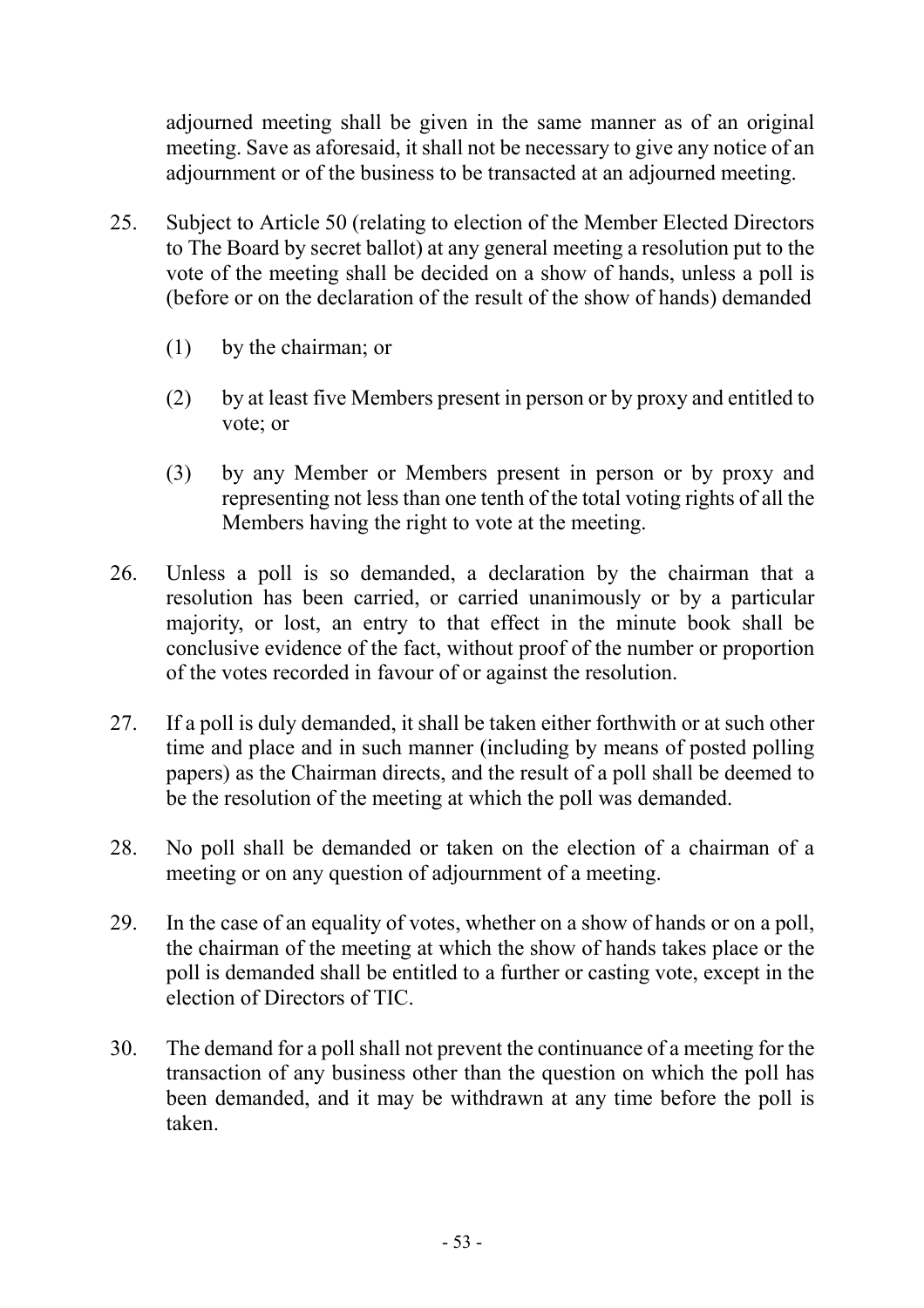adjourned meeting shall be given in the same manner as of an original meeting. Save as aforesaid, it shall not be necessary to give any notice of an adjournment or of the business to be transacted at an adjourned meeting.

25. Subject to Article 50 (relating to election of the Member Elected Directors to The Board by secret ballot) at any general meeting a resolution put to the vote of the meeting shall be decided on a show of hands, unless a poll is (before or on the declaration of the result of the show of hands) demanded

    (1) by the chairman; or

    (2) by at least five Members present in person or by proxy and entitled to vote; or

    (3) by any Member or Members present in person or by proxy and representing not less than one tenth of the total voting rights of all the Members having the right to vote at the meeting.

26. Unless a poll is so demanded, a declaration by the chairman that a resolution has been carried, or carried unanimously or by a particular majority, or lost, an entry to that effect in the minute book shall be conclusive evidence of the fact, without proof of the number or proportion of the votes recorded in favour of or against the resolution.

27. If a poll is duly demanded, it shall be taken either forthwith or at such other time and place and in such manner (including by means of posted polling papers) as the Chairman directs, and the result of a poll shall be deemed to be the resolution of the meeting at which the poll was demanded.

28. No poll shall be demanded or taken on the election of a chairman of a meeting or on any question of adjournment of a meeting.

29. In the case of an equality of votes, whether on a show of hands or on a poll, the chairman of the meeting at which the show of hands takes place or the poll is demanded shall be entitled to a further or casting vote, except in the election of Directors of TIC.

30. The demand for a poll shall not prevent the continuance of a meeting for the transaction of any business other than the question on which the poll has been demanded, and it may be withdrawn at any time before the poll is taken.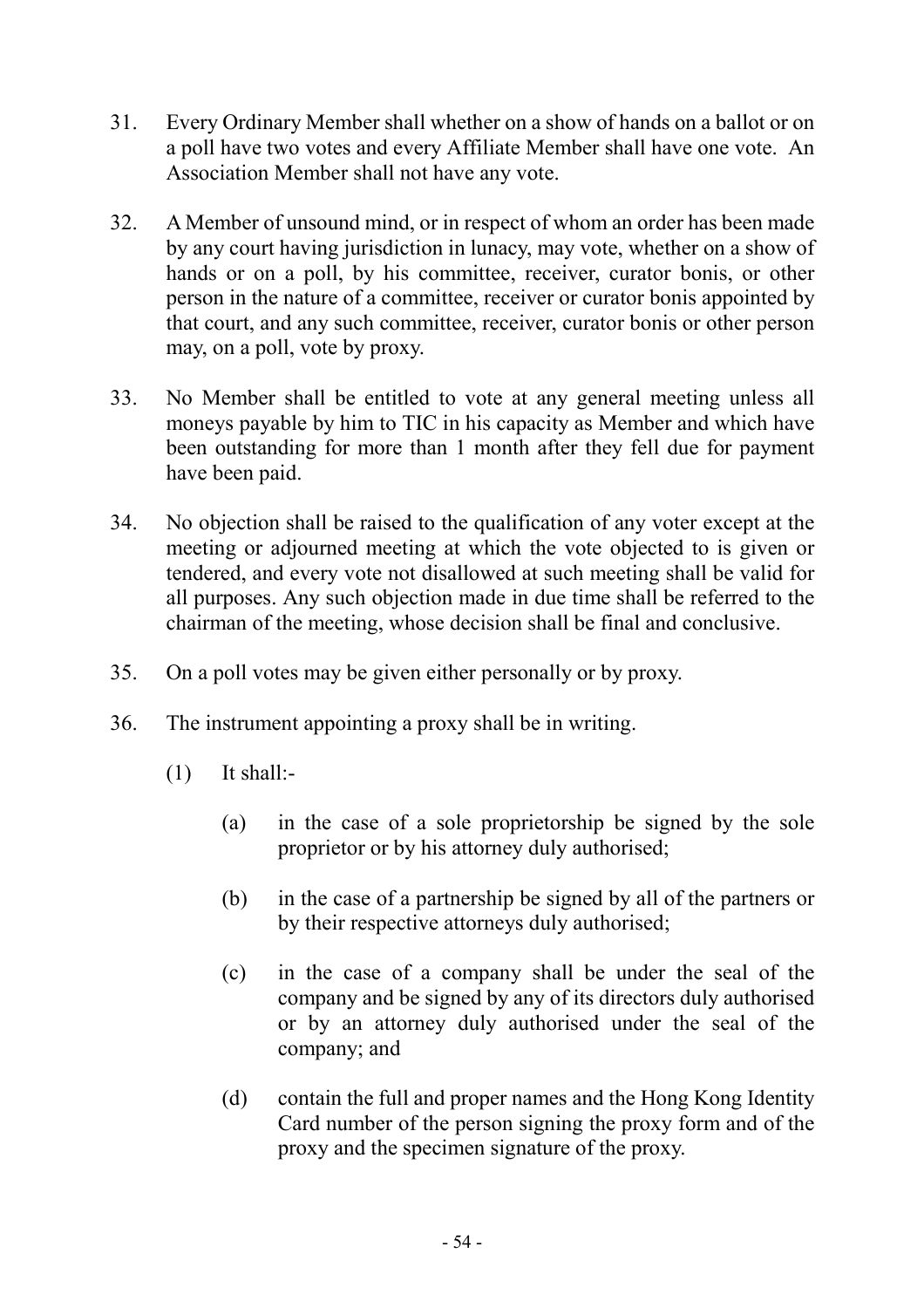31. Every Ordinary Member shall whether on a show of hands on a ballot or on a poll have two votes and every Affiliate Member shall have one vote. An Association Member shall not have any vote.

32. A Member of unsound mind, or in respect of whom an order has been made by any court having jurisdiction in lunacy, may vote, whether on a show of hands or on a poll, by his committee, receiver, curator bonis, or other person in the nature of a committee, receiver or curator bonis appointed by that court, and any such committee, receiver, curator bonis or other person may, on a poll, vote by proxy.

33. No Member shall be entitled to vote at any general meeting unless all moneys payable by him to TIC in his capacity as Member and which have been outstanding for more than 1 month after they fell due for payment have been paid.

34. No objection shall be raised to the qualification of any voter except at the meeting or adjourned meeting at which the vote objected to is given or tendered, and every vote not disallowed at such meeting shall be valid for all purposes. Any such objection made in due time shall be referred to the chairman of the meeting, whose decision shall be final and conclusive.

35. On a poll votes may be given either personally or by proxy.

36. The instrument appointing a proxy shall be in writing.

    (1) It shall:-

        (a) in the case of a sole proprietorship be signed by the sole proprietor or by his attorney duly authorised;

        (b) in the case of a partnership be signed by all of the partners or by their respective attorneys duly authorised;

        (c) in the case of a company shall be under the seal of the company and be signed by any of its directors duly authorised or by an attorney duly authorised under the seal of the company; and

        (d) contain the full and proper names and the Hong Kong Identity Card number of the person signing the proxy form and of the proxy and the specimen signature of the proxy.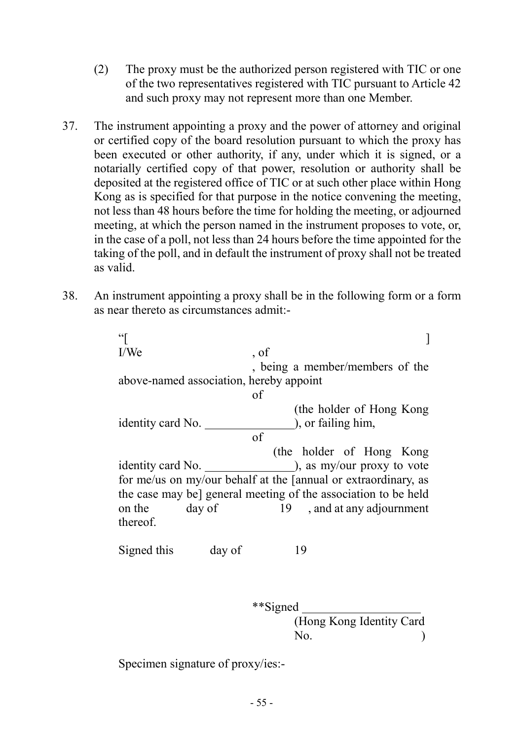(2) The proxy must be the authorized person registered with TIC or one of the two representatives registered with TIC pursuant to Article 42 and such proxy may not represent more than one Member.

37. The instrument appointing a proxy and the power of attorney and original or certified copy of the board resolution pursuant to which the proxy has been executed or other authority, if any, under which it is signed, or a notarially certified copy of that power, resolution or authority shall be deposited at the registered office of TIC or at such other place within Hong Kong as is specified for that purpose in the notice convening the meeting, not less than 48 hours before the time for holding the meeting, or adjourned meeting, at which the person named in the instrument proposes to vote, or, in the case of a poll, not less than 24 hours before the time appointed for the taking of the poll, and in default the instrument of proxy shall not be treated as valid.

38. An instrument appointing a proxy shall be in the following form or a form as near thereto as circumstances admit:-

> "[ ]
>
> I/We , of
>
> , being a member/members of the above-named association, hereby appoint
>
> of
>
> (the holder of Hong Kong identity card No. \_\_\_\_\_\_\_\_\_\_\_\_\_\_\_), or failing him,
>
> of
>
> (the holder of Hong Kong identity card No. \_\_\_\_\_\_\_\_\_\_\_\_\_\_\_), as my/our proxy to vote for me/us on my/our behalf at the [annual or extraordinary, as the case may be] general meeting of the association to be held on the day of 19 , and at any adjournment thereof.
>
> Signed this day of 19
>
> **Signed \_\_\_\_\_\_\_\_\_\_\_\_\_\_\_\_\_\_\_
>
> (Hong Kong Identity Card No. )
>
> Specimen signature of proxy/ies:-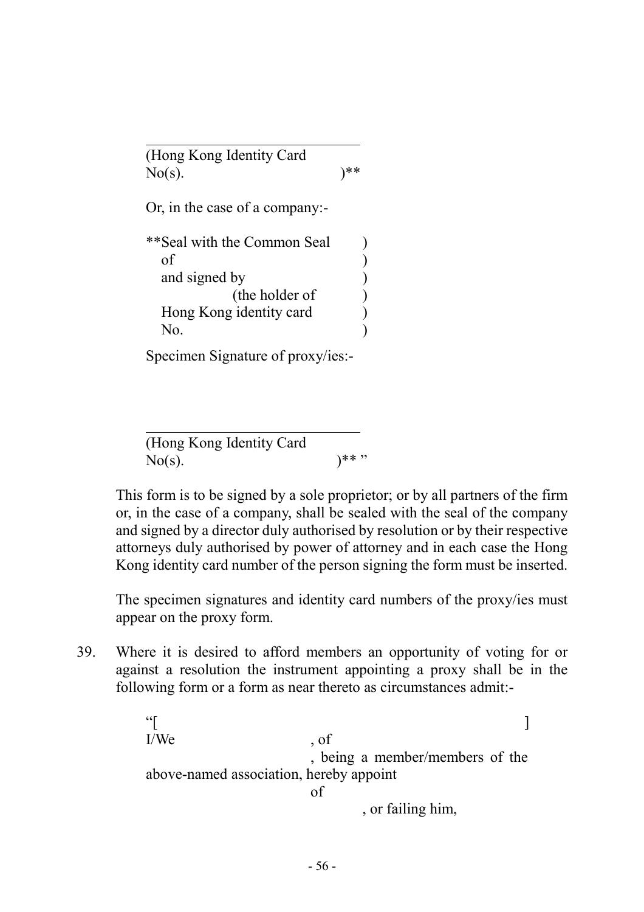\_\_\_\_\_\_\_\_\_\_\_\_\_\_\_\_\_\_\_\_\_\_\_\_\_\_\_\_\_\_

(Hong Kong Identity Card No(s). )**

Or, in the case of a company:-

**Seal with the Common Seal )
of )
and signed by )
(the holder of )
Hong Kong identity card )
No. )

Specimen Signature of proxy/ies:-

\_\_\_\_\_\_\_\_\_\_\_\_\_\_\_\_\_\_\_\_\_\_\_\_\_\_\_\_\_\_

(Hong Kong Identity Card No(s). )** "

This form is to be signed by a sole proprietor; or by all partners of the firm or, in the case of a company, shall be sealed with the seal of the company and signed by a director duly authorised by resolution or by their respective attorneys duly authorised by power of attorney and in each case the Hong Kong identity card number of the person signing the form must be inserted.

The specimen signatures and identity card numbers of the proxy/ies must appear on the proxy form.

39. Where it is desired to afford members an opportunity of voting for or against a resolution the instrument appointing a proxy shall be in the following form or a form as near thereto as circumstances admit:-

"[ ]
I/We , of
, being a member/members of the above-named association, hereby appoint
of
, or failing him,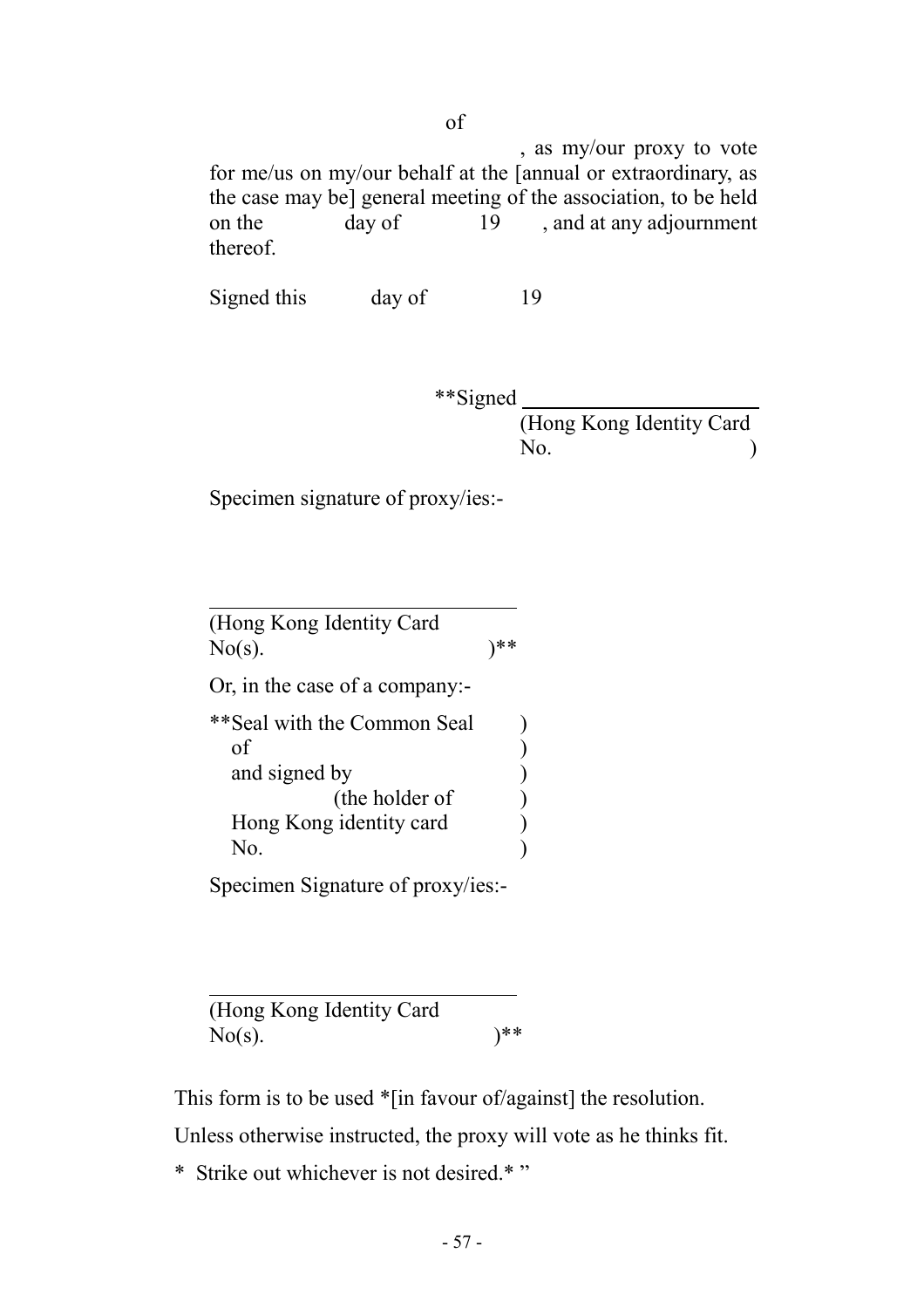of

, as my/our proxy to vote for me/us on my/our behalf at the [annual or extraordinary, as the case may be] general meeting of the association, to be held on the day of 19 , and at any adjournment thereof.

Signed this day of 19

**Signed ______________________
(Hong Kong Identity Card No. )

Specimen signature of proxy/ies:-

______________________________
(Hong Kong Identity Card No(s). )**

Or, in the case of a company:-

**Seal with the Common Seal )
of )
and signed by )
(the holder of )
Hong Kong identity card )
No. )

Specimen Signature of proxy/ies:-

______________________________
(Hong Kong Identity Card No(s). )**

This form is to be used *[in favour of/against] the resolution.

Unless otherwise instructed, the proxy will vote as he thinks fit.

* Strike out whichever is not desired.* "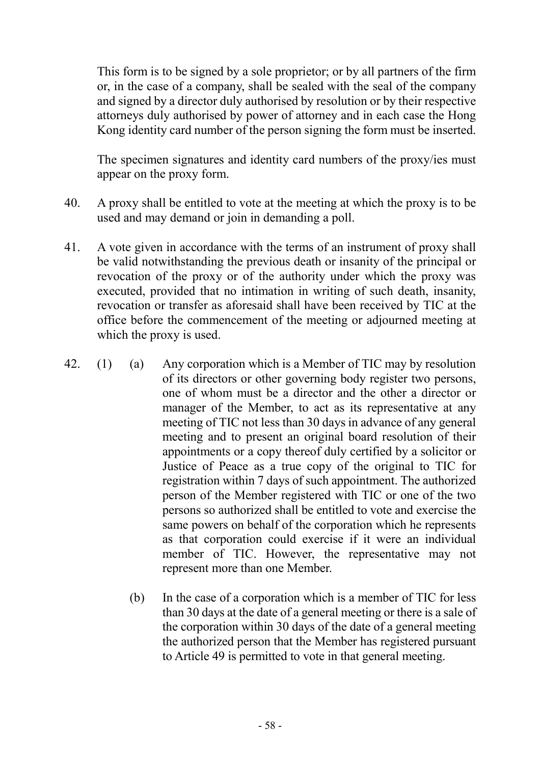This form is to be signed by a sole proprietor; or by all partners of the firm or, in the case of a company, shall be sealed with the seal of the company and signed by a director duly authorised by resolution or by their respective attorneys duly authorised by power of attorney and in each case the Hong Kong identity card number of the person signing the form must be inserted.

The specimen signatures and identity card numbers of the proxy/ies must appear on the proxy form.

40. A proxy shall be entitled to vote at the meeting at which the proxy is to be used and may demand or join in demanding a poll.

41. A vote given in accordance with the terms of an instrument of proxy shall be valid notwithstanding the previous death or insanity of the principal or revocation of the proxy or of the authority under which the proxy was executed, provided that no intimation in writing of such death, insanity, revocation or transfer as aforesaid shall have been received by TIC at the office before the commencement of the meeting or adjourned meeting at which the proxy is used.

42. (1) (a) Any corporation which is a Member of TIC may by resolution of its directors or other governing body register two persons, one of whom must be a director and the other a director or manager of the Member, to act as its representative at any meeting of TIC not less than 30 days in advance of any general meeting and to present an original board resolution of their appointments or a copy thereof duly certified by a solicitor or Justice of Peace as a true copy of the original to TIC for registration within 7 days of such appointment. The authorized person of the Member registered with TIC or one of the two persons so authorized shall be entitled to vote and exercise the same powers on behalf of the corporation which he represents as that corporation could exercise if it were an individual member of TIC. However, the representative may not represent more than one Member.

(b) In the case of a corporation which is a member of TIC for less than 30 days at the date of a general meeting or there is a sale of the corporation within 30 days of the date of a general meeting the authorized person that the Member has registered pursuant to Article 49 is permitted to vote in that general meeting.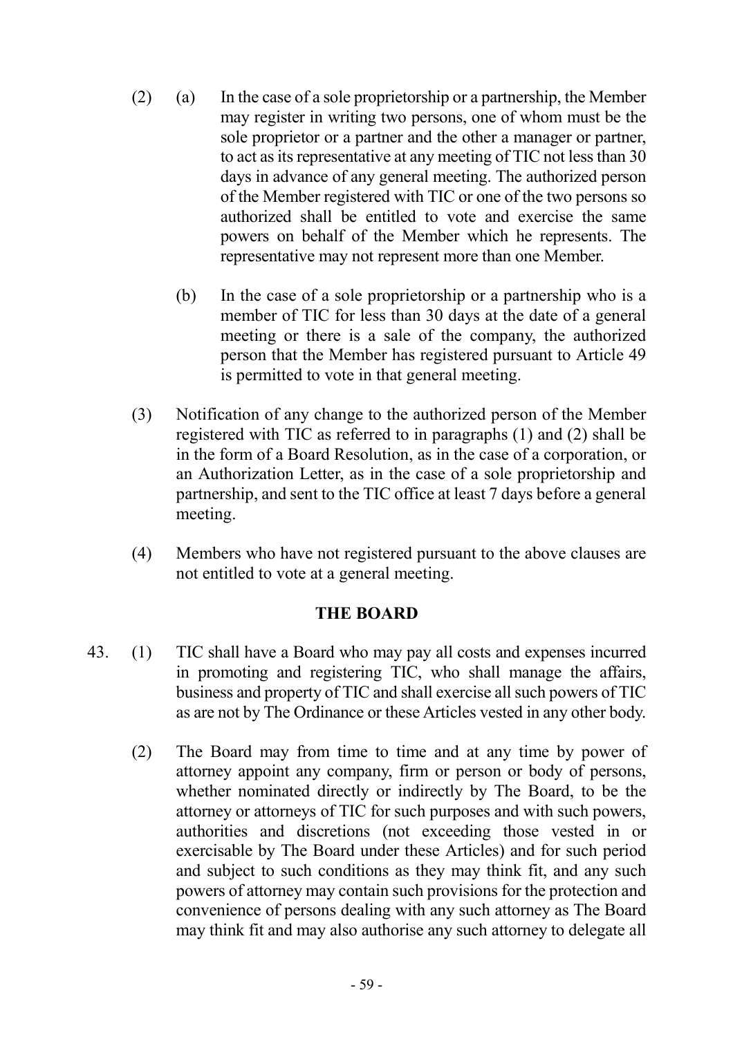(2) (a) In the case of a sole proprietorship or a partnership, the Member may register in writing two persons, one of whom must be the sole proprietor or a partner and the other a manager or partner, to act as its representative at any meeting of TIC not less than 30 days in advance of any general meeting. The authorized person of the Member registered with TIC or one of the two persons so authorized shall be entitled to vote and exercise the same powers on behalf of the Member which he represents. The representative may not represent more than one Member.

(b) In the case of a sole proprietorship or a partnership who is a member of TIC for less than 30 days at the date of a general meeting or there is a sale of the company, the authorized person that the Member has registered pursuant to Article 49 is permitted to vote in that general meeting.

(3) Notification of any change to the authorized person of the Member registered with TIC as referred to in paragraphs (1) and (2) shall be in the form of a Board Resolution, as in the case of a corporation, or an Authorization Letter, as in the case of a sole proprietorship and partnership, and sent to the TIC office at least 7 days before a general meeting.

(4) Members who have not registered pursuant to the above clauses are not entitled to vote at a general meeting.

## THE BOARD

43. (1) TIC shall have a Board who may pay all costs and expenses incurred in promoting and registering TIC, who shall manage the affairs, business and property of TIC and shall exercise all such powers of TIC as are not by The Ordinance or these Articles vested in any other body.

(2) The Board may from time to time and at any time by power of attorney appoint any company, firm or person or body of persons, whether nominated directly or indirectly by The Board, to be the attorney or attorneys of TIC for such purposes and with such powers, authorities and discretions (not exceeding those vested in or exercisable by The Board under these Articles) and for such period and subject to such conditions as they may think fit, and any such powers of attorney may contain such provisions for the protection and convenience of persons dealing with any such attorney as The Board may think fit and may also authorise any such attorney to delegate all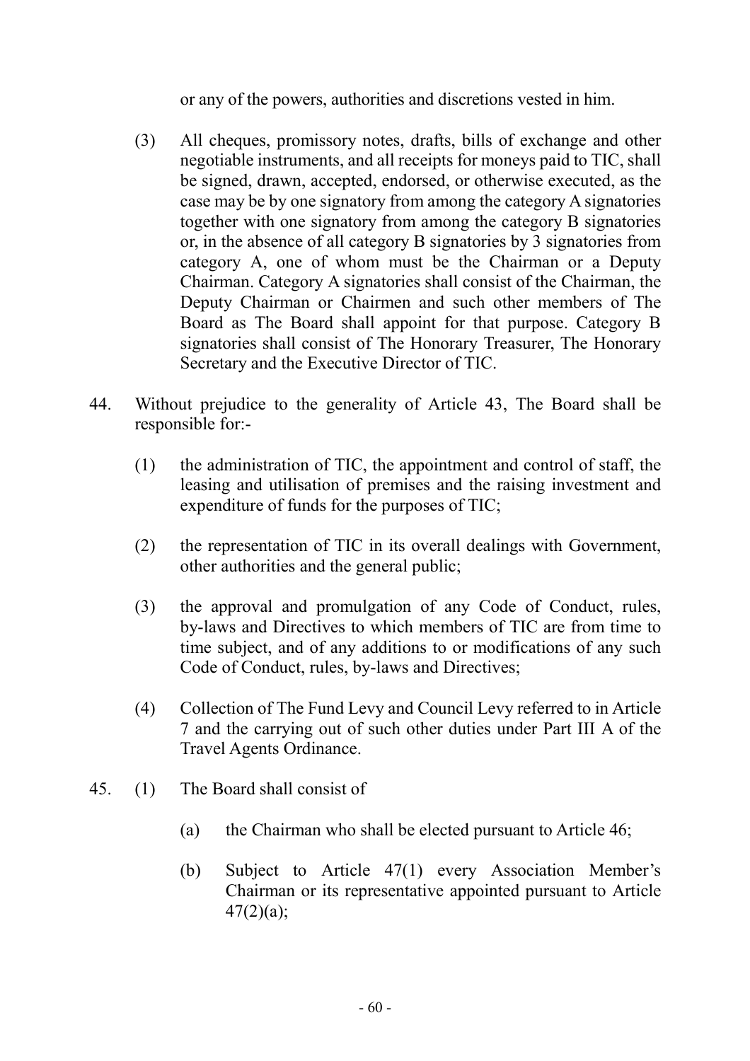or any of the powers, authorities and discretions vested in him.

(3) All cheques, promissory notes, drafts, bills of exchange and other negotiable instruments, and all receipts for moneys paid to TIC, shall be signed, drawn, accepted, endorsed, or otherwise executed, as the case may be by one signatory from among the category A signatories together with one signatory from among the category B signatories or, in the absence of all category B signatories by 3 signatories from category A, one of whom must be the Chairman or a Deputy Chairman. Category A signatories shall consist of the Chairman, the Deputy Chairman or Chairmen and such other members of The Board as The Board shall appoint for that purpose. Category B signatories shall consist of The Honorary Treasurer, The Honorary Secretary and the Executive Director of TIC.

44. Without prejudice to the generality of Article 43, The Board shall be responsible for:-

(1) the administration of TIC, the appointment and control of staff, the leasing and utilisation of premises and the raising investment and expenditure of funds for the purposes of TIC;

(2) the representation of TIC in its overall dealings with Government, other authorities and the general public;

(3) the approval and promulgation of any Code of Conduct, rules, by-laws and Directives to which members of TIC are from time to time subject, and of any additions to or modifications of any such Code of Conduct, rules, by-laws and Directives;

(4) Collection of The Fund Levy and Council Levy referred to in Article 7 and the carrying out of such other duties under Part III A of the Travel Agents Ordinance.

45. (1) The Board shall consist of

(a) the Chairman who shall be elected pursuant to Article 46;

(b) Subject to Article 47(1) every Association Member's Chairman or its representative appointed pursuant to Article 47(2)(a);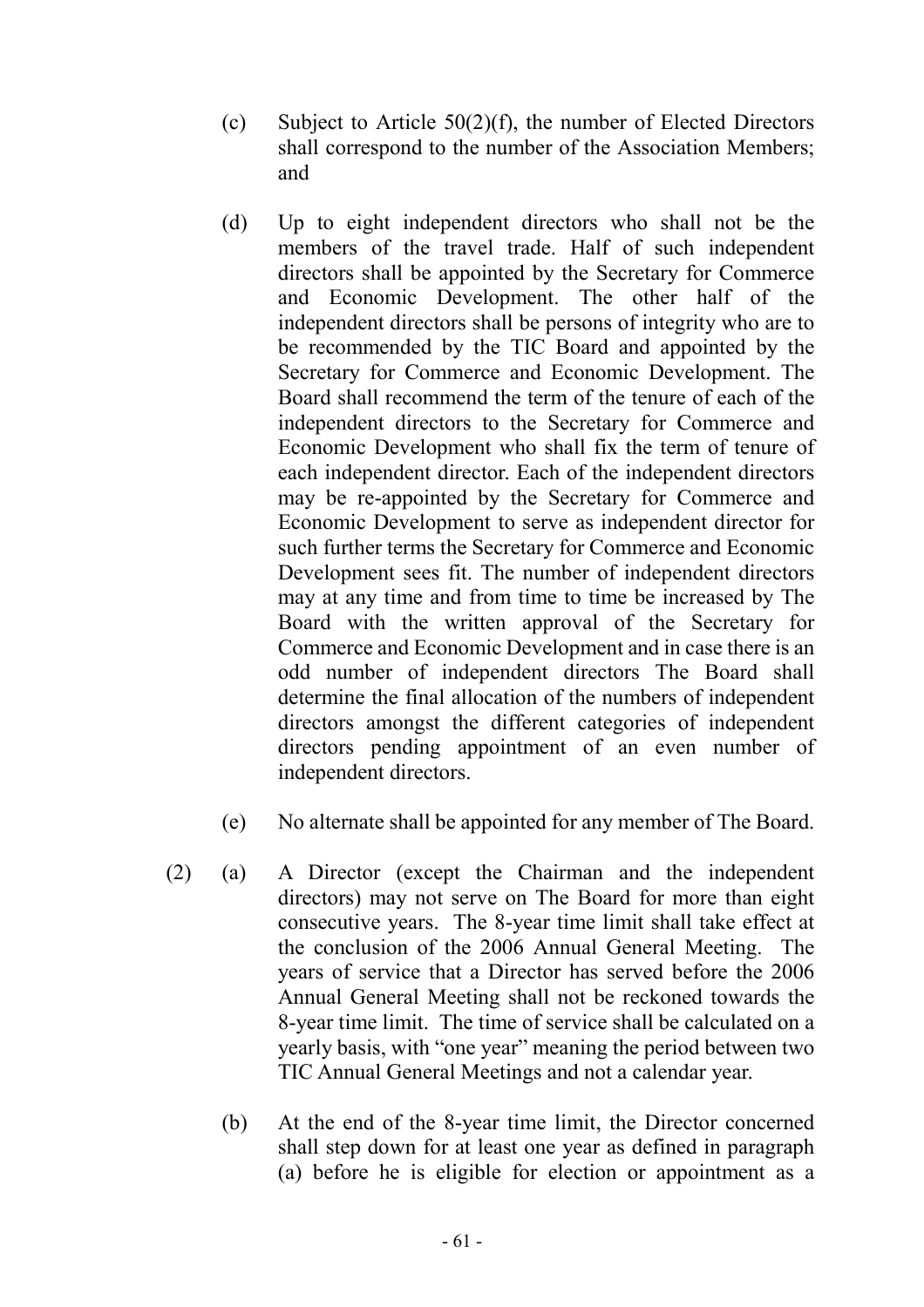(c) Subject to Article 50(2)(f), the number of Elected Directors shall correspond to the number of the Association Members; and

(d) Up to eight independent directors who shall not be the members of the travel trade. Half of such independent directors shall be appointed by the Secretary for Commerce and Economic Development. The other half of the independent directors shall be persons of integrity who are to be recommended by the TIC Board and appointed by the Secretary for Commerce and Economic Development. The Board shall recommend the term of the tenure of each of the independent directors to the Secretary for Commerce and Economic Development who shall fix the term of tenure of each independent director. Each of the independent directors may be re-appointed by the Secretary for Commerce and Economic Development to serve as independent director for such further terms the Secretary for Commerce and Economic Development sees fit. The number of independent directors may at any time and from time to time be increased by The Board with the written approval of the Secretary for Commerce and Economic Development and in case there is an odd number of independent directors The Board shall determine the final allocation of the numbers of independent directors amongst the different categories of independent directors pending appointment of an even number of independent directors.

(e) No alternate shall be appointed for any member of The Board.

(2) (a) A Director (except the Chairman and the independent directors) may not serve on The Board for more than eight consecutive years. The 8-year time limit shall take effect at the conclusion of the 2006 Annual General Meeting. The years of service that a Director has served before the 2006 Annual General Meeting shall not be reckoned towards the 8-year time limit. The time of service shall be calculated on a yearly basis, with "one year" meaning the period between two TIC Annual General Meetings and not a calendar year.

(b) At the end of the 8-year time limit, the Director concerned shall step down for at least one year as defined in paragraph (a) before he is eligible for election or appointment as a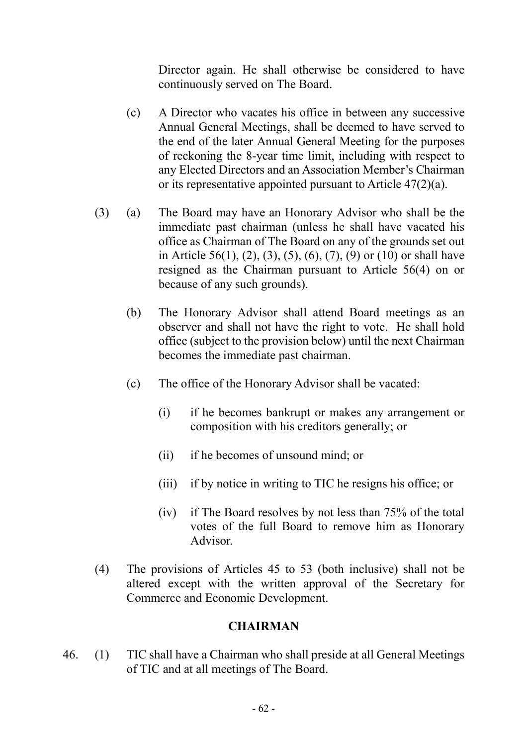Director again. He shall otherwise be considered to have continuously served on The Board.

(c) A Director who vacates his office in between any successive Annual General Meetings, shall be deemed to have served to the end of the later Annual General Meeting for the purposes of reckoning the 8-year time limit, including with respect to any Elected Directors and an Association Member's Chairman or its representative appointed pursuant to Article 47(2)(a).

(3) (a) The Board may have an Honorary Advisor who shall be the immediate past chairman (unless he shall have vacated his office as Chairman of The Board on any of the grounds set out in Article 56(1), (2), (3), (5), (6), (7), (9) or (10) or shall have resigned as the Chairman pursuant to Article 56(4) on or because of any such grounds).

(b) The Honorary Advisor shall attend Board meetings as an observer and shall not have the right to vote. He shall hold office (subject to the provision below) until the next Chairman becomes the immediate past chairman.

(c) The office of the Honorary Advisor shall be vacated:

(i) if he becomes bankrupt or makes any arrangement or composition with his creditors generally; or

(ii) if he becomes of unsound mind; or

(iii) if by notice in writing to TIC he resigns his office; or

(iv) if The Board resolves by not less than 75% of the total votes of the full Board to remove him as Honorary Advisor.

(4) The provisions of Articles 45 to 53 (both inclusive) shall not be altered except with the written approval of the Secretary for Commerce and Economic Development.

**CHAIRMAN**

46. (1) TIC shall have a Chairman who shall preside at all General Meetings of TIC and at all meetings of The Board.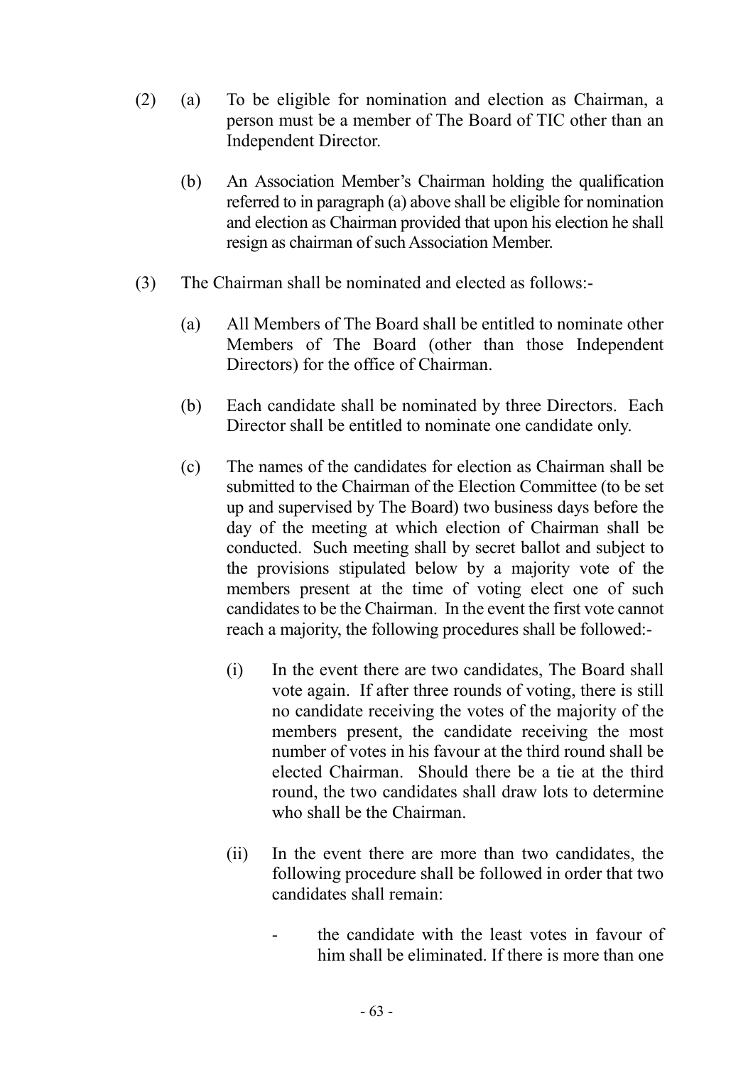(2) (a) To be eligible for nomination and election as Chairman, a person must be a member of The Board of TIC other than an Independent Director.

(b) An Association Member's Chairman holding the qualification referred to in paragraph (a) above shall be eligible for nomination and election as Chairman provided that upon his election he shall resign as chairman of such Association Member.

(3) The Chairman shall be nominated and elected as follows:-

(a) All Members of The Board shall be entitled to nominate other Members of The Board (other than those Independent Directors) for the office of Chairman.

(b) Each candidate shall be nominated by three Directors. Each Director shall be entitled to nominate one candidate only.

(c) The names of the candidates for election as Chairman shall be submitted to the Chairman of the Election Committee (to be set up and supervised by The Board) two business days before the day of the meeting at which election of Chairman shall be conducted. Such meeting shall by secret ballot and subject to the provisions stipulated below by a majority vote of the members present at the time of voting elect one of such candidates to be the Chairman. In the event the first vote cannot reach a majority, the following procedures shall be followed:-

(i) In the event there are two candidates, The Board shall vote again. If after three rounds of voting, there is still no candidate receiving the votes of the majority of the members present, the candidate receiving the most number of votes in his favour at the third round shall be elected Chairman. Should there be a tie at the third round, the two candidates shall draw lots to determine who shall be the Chairman.

(ii) In the event there are more than two candidates, the following procedure shall be followed in order that two candidates shall remain:

- the candidate with the least votes in favour of him shall be eliminated. If there is more than one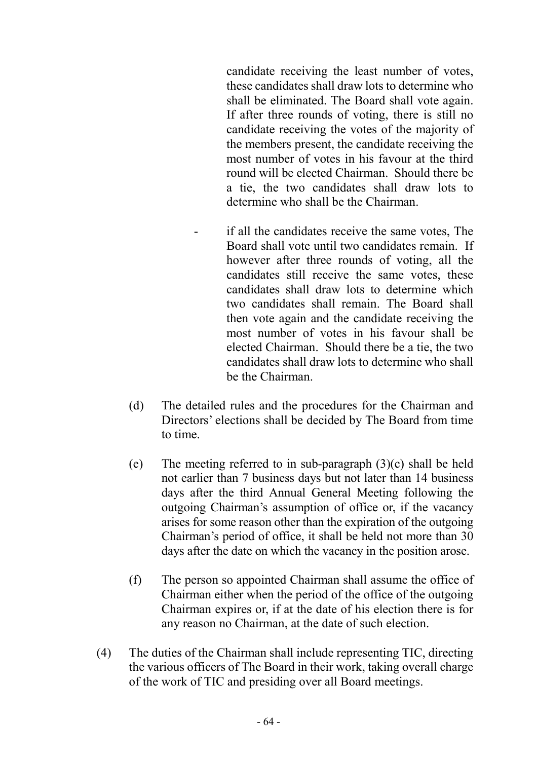candidate receiving the least number of votes, these candidates shall draw lots to determine who shall be eliminated. The Board shall vote again. If after three rounds of voting, there is still no candidate receiving the votes of the majority of the members present, the candidate receiving the most number of votes in his favour at the third round will be elected Chairman. Should there be a tie, the two candidates shall draw lots to determine who shall be the Chairman.

- if all the candidates receive the same votes, The Board shall vote until two candidates remain. If however after three rounds of voting, all the candidates still receive the same votes, these candidates shall draw lots to determine which two candidates shall remain. The Board shall then vote again and the candidate receiving the most number of votes in his favour shall be elected Chairman. Should there be a tie, the two candidates shall draw lots to determine who shall be the Chairman.

(d) The detailed rules and the procedures for the Chairman and Directors' elections shall be decided by The Board from time to time.

(e) The meeting referred to in sub-paragraph (3)(c) shall be held not earlier than 7 business days but not later than 14 business days after the third Annual General Meeting following the outgoing Chairman's assumption of office or, if the vacancy arises for some reason other than the expiration of the outgoing Chairman's period of office, it shall be held not more than 30 days after the date on which the vacancy in the position arose.

(f) The person so appointed Chairman shall assume the office of Chairman either when the period of the office of the outgoing Chairman expires or, if at the date of his election there is for any reason no Chairman, at the date of such election.

(4) The duties of the Chairman shall include representing TIC, directing the various officers of The Board in their work, taking overall charge of the work of TIC and presiding over all Board meetings.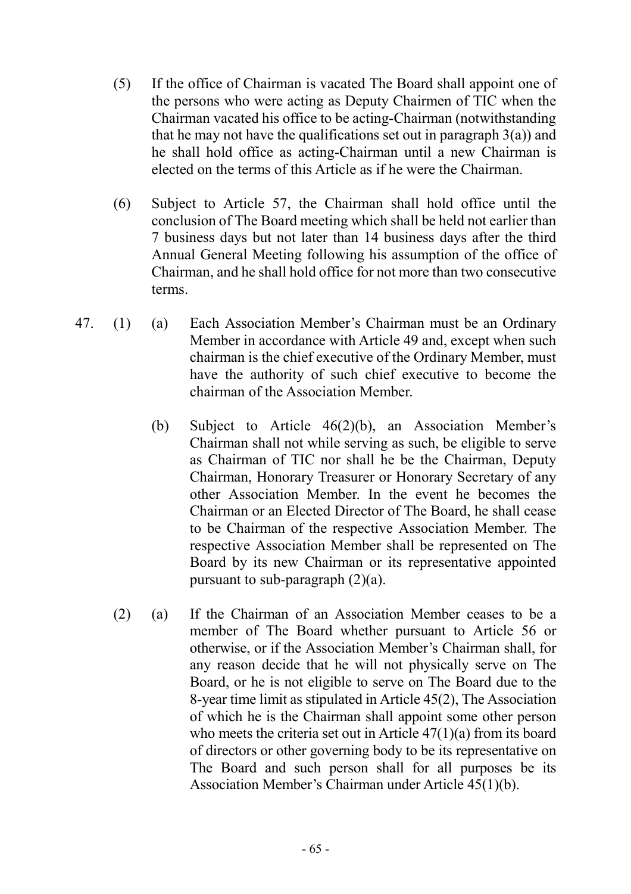(5) If the office of Chairman is vacated The Board shall appoint one of the persons who were acting as Deputy Chairmen of TIC when the Chairman vacated his office to be acting-Chairman (notwithstanding that he may not have the qualifications set out in paragraph 3(a)) and he shall hold office as acting-Chairman until a new Chairman is elected on the terms of this Article as if he were the Chairman.

(6) Subject to Article 57, the Chairman shall hold office until the conclusion of The Board meeting which shall be held not earlier than 7 business days but not later than 14 business days after the third Annual General Meeting following his assumption of the office of Chairman, and he shall hold office for not more than two consecutive terms.

47. (1) (a) Each Association Member's Chairman must be an Ordinary Member in accordance with Article 49 and, except when such chairman is the chief executive of the Ordinary Member, must have the authority of such chief executive to become the chairman of the Association Member.

(b) Subject to Article 46(2)(b), an Association Member's Chairman shall not while serving as such, be eligible to serve as Chairman of TIC nor shall he be the Chairman, Deputy Chairman, Honorary Treasurer or Honorary Secretary of any other Association Member. In the event he becomes the Chairman or an Elected Director of The Board, he shall cease to be Chairman of the respective Association Member. The respective Association Member shall be represented on The Board by its new Chairman or its representative appointed pursuant to sub-paragraph (2)(a).

(2) (a) If the Chairman of an Association Member ceases to be a member of The Board whether pursuant to Article 56 or otherwise, or if the Association Member's Chairman shall, for any reason decide that he will not physically serve on The Board, or he is not eligible to serve on The Board due to the 8-year time limit as stipulated in Article 45(2), The Association of which he is the Chairman shall appoint some other person who meets the criteria set out in Article 47(1)(a) from its board of directors or other governing body to be its representative on The Board and such person shall for all purposes be its Association Member's Chairman under Article 45(1)(b).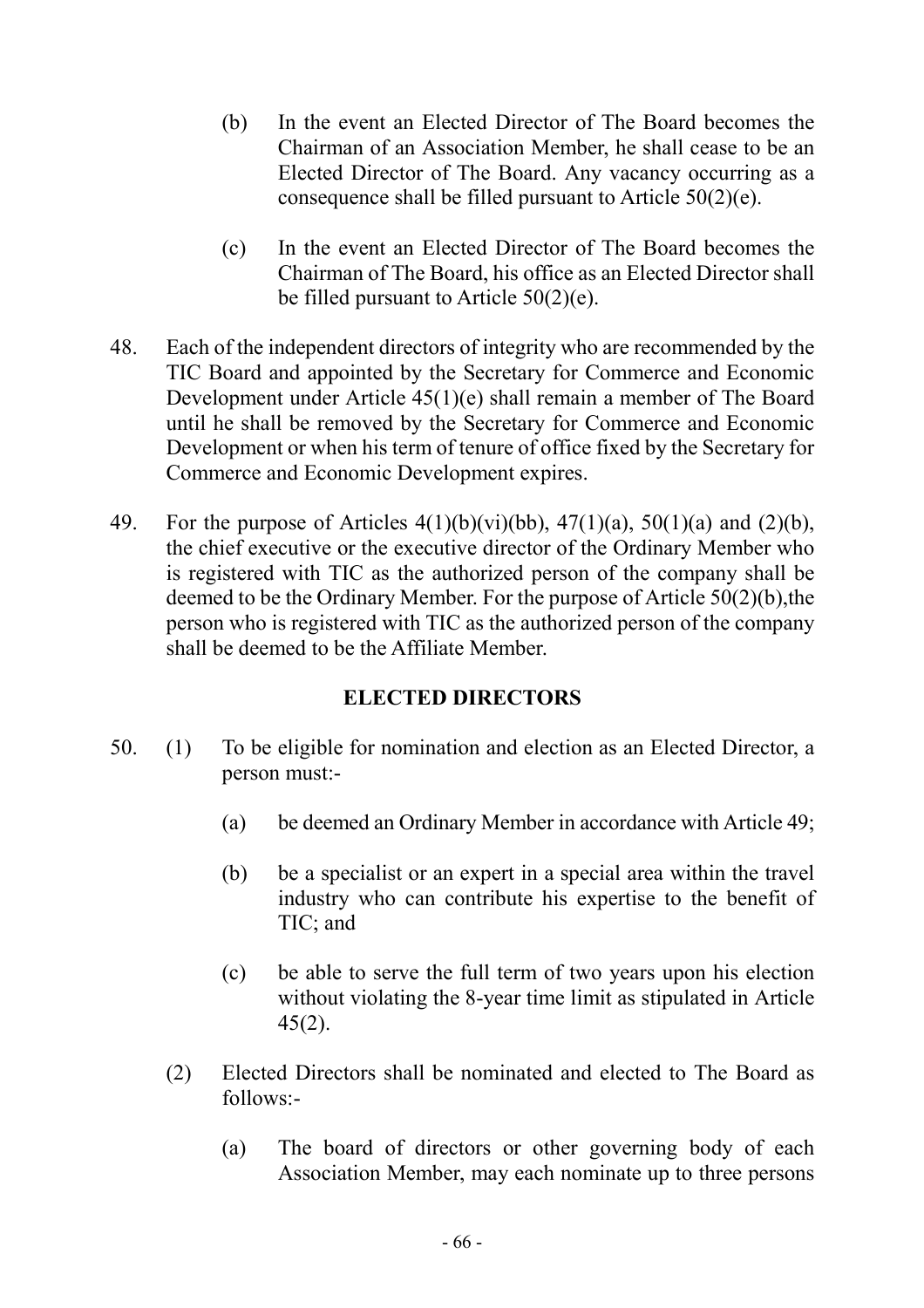(b) In the event an Elected Director of The Board becomes the Chairman of an Association Member, he shall cease to be an Elected Director of The Board. Any vacancy occurring as a consequence shall be filled pursuant to Article 50(2)(e).

(c) In the event an Elected Director of The Board becomes the Chairman of The Board, his office as an Elected Director shall be filled pursuant to Article 50(2)(e).

48. Each of the independent directors of integrity who are recommended by the TIC Board and appointed by the Secretary for Commerce and Economic Development under Article 45(1)(e) shall remain a member of The Board until he shall be removed by the Secretary for Commerce and Economic Development or when his term of tenure of office fixed by the Secretary for Commerce and Economic Development expires.

49. For the purpose of Articles 4(1)(b)(vi)(bb), 47(1)(a), 50(1)(a) and (2)(b), the chief executive or the executive director of the Ordinary Member who is registered with TIC as the authorized person of the company shall be deemed to be the Ordinary Member. For the purpose of Article 50(2)(b),the person who is registered with TIC as the authorized person of the company shall be deemed to be the Affiliate Member.

**ELECTED DIRECTORS**

50. (1) To be eligible for nomination and election as an Elected Director, a person must:-

(a) be deemed an Ordinary Member in accordance with Article 49;

(b) be a specialist or an expert in a special area within the travel industry who can contribute his expertise to the benefit of TIC; and

(c) be able to serve the full term of two years upon his election without violating the 8-year time limit as stipulated in Article 45(2).

(2) Elected Directors shall be nominated and elected to The Board as follows:-

(a) The board of directors or other governing body of each Association Member, may each nominate up to three persons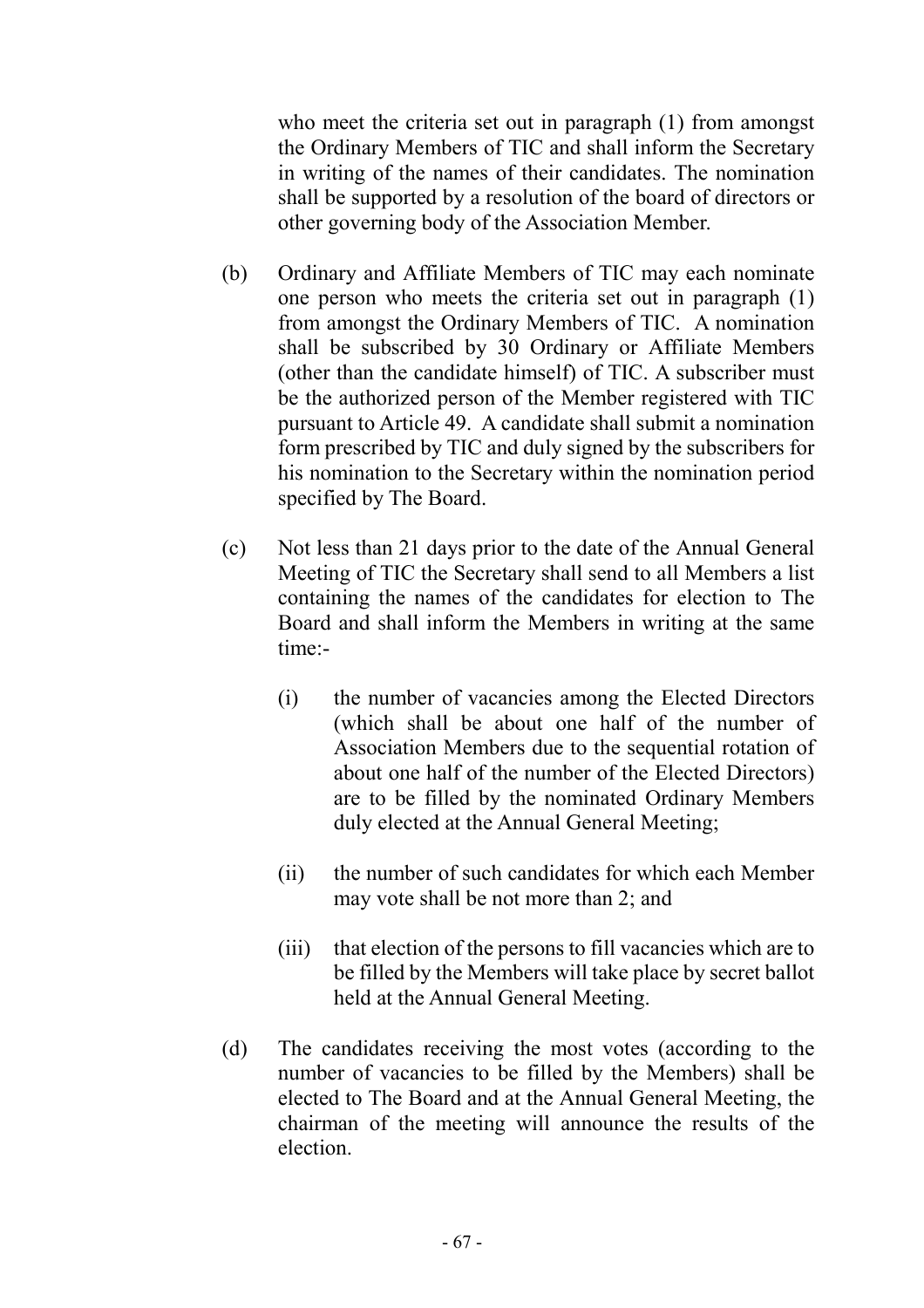who meet the criteria set out in paragraph (1) from amongst the Ordinary Members of TIC and shall inform the Secretary in writing of the names of their candidates. The nomination shall be supported by a resolution of the board of directors or other governing body of the Association Member.

(b) Ordinary and Affiliate Members of TIC may each nominate one person who meets the criteria set out in paragraph (1) from amongst the Ordinary Members of TIC. A nomination shall be subscribed by 30 Ordinary or Affiliate Members (other than the candidate himself) of TIC. A subscriber must be the authorized person of the Member registered with TIC pursuant to Article 49. A candidate shall submit a nomination form prescribed by TIC and duly signed by the subscribers for his nomination to the Secretary within the nomination period specified by The Board.

(c) Not less than 21 days prior to the date of the Annual General Meeting of TIC the Secretary shall send to all Members a list containing the names of the candidates for election to The Board and shall inform the Members in writing at the same time:-

    (i) the number of vacancies among the Elected Directors (which shall be about one half of the number of Association Members due to the sequential rotation of about one half of the number of the Elected Directors) are to be filled by the nominated Ordinary Members duly elected at the Annual General Meeting;

    (ii) the number of such candidates for which each Member may vote shall be not more than 2; and

    (iii) that election of the persons to fill vacancies which are to be filled by the Members will take place by secret ballot held at the Annual General Meeting.

(d) The candidates receiving the most votes (according to the number of vacancies to be filled by the Members) shall be elected to The Board and at the Annual General Meeting, the chairman of the meeting will announce the results of the election.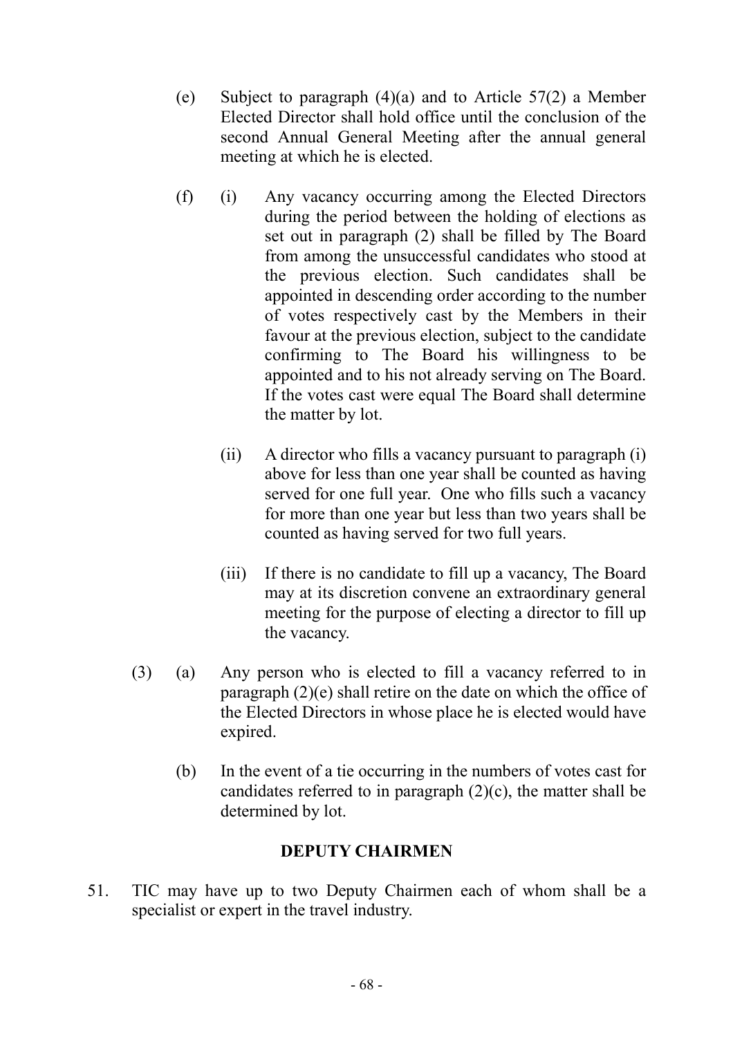(e) Subject to paragraph (4)(a) and to Article 57(2) a Member Elected Director shall hold office until the conclusion of the second Annual General Meeting after the annual general meeting at which he is elected.

(f) (i) Any vacancy occurring among the Elected Directors during the period between the holding of elections as set out in paragraph (2) shall be filled by The Board from among the unsuccessful candidates who stood at the previous election. Such candidates shall be appointed in descending order according to the number of votes respectively cast by the Members in their favour at the previous election, subject to the candidate confirming to The Board his willingness to be appointed and to his not already serving on The Board. If the votes cast were equal The Board shall determine the matter by lot.

(ii) A director who fills a vacancy pursuant to paragraph (i) above for less than one year shall be counted as having served for one full year. One who fills such a vacancy for more than one year but less than two years shall be counted as having served for two full years.

(iii) If there is no candidate to fill up a vacancy, The Board may at its discretion convene an extraordinary general meeting for the purpose of electing a director to fill up the vacancy.

(3) (a) Any person who is elected to fill a vacancy referred to in paragraph (2)(e) shall retire on the date on which the office of the Elected Directors in whose place he is elected would have expired.

(b) In the event of a tie occurring in the numbers of votes cast for candidates referred to in paragraph (2)(c), the matter shall be determined by lot.

## DEPUTY CHAIRMEN

51. TIC may have up to two Deputy Chairmen each of whom shall be a specialist or expert in the travel industry.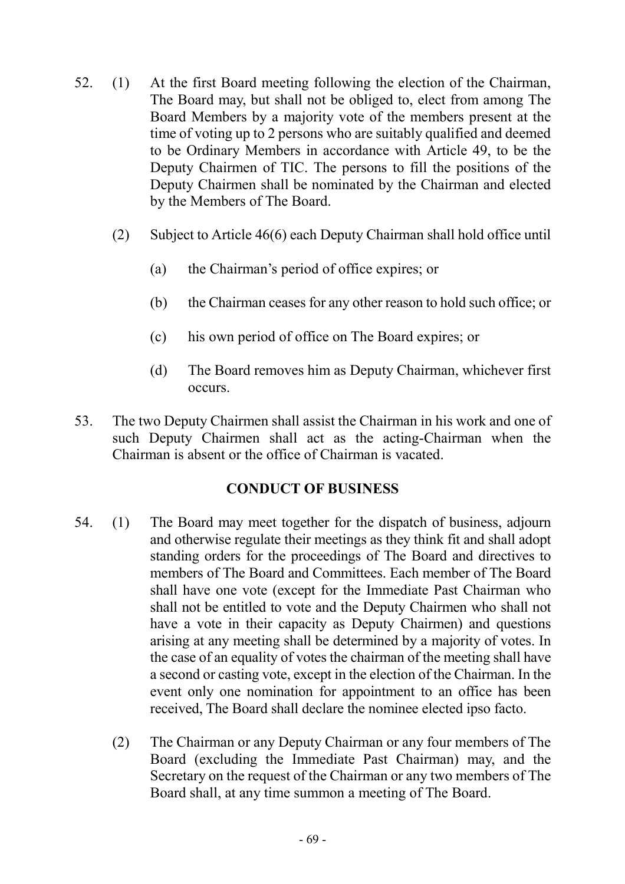52. (1) At the first Board meeting following the election of the Chairman, The Board may, but shall not be obliged to, elect from among The Board Members by a majority vote of the members present at the time of voting up to 2 persons who are suitably qualified and deemed to be Ordinary Members in accordance with Article 49, to be the Deputy Chairmen of TIC. The persons to fill the positions of the Deputy Chairmen shall be nominated by the Chairman and elected by the Members of The Board.

    (2) Subject to Article 46(6) each Deputy Chairman shall hold office until

    (a) the Chairman's period of office expires; or

    (b) the Chairman ceases for any other reason to hold such office; or

    (c) his own period of office on The Board expires; or

    (d) The Board removes him as Deputy Chairman, whichever first occurs.

53. The two Deputy Chairmen shall assist the Chairman in his work and one of such Deputy Chairmen shall act as the acting-Chairman when the Chairman is absent or the office of Chairman is vacated.

## CONDUCT OF BUSINESS

54. (1) The Board may meet together for the dispatch of business, adjourn and otherwise regulate their meetings as they think fit and shall adopt standing orders for the proceedings of The Board and directives to members of The Board and Committees. Each member of The Board shall have one vote (except for the Immediate Past Chairman who shall not be entitled to vote and the Deputy Chairmen who shall not have a vote in their capacity as Deputy Chairmen) and questions arising at any meeting shall be determined by a majority of votes. In the case of an equality of votes the chairman of the meeting shall have a second or casting vote, except in the election of the Chairman. In the event only one nomination for appointment to an office has been received, The Board shall declare the nominee elected ipso facto.

    (2) The Chairman or any Deputy Chairman or any four members of The Board (excluding the Immediate Past Chairman) may, and the Secretary on the request of the Chairman or any two members of The Board shall, at any time summon a meeting of The Board.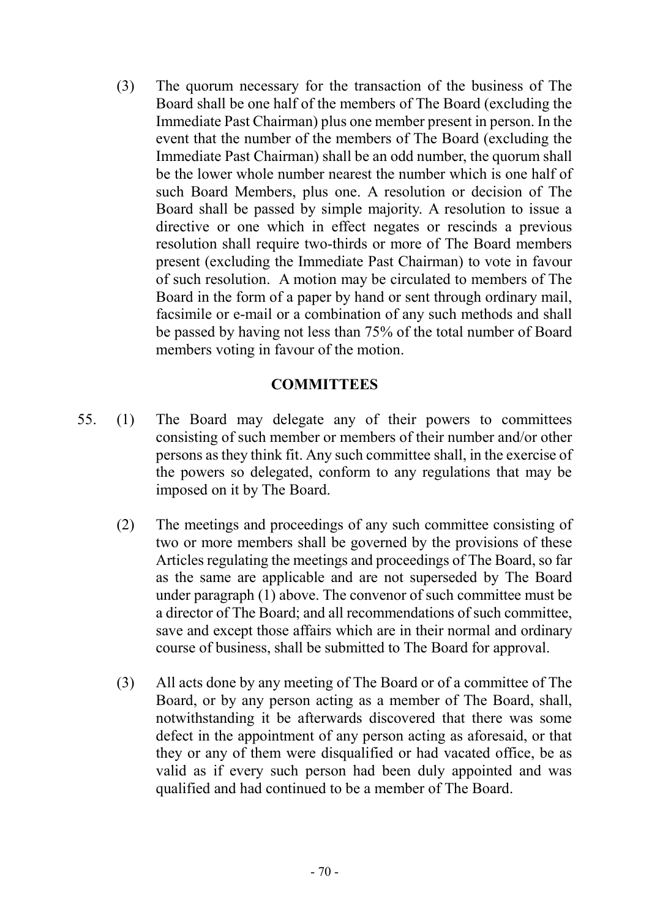(3) The quorum necessary for the transaction of the business of The Board shall be one half of the members of The Board (excluding the Immediate Past Chairman) plus one member present in person. In the event that the number of the members of The Board (excluding the Immediate Past Chairman) shall be an odd number, the quorum shall be the lower whole number nearest the number which is one half of such Board Members, plus one. A resolution or decision of The Board shall be passed by simple majority. A resolution to issue a directive or one which in effect negates or rescinds a previous resolution shall require two-thirds or more of The Board members present (excluding the Immediate Past Chairman) to vote in favour of such resolution. A motion may be circulated to members of The Board in the form of a paper by hand or sent through ordinary mail, facsimile or e-mail or a combination of any such methods and shall be passed by having not less than 75% of the total number of Board members voting in favour of the motion.

## COMMITTEES

55. (1) The Board may delegate any of their powers to committees consisting of such member or members of their number and/or other persons as they think fit. Any such committee shall, in the exercise of the powers so delegated, conform to any regulations that may be imposed on it by The Board.

(2) The meetings and proceedings of any such committee consisting of two or more members shall be governed by the provisions of these Articles regulating the meetings and proceedings of The Board, so far as the same are applicable and are not superseded by The Board under paragraph (1) above. The convenor of such committee must be a director of The Board; and all recommendations of such committee, save and except those affairs which are in their normal and ordinary course of business, shall be submitted to The Board for approval.

(3) All acts done by any meeting of The Board or of a committee of The Board, or by any person acting as a member of The Board, shall, notwithstanding it be afterwards discovered that there was some defect in the appointment of any person acting as aforesaid, or that they or any of them were disqualified or had vacated office, be as valid as if every such person had been duly appointed and was qualified and had continued to be a member of The Board.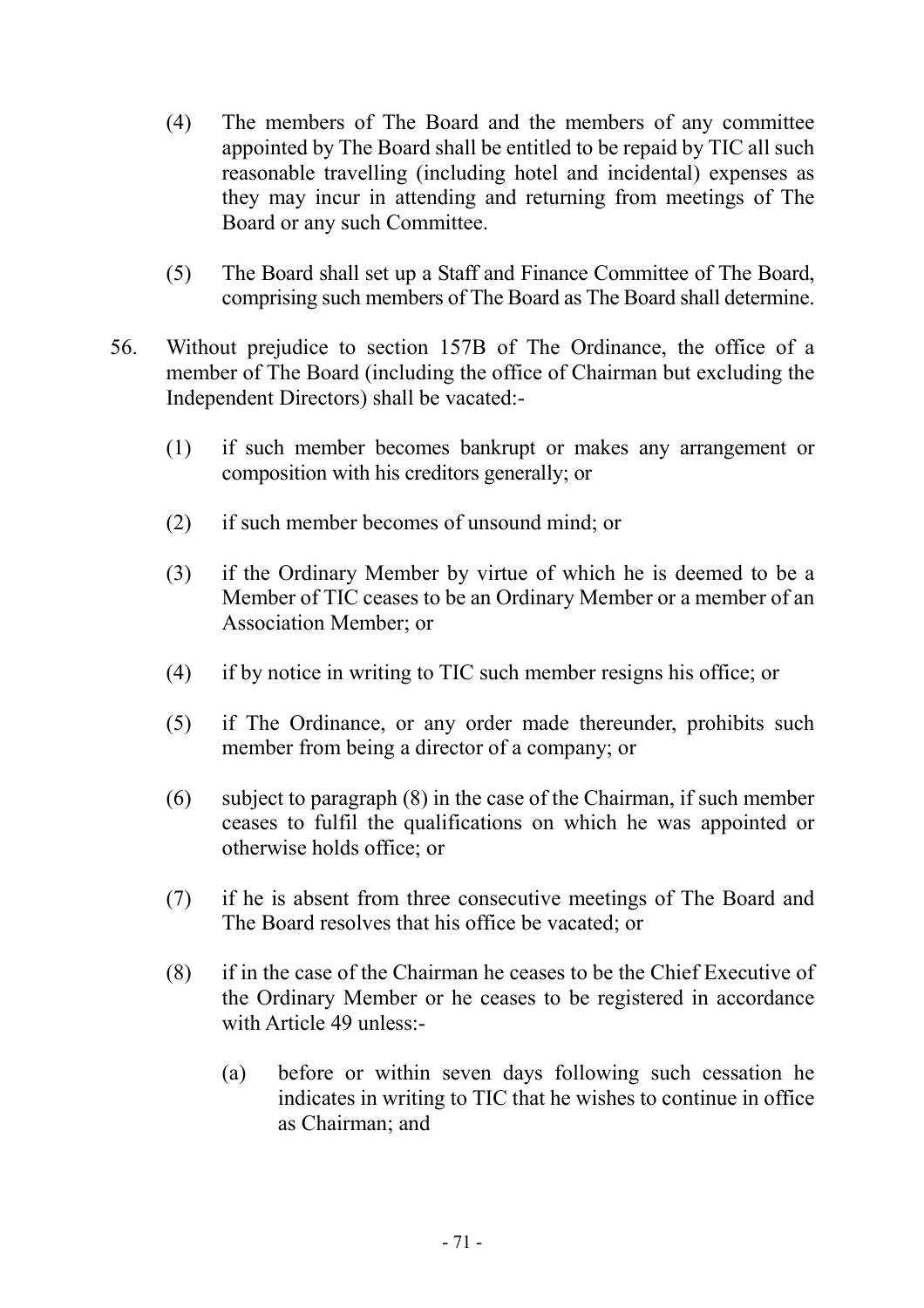(4) The members of The Board and the members of any committee appointed by The Board shall be entitled to be repaid by TIC all such reasonable travelling (including hotel and incidental) expenses as they may incur in attending and returning from meetings of The Board or any such Committee.

(5) The Board shall set up a Staff and Finance Committee of The Board, comprising such members of The Board as The Board shall determine.

56. Without prejudice to section 157B of The Ordinance, the office of a member of The Board (including the office of Chairman but excluding the Independent Directors) shall be vacated:-

(1) if such member becomes bankrupt or makes any arrangement or composition with his creditors generally; or

(2) if such member becomes of unsound mind; or

(3) if the Ordinary Member by virtue of which he is deemed to be a Member of TIC ceases to be an Ordinary Member or a member of an Association Member; or

(4) if by notice in writing to TIC such member resigns his office; or

(5) if The Ordinance, or any order made thereunder, prohibits such member from being a director of a company; or

(6) subject to paragraph (8) in the case of the Chairman, if such member ceases to fulfil the qualifications on which he was appointed or otherwise holds office; or

(7) if he is absent from three consecutive meetings of The Board and The Board resolves that his office be vacated; or

(8) if in the case of the Chairman he ceases to be the Chief Executive of the Ordinary Member or he ceases to be registered in accordance with Article 49 unless:-

(a) before or within seven days following such cessation he indicates in writing to TIC that he wishes to continue in office as Chairman; and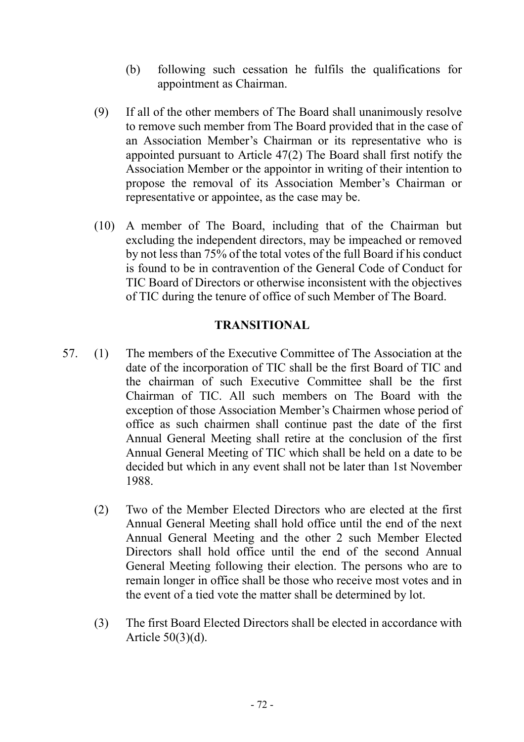(b) following such cessation he fulfils the qualifications for appointment as Chairman.

(9) If all of the other members of The Board shall unanimously resolve to remove such member from The Board provided that in the case of an Association Member's Chairman or its representative who is appointed pursuant to Article 47(2) The Board shall first notify the Association Member or the appointor in writing of their intention to propose the removal of its Association Member's Chairman or representative or appointee, as the case may be.

(10) A member of The Board, including that of the Chairman but excluding the independent directors, may be impeached or removed by not less than 75% of the total votes of the full Board if his conduct is found to be in contravention of the General Code of Conduct for TIC Board of Directors or otherwise inconsistent with the objectives of TIC during the tenure of office of such Member of The Board.

## TRANSITIONAL

57. (1) The members of the Executive Committee of The Association at the date of the incorporation of TIC shall be the first Board of TIC and the chairman of such Executive Committee shall be the first Chairman of TIC. All such members on The Board with the exception of those Association Member's Chairmen whose period of office as such chairmen shall continue past the date of the first Annual General Meeting shall retire at the conclusion of the first Annual General Meeting of TIC which shall be held on a date to be decided but which in any event shall not be later than 1st November 1988.

(2) Two of the Member Elected Directors who are elected at the first Annual General Meeting shall hold office until the end of the next Annual General Meeting and the other 2 such Member Elected Directors shall hold office until the end of the second Annual General Meeting following their election. The persons who are to remain longer in office shall be those who receive most votes and in the event of a tied vote the matter shall be determined by lot.

(3) The first Board Elected Directors shall be elected in accordance with Article 50(3)(d).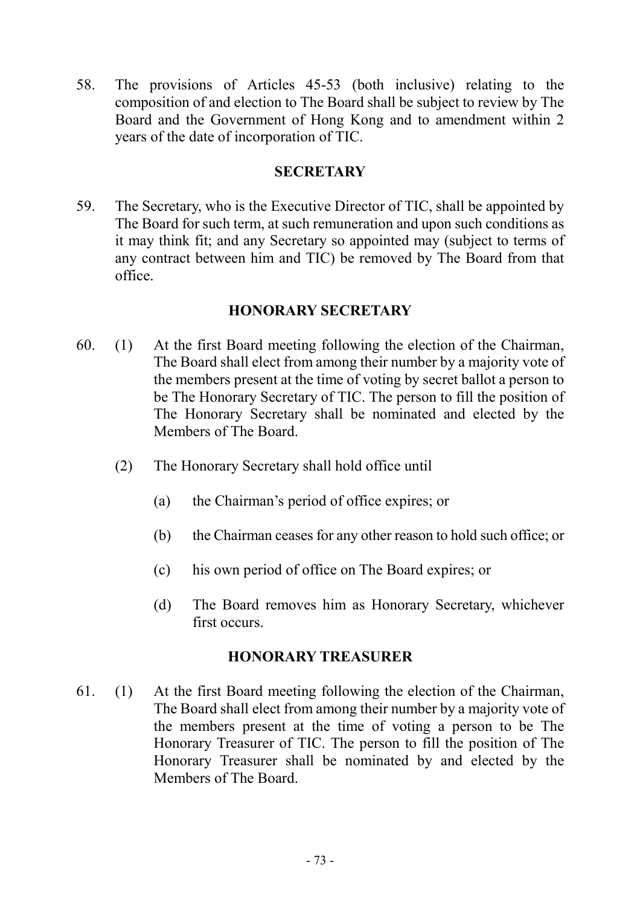58. The provisions of Articles 45-53 (both inclusive) relating to the composition of and election to The Board shall be subject to review by The Board and the Government of Hong Kong and to amendment within 2 years of the date of incorporation of TIC.

## SECRETARY

59. The Secretary, who is the Executive Director of TIC, shall be appointed by The Board for such term, at such remuneration and upon such conditions as it may think fit; and any Secretary so appointed may (subject to terms of any contract between him and TIC) be removed by The Board from that office.

## HONORARY SECRETARY

60. (1) At the first Board meeting following the election of the Chairman, The Board shall elect from among their number by a majority vote of the members present at the time of voting by secret ballot a person to be The Honorary Secretary of TIC. The person to fill the position of The Honorary Secretary shall be nominated and elected by the Members of The Board.

    (2) The Honorary Secretary shall hold office until

        (a) the Chairman's period of office expires; or

        (b) the Chairman ceases for any other reason to hold such office; or

        (c) his own period of office on The Board expires; or

        (d) The Board removes him as Honorary Secretary, whichever first occurs.

## HONORARY TREASURER

61. (1) At the first Board meeting following the election of the Chairman, The Board shall elect from among their number by a majority vote of the members present at the time of voting a person to be The Honorary Treasurer of TIC. The person to fill the position of The Honorary Treasurer shall be nominated by and elected by the Members of The Board.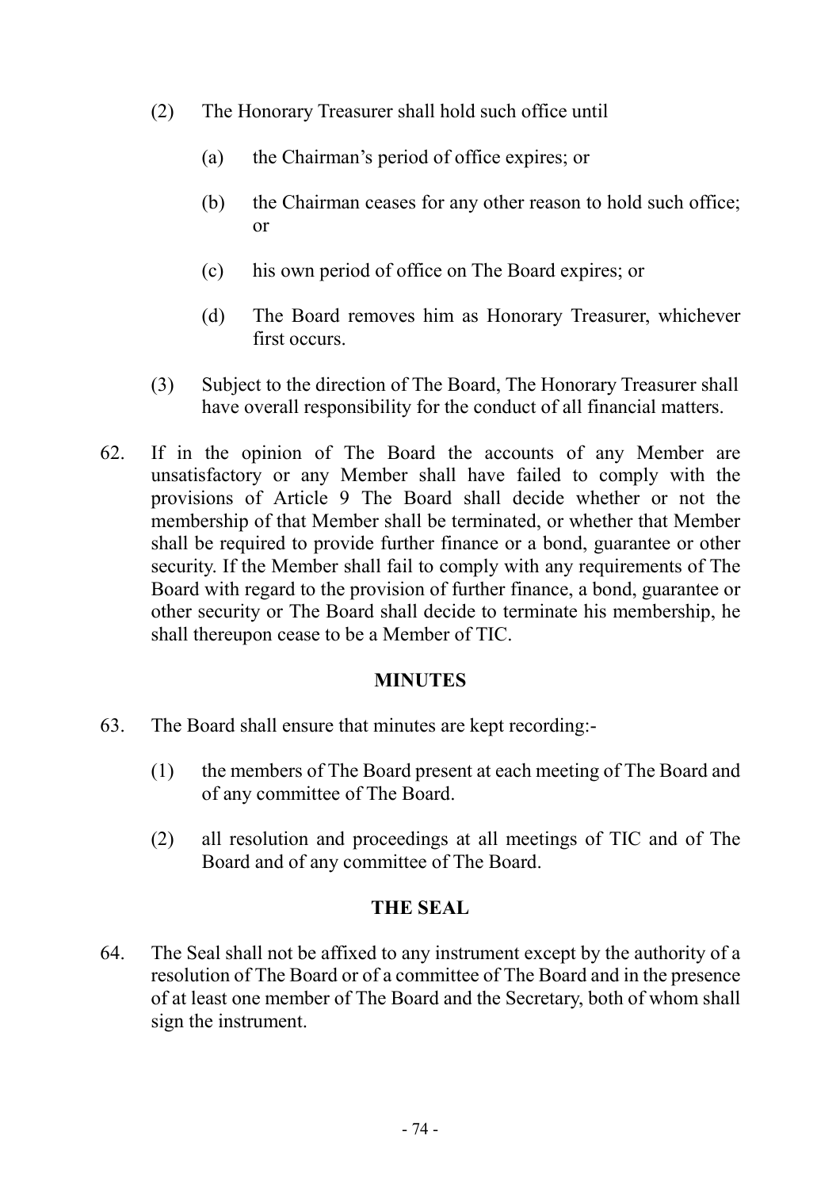(2) The Honorary Treasurer shall hold such office until

  (a) the Chairman's period of office expires; or

  (b) the Chairman ceases for any other reason to hold such office; or

  (c) his own period of office on The Board expires; or

  (d) The Board removes him as Honorary Treasurer, whichever first occurs.

(3) Subject to the direction of The Board, The Honorary Treasurer shall have overall responsibility for the conduct of all financial matters.

62. If in the opinion of The Board the accounts of any Member are unsatisfactory or any Member shall have failed to comply with the provisions of Article 9 The Board shall decide whether or not the membership of that Member shall be terminated, or whether that Member shall be required to provide further finance or a bond, guarantee or other security. If the Member shall fail to comply with any requirements of The Board with regard to the provision of further finance, a bond, guarantee or other security or The Board shall decide to terminate his membership, he shall thereupon cease to be a Member of TIC.

**MINUTES**

63. The Board shall ensure that minutes are kept recording:-

  (1) the members of The Board present at each meeting of The Board and of any committee of The Board.

  (2) all resolution and proceedings at all meetings of TIC and of The Board and of any committee of The Board.

**THE SEAL**

64. The Seal shall not be affixed to any instrument except by the authority of a resolution of The Board or of a committee of The Board and in the presence of at least one member of The Board and the Secretary, both of whom shall sign the instrument.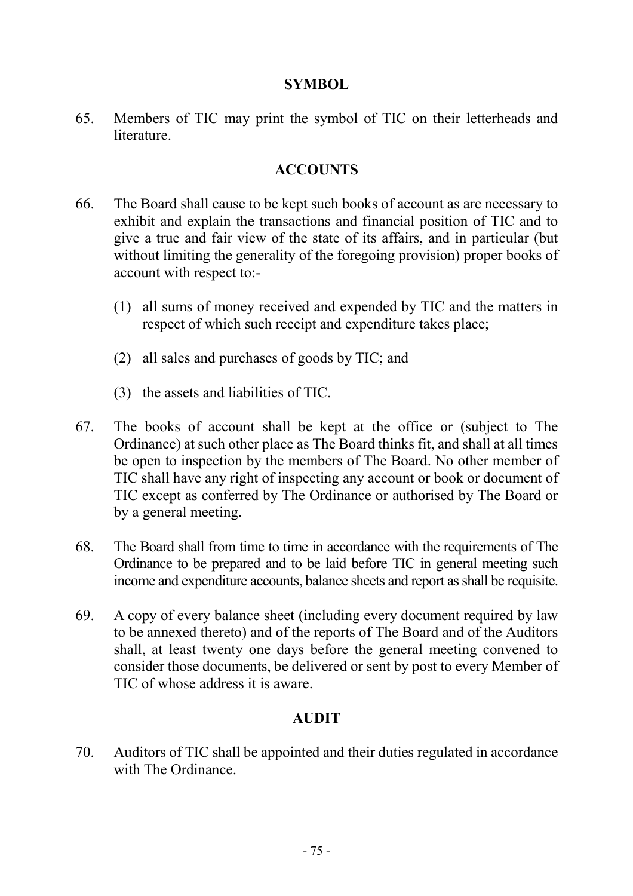## SYMBOL

65. Members of TIC may print the symbol of TIC on their letterheads and literature.

## ACCOUNTS

66. The Board shall cause to be kept such books of account as are necessary to exhibit and explain the transactions and financial position of TIC and to give a true and fair view of the state of its affairs, and in particular (but without limiting the generality of the foregoing provision) proper books of account with respect to:-

    (1) all sums of money received and expended by TIC and the matters in respect of which such receipt and expenditure takes place;

    (2) all sales and purchases of goods by TIC; and

    (3) the assets and liabilities of TIC.

67. The books of account shall be kept at the office or (subject to The Ordinance) at such other place as The Board thinks fit, and shall at all times be open to inspection by the members of The Board. No other member of TIC shall have any right of inspecting any account or book or document of TIC except as conferred by The Ordinance or authorised by The Board or by a general meeting.

68. The Board shall from time to time in accordance with the requirements of The Ordinance to be prepared and to be laid before TIC in general meeting such income and expenditure accounts, balance sheets and report as shall be requisite.

69. A copy of every balance sheet (including every document required by law to be annexed thereto) and of the reports of The Board and of the Auditors shall, at least twenty one days before the general meeting convened to consider those documents, be delivered or sent by post to every Member of TIC of whose address it is aware.

## AUDIT

70. Auditors of TIC shall be appointed and their duties regulated in accordance with The Ordinance.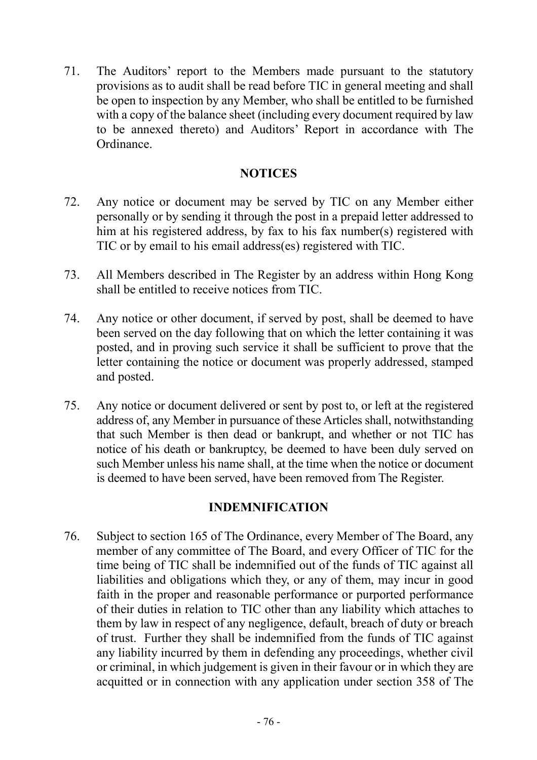71. The Auditors' report to the Members made pursuant to the statutory provisions as to audit shall be read before TIC in general meeting and shall be open to inspection by any Member, who shall be entitled to be furnished with a copy of the balance sheet (including every document required by law to be annexed thereto) and Auditors' Report in accordance with The Ordinance.

## NOTICES

72. Any notice or document may be served by TIC on any Member either personally or by sending it through the post in a prepaid letter addressed to him at his registered address, by fax to his fax number(s) registered with TIC or by email to his email address(es) registered with TIC.

73. All Members described in The Register by an address within Hong Kong shall be entitled to receive notices from TIC.

74. Any notice or other document, if served by post, shall be deemed to have been served on the day following that on which the letter containing it was posted, and in proving such service it shall be sufficient to prove that the letter containing the notice or document was properly addressed, stamped and posted.

75. Any notice or document delivered or sent by post to, or left at the registered address of, any Member in pursuance of these Articles shall, notwithstanding that such Member is then dead or bankrupt, and whether or not TIC has notice of his death or bankruptcy, be deemed to have been duly served on such Member unless his name shall, at the time when the notice or document is deemed to have been served, have been removed from The Register.

## INDEMNIFICATION

76. Subject to section 165 of The Ordinance, every Member of The Board, any member of any committee of The Board, and every Officer of TIC for the time being of TIC shall be indemnified out of the funds of TIC against all liabilities and obligations which they, or any of them, may incur in good faith in the proper and reasonable performance or purported performance of their duties in relation to TIC other than any liability which attaches to them by law in respect of any negligence, default, breach of duty or breach of trust. Further they shall be indemnified from the funds of TIC against any liability incurred by them in defending any proceedings, whether civil or criminal, in which judgement is given in their favour or in which they are acquitted or in connection with any application under section 358 of The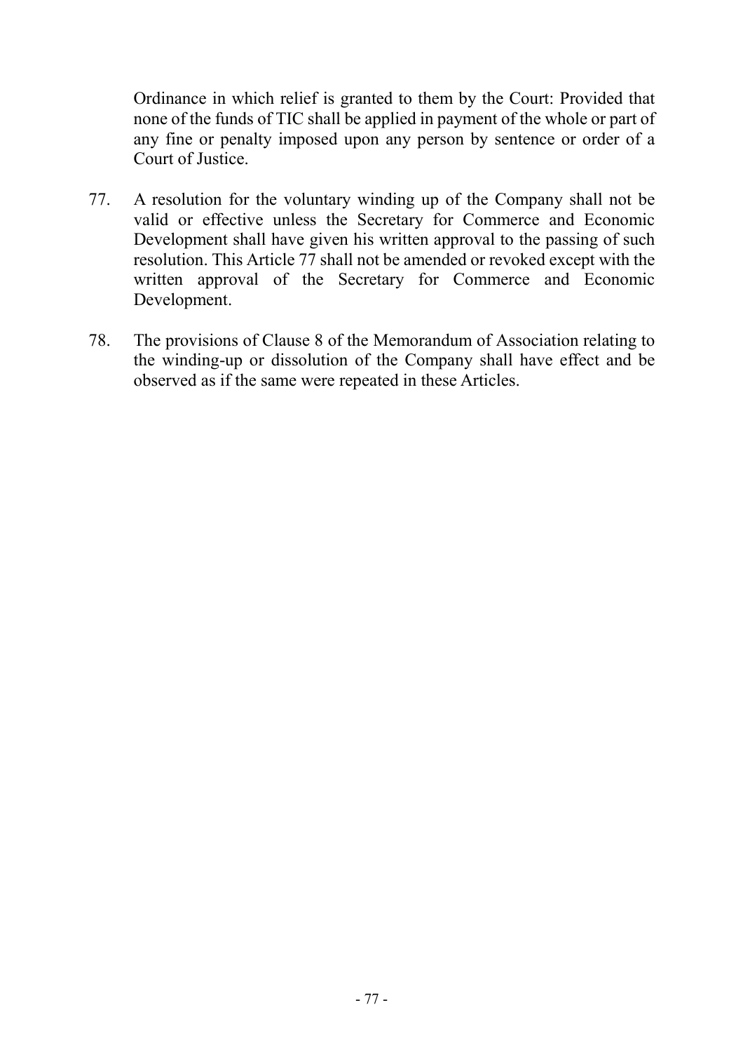Ordinance in which relief is granted to them by the Court: Provided that none of the funds of TIC shall be applied in payment of the whole or part of any fine or penalty imposed upon any person by sentence or order of a Court of Justice.

77. A resolution for the voluntary winding up of the Company shall not be valid or effective unless the Secretary for Commerce and Economic Development shall have given his written approval to the passing of such resolution. This Article 77 shall not be amended or revoked except with the written approval of the Secretary for Commerce and Economic Development.

78. The provisions of Clause 8 of the Memorandum of Association relating to the winding-up or dissolution of the Company shall have effect and be observed as if the same were repeated in these Articles.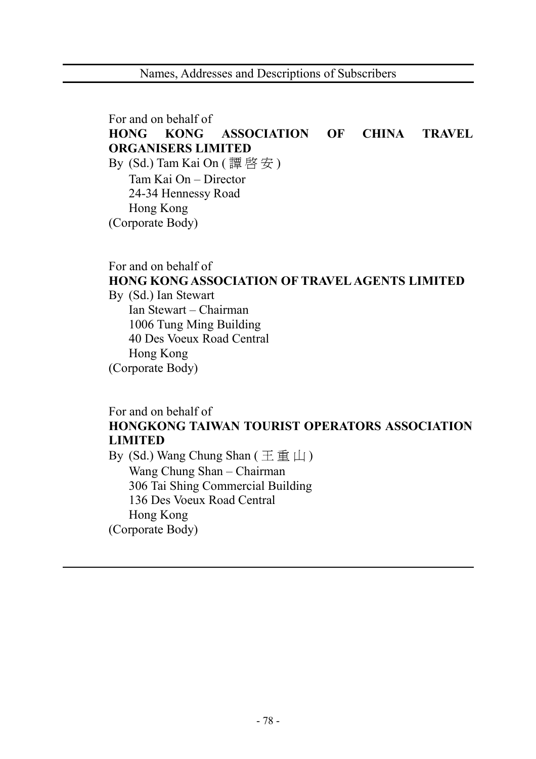Names, Addresses and Descriptions of Subscribers

For and on behalf of
**HONG KONG ASSOCIATION OF CHINA TRAVEL ORGANISERS LIMITED**
By (Sd.) Tam Kai On ( 譚 啓 安 )
Tam Kai On – Director
24-34 Hennessy Road
Hong Kong
(Corporate Body)

For and on behalf of
**HONG KONG ASSOCIATION OF TRAVEL AGENTS LIMITED**
By (Sd.) Ian Stewart
Ian Stewart – Chairman
1006 Tung Ming Building
40 Des Voeux Road Central
Hong Kong
(Corporate Body)

For and on behalf of
**HONGKONG TAIWAN TOURIST OPERATORS ASSOCIATION LIMITED**
By (Sd.) Wang Chung Shan ( 王 重 山 )
Wang Chung Shan – Chairman
306 Tai Shing Commercial Building
136 Des Voeux Road Central
Hong Kong
(Corporate Body)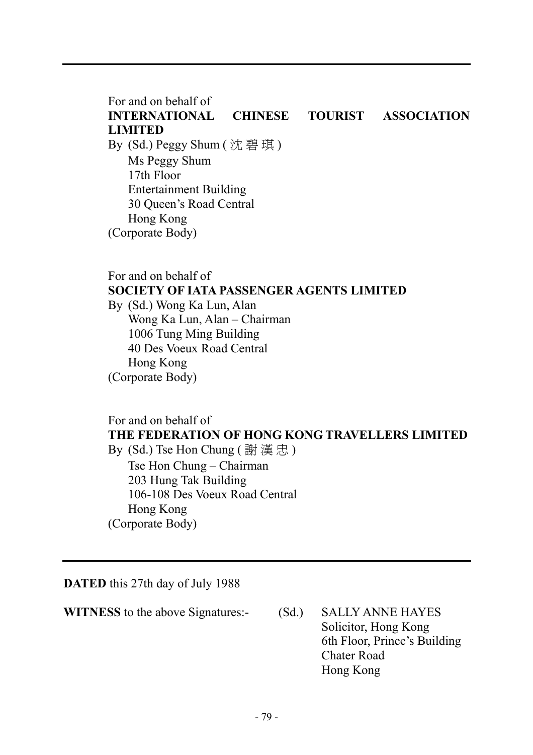---

For and on behalf of
**INTERNATIONAL CHINESE TOURIST ASSOCIATION LIMITED**
By (Sd.) Peggy Shum ( 沈碧琪 )
Ms Peggy Shum
17th Floor
Entertainment Building
30 Queen's Road Central
Hong Kong
(Corporate Body)

For and on behalf of
**SOCIETY OF IATA PASSENGER AGENTS LIMITED**
By (Sd.) Wong Ka Lun, Alan
Wong Ka Lun, Alan – Chairman
1006 Tung Ming Building
40 Des Voeux Road Central
Hong Kong
(Corporate Body)

For and on behalf of
**THE FEDERATION OF HONG KONG TRAVELLERS LIMITED**
By (Sd.) Tse Hon Chung ( 謝漢忠 )
Tse Hon Chung – Chairman
203 Hung Tak Building
106-108 Des Voeux Road Central
Hong Kong
(Corporate Body)

---

**DATED** this 27th day of July 1988

**WITNESS** to the above Signatures:- (Sd.) SALLY ANNE HAYES
Solicitor, Hong Kong
6th Floor, Prince's Building
Chater Road
Hong Kong